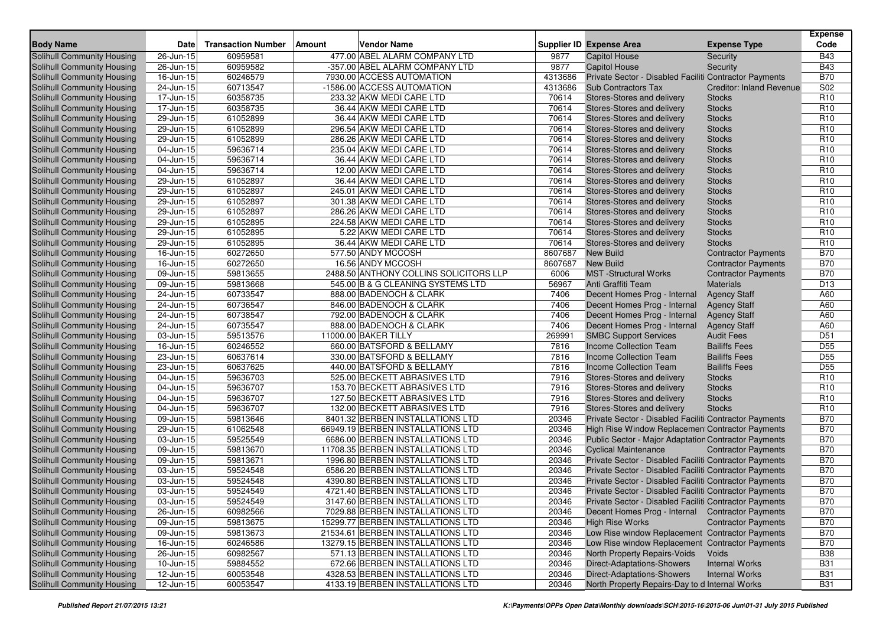| Body Name | Date | Transaction Number | Amount | Vendor Name | Supplier ID | Expense Area | Expense Type | Expense Code |
|---|---|---|---|---|---|---|---|---|
| Solihull Community Housing | 26-Jun-15 | 60959581 | 477.00 | ABEL ALARM COMPANY LTD | 9877 | Capitol House | Security | B43 |
| Solihull Community Housing | 26-Jun-15 | 60959582 | -357.00 | ABEL ALARM COMPANY LTD | 9877 | Capitol House | Security | B43 |
| Solihull Community Housing | 16-Jun-15 | 60246579 | 7930.00 | ACCESS AUTOMATION | 4313686 | Private Sector - Disabled Faciliti | Contractor Payments | B70 |
| Solihull Community Housing | 24-Jun-15 | 60713547 | -1586.00 | ACCESS AUTOMATION | 4313686 | Sub Contractors Tax | Creditor: Inland Revenue | S02 |
| Solihull Community Housing | 17-Jun-15 | 60358735 | 233.32 | AKW MEDI CARE LTD | 70614 | Stores-Stores and delivery | Stocks | R10 |
| Solihull Community Housing | 17-Jun-15 | 60358735 | 36.44 | AKW MEDI CARE LTD | 70614 | Stores-Stores and delivery | Stocks | R10 |
| Solihull Community Housing | 29-Jun-15 | 61052899 | 36.44 | AKW MEDI CARE LTD | 70614 | Stores-Stores and delivery | Stocks | R10 |
| Solihull Community Housing | 29-Jun-15 | 61052899 | 296.54 | AKW MEDI CARE LTD | 70614 | Stores-Stores and delivery | Stocks | R10 |
| Solihull Community Housing | 29-Jun-15 | 61052899 | 286.26 | AKW MEDI CARE LTD | 70614 | Stores-Stores and delivery | Stocks | R10 |
| Solihull Community Housing | 04-Jun-15 | 59636714 | 235.04 | AKW MEDI CARE LTD | 70614 | Stores-Stores and delivery | Stocks | R10 |
| Solihull Community Housing | 04-Jun-15 | 59636714 | 36.44 | AKW MEDI CARE LTD | 70614 | Stores-Stores and delivery | Stocks | R10 |
| Solihull Community Housing | 04-Jun-15 | 59636714 | 12.00 | AKW MEDI CARE LTD | 70614 | Stores-Stores and delivery | Stocks | R10 |
| Solihull Community Housing | 29-Jun-15 | 61052897 | 36.44 | AKW MEDI CARE LTD | 70614 | Stores-Stores and delivery | Stocks | R10 |
| Solihull Community Housing | 29-Jun-15 | 61052897 | 245.01 | AKW MEDI CARE LTD | 70614 | Stores-Stores and delivery | Stocks | R10 |
| Solihull Community Housing | 29-Jun-15 | 61052897 | 301.38 | AKW MEDI CARE LTD | 70614 | Stores-Stores and delivery | Stocks | R10 |
| Solihull Community Housing | 29-Jun-15 | 61052897 | 286.26 | AKW MEDI CARE LTD | 70614 | Stores-Stores and delivery | Stocks | R10 |
| Solihull Community Housing | 29-Jun-15 | 61052895 | 224.58 | AKW MEDI CARE LTD | 70614 | Stores-Stores and delivery | Stocks | R10 |
| Solihull Community Housing | 29-Jun-15 | 61052895 | 5.22 | AKW MEDI CARE LTD | 70614 | Stores-Stores and delivery | Stocks | R10 |
| Solihull Community Housing | 29-Jun-15 | 61052895 | 36.44 | AKW MEDI CARE LTD | 70614 | Stores-Stores and delivery | Stocks | R10 |
| Solihull Community Housing | 16-Jun-15 | 60272650 | 577.50 | ANDY MCCOSH | 8607687 | New Build | Contractor Payments | B70 |
| Solihull Community Housing | 16-Jun-15 | 60272650 | 16.56 | ANDY MCCOSH | 8607687 | New Build | Contractor Payments | B70 |
| Solihull Community Housing | 09-Jun-15 | 59813655 | 2488.50 | ANTHONY COLLINS SOLICITORS LLP | 6006 | MST -Structural Works | Contractor Payments | B70 |
| Solihull Community Housing | 09-Jun-15 | 59813668 | 545.00 | B & G CLEANING SYSTEMS LTD | 56967 | Anti Graffiti Team | Materials | D13 |
| Solihull Community Housing | 24-Jun-15 | 60733547 | 888.00 | BADENOCH & CLARK | 7406 | Decent Homes Prog - Internal | Agency Staff | A60 |
| Solihull Community Housing | 24-Jun-15 | 60736547 | 846.00 | BADENOCH & CLARK | 7406 | Decent Homes Prog - Internal | Agency Staff | A60 |
| Solihull Community Housing | 24-Jun-15 | 60738547 | 792.00 | BADENOCH & CLARK | 7406 | Decent Homes Prog - Internal | Agency Staff | A60 |
| Solihull Community Housing | 24-Jun-15 | 60735547 | 888.00 | BADENOCH & CLARK | 7406 | Decent Homes Prog - Internal | Agency Staff | A60 |
| Solihull Community Housing | 03-Jun-15 | 59513576 | 11000.00 | BAKER TILLY | 269991 | SMBC Support Services | Audit Fees | D51 |
| Solihull Community Housing | 16-Jun-15 | 60246552 | 660.00 | BATSFORD & BELLAMY | 7816 | Income Collection Team | Bailiffs Fees | D55 |
| Solihull Community Housing | 23-Jun-15 | 60637614 | 330.00 | BATSFORD & BELLAMY | 7816 | Income Collection Team | Bailiffs Fees | D55 |
| Solihull Community Housing | 23-Jun-15 | 60637625 | 440.00 | BATSFORD & BELLAMY | 7816 | Income Collection Team | Bailiffs Fees | D55 |
| Solihull Community Housing | 04-Jun-15 | 59636703 | 525.00 | BECKETT ABRASIVES LTD | 7916 | Stores-Stores and delivery | Stocks | R10 |
| Solihull Community Housing | 04-Jun-15 | 59636707 | 153.70 | BECKETT ABRASIVES LTD | 7916 | Stores-Stores and delivery | Stocks | R10 |
| Solihull Community Housing | 04-Jun-15 | 59636707 | 127.50 | BECKETT ABRASIVES LTD | 7916 | Stores-Stores and delivery | Stocks | R10 |
| Solihull Community Housing | 04-Jun-15 | 59636707 | 132.00 | BECKETT ABRASIVES LTD | 7916 | Stores-Stores and delivery | Stocks | R10 |
| Solihull Community Housing | 09-Jun-15 | 59813646 | 8401.32 | BERBEN INSTALLATIONS LTD | 20346 | Private Sector - Disabled Faciliti | Contractor Payments | B70 |
| Solihull Community Housing | 29-Jun-15 | 61062548 | 66949.19 | BERBEN INSTALLATIONS LTD | 20346 | High Rise Window Replacement | Contractor Payments | B70 |
| Solihull Community Housing | 03-Jun-15 | 59525549 | 6686.00 | BERBEN INSTALLATIONS LTD | 20346 | Public Sector - Major Adaptation | Contractor Payments | B70 |
| Solihull Community Housing | 09-Jun-15 | 59813670 | 11708.35 | BERBEN INSTALLATIONS LTD | 20346 | Cyclical Maintenance | Contractor Payments | B70 |
| Solihull Community Housing | 09-Jun-15 | 59813671 | 1996.80 | BERBEN INSTALLATIONS LTD | 20346 | Private Sector - Disabled Faciliti | Contractor Payments | B70 |
| Solihull Community Housing | 03-Jun-15 | 59524548 | 6586.20 | BERBEN INSTALLATIONS LTD | 20346 | Private Sector - Disabled Faciliti | Contractor Payments | B70 |
| Solihull Community Housing | 03-Jun-15 | 59524548 | 4390.80 | BERBEN INSTALLATIONS LTD | 20346 | Private Sector - Disabled Faciliti | Contractor Payments | B70 |
| Solihull Community Housing | 03-Jun-15 | 59524549 | 4721.40 | BERBEN INSTALLATIONS LTD | 20346 | Private Sector - Disabled Faciliti | Contractor Payments | B70 |
| Solihull Community Housing | 03-Jun-15 | 59524549 | 3147.60 | BERBEN INSTALLATIONS LTD | 20346 | Private Sector - Disabled Faciliti | Contractor Payments | B70 |
| Solihull Community Housing | 26-Jun-15 | 60982566 | 7029.88 | BERBEN INSTALLATIONS LTD | 20346 | Decent Homes Prog - Internal | Contractor Payments | B70 |
| Solihull Community Housing | 09-Jun-15 | 59813675 | 15299.77 | BERBEN INSTALLATIONS LTD | 20346 | High Rise Works | Contractor Payments | B70 |
| Solihull Community Housing | 09-Jun-15 | 59813673 | 21534.61 | BERBEN INSTALLATIONS LTD | 20346 | Low Rise window Replacement | Contractor Payments | B70 |
| Solihull Community Housing | 16-Jun-15 | 60246586 | 13279.15 | BERBEN INSTALLATIONS LTD | 20346 | Low Rise window Replacement | Contractor Payments | B70 |
| Solihull Community Housing | 26-Jun-15 | 60982567 | 571.13 | BERBEN INSTALLATIONS LTD | 20346 | North Property Repairs-Voids | Voids | B38 |
| Solihull Community Housing | 10-Jun-15 | 59884552 | 672.66 | BERBEN INSTALLATIONS LTD | 20346 | Direct-Adaptations-Showers | Internal Works | B31 |
| Solihull Community Housing | 12-Jun-15 | 60053548 | 4328.53 | BERBEN INSTALLATIONS LTD | 20346 | Direct-Adaptations-Showers | Internal Works | B31 |
| Solihull Community Housing | 12-Jun-15 | 60053547 | 4133.19 | BERBEN INSTALLATIONS LTD | 20346 | North Property Repairs-Day to d | Internal Works | B31 |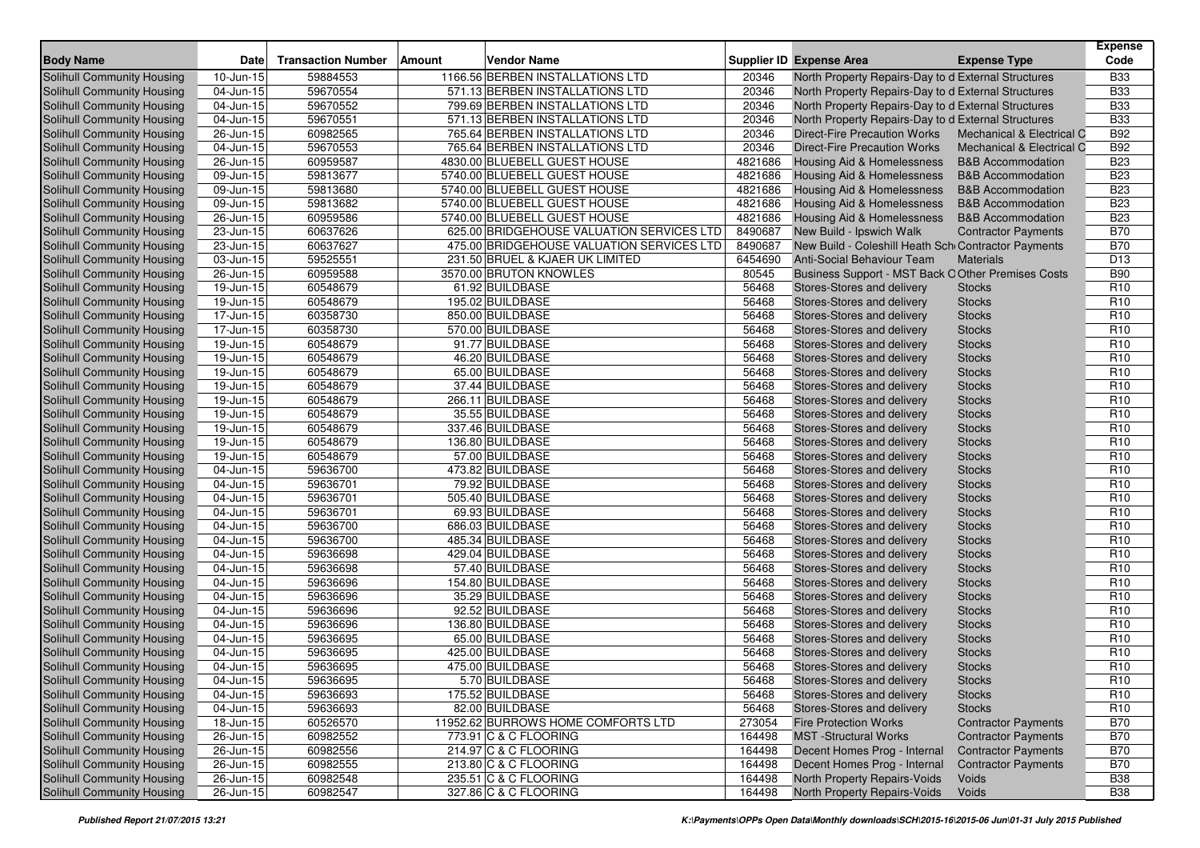| Body Name | Date | Transaction Number | Amount | Vendor Name | Supplier ID | Expense Area | Expense Type | Expense Code |
|---|---|---|---|---|---|---|---|---|
| Solihull Community Housing | 10-Jun-15 | 59884553 | 1166.56 | BERBEN INSTALLATIONS LTD | 20346 | North Property Repairs-Day to d | External Structures | B33 |
| Solihull Community Housing | 04-Jun-15 | 59670554 | 571.13 | BERBEN INSTALLATIONS LTD | 20346 | North Property Repairs-Day to d | External Structures | B33 |
| Solihull Community Housing | 04-Jun-15 | 59670552 | 799.69 | BERBEN INSTALLATIONS LTD | 20346 | North Property Repairs-Day to d | External Structures | B33 |
| Solihull Community Housing | 04-Jun-15 | 59670551 | 571.13 | BERBEN INSTALLATIONS LTD | 20346 | North Property Repairs-Day to d | External Structures | B33 |
| Solihull Community Housing | 26-Jun-15 | 60982565 | 765.64 | BERBEN INSTALLATIONS LTD | 20346 | Direct-Fire Precaution Works | Mechanical & Electrical C | B92 |
| Solihull Community Housing | 04-Jun-15 | 59670553 | 765.64 | BERBEN INSTALLATIONS LTD | 20346 | Direct-Fire Precaution Works | Mechanical & Electrical C | B92 |
| Solihull Community Housing | 26-Jun-15 | 60959587 | 4830.00 | BLUEBELL GUEST HOUSE | 4821686 | Housing Aid & Homelessness | B&B Accommodation | B23 |
| Solihull Community Housing | 09-Jun-15 | 59813677 | 5740.00 | BLUEBELL GUEST HOUSE | 4821686 | Housing Aid & Homelessness | B&B Accommodation | B23 |
| Solihull Community Housing | 09-Jun-15 | 59813680 | 5740.00 | BLUEBELL GUEST HOUSE | 4821686 | Housing Aid & Homelessness | B&B Accommodation | B23 |
| Solihull Community Housing | 09-Jun-15 | 59813682 | 5740.00 | BLUEBELL GUEST HOUSE | 4821686 | Housing Aid & Homelessness | B&B Accommodation | B23 |
| Solihull Community Housing | 26-Jun-15 | 60959586 | 5740.00 | BLUEBELL GUEST HOUSE | 4821686 | Housing Aid & Homelessness | B&B Accommodation | B23 |
| Solihull Community Housing | 23-Jun-15 | 60637626 | 625.00 | BRIDGEHOUSE VALUATION SERVICES LTD | 8490687 | New Build - Ipswich Walk | Contractor Payments | B70 |
| Solihull Community Housing | 23-Jun-15 | 60637627 | 475.00 | BRIDGEHOUSE VALUATION SERVICES LTD | 8490687 | New Build - Coleshill Heath Sch | Contractor Payments | B70 |
| Solihull Community Housing | 03-Jun-15 | 59525551 | 231.50 | BRUEL & KJAER UK LIMITED | 6454690 | Anti-Social Behaviour Team | Materials | D13 |
| Solihull Community Housing | 26-Jun-15 | 60959588 | 3570.00 | BRUTON KNOWLES | 80545 | Business Support - MST Back O | Other Premises Costs | B90 |
| Solihull Community Housing | 19-Jun-15 | 60548679 | 61.92 | BUILDBASE | 56468 | Stores-Stores and delivery | Stocks | R10 |
| Solihull Community Housing | 19-Jun-15 | 60548679 | 195.02 | BUILDBASE | 56468 | Stores-Stores and delivery | Stocks | R10 |
| Solihull Community Housing | 17-Jun-15 | 60358730 | 850.00 | BUILDBASE | 56468 | Stores-Stores and delivery | Stocks | R10 |
| Solihull Community Housing | 17-Jun-15 | 60358730 | 570.00 | BUILDBASE | 56468 | Stores-Stores and delivery | Stocks | R10 |
| Solihull Community Housing | 19-Jun-15 | 60548679 | 91.77 | BUILDBASE | 56468 | Stores-Stores and delivery | Stocks | R10 |
| Solihull Community Housing | 19-Jun-15 | 60548679 | 46.20 | BUILDBASE | 56468 | Stores-Stores and delivery | Stocks | R10 |
| Solihull Community Housing | 19-Jun-15 | 60548679 | 65.00 | BUILDBASE | 56468 | Stores-Stores and delivery | Stocks | R10 |
| Solihull Community Housing | 19-Jun-15 | 60548679 | 37.44 | BUILDBASE | 56468 | Stores-Stores and delivery | Stocks | R10 |
| Solihull Community Housing | 19-Jun-15 | 60548679 | 266.11 | BUILDBASE | 56468 | Stores-Stores and delivery | Stocks | R10 |
| Solihull Community Housing | 19-Jun-15 | 60548679 | 35.55 | BUILDBASE | 56468 | Stores-Stores and delivery | Stocks | R10 |
| Solihull Community Housing | 19-Jun-15 | 60548679 | 337.46 | BUILDBASE | 56468 | Stores-Stores and delivery | Stocks | R10 |
| Solihull Community Housing | 19-Jun-15 | 60548679 | 136.80 | BUILDBASE | 56468 | Stores-Stores and delivery | Stocks | R10 |
| Solihull Community Housing | 19-Jun-15 | 60548679 | 57.00 | BUILDBASE | 56468 | Stores-Stores and delivery | Stocks | R10 |
| Solihull Community Housing | 04-Jun-15 | 59636700 | 473.82 | BUILDBASE | 56468 | Stores-Stores and delivery | Stocks | R10 |
| Solihull Community Housing | 04-Jun-15 | 59636701 | 79.92 | BUILDBASE | 56468 | Stores-Stores and delivery | Stocks | R10 |
| Solihull Community Housing | 04-Jun-15 | 59636701 | 505.40 | BUILDBASE | 56468 | Stores-Stores and delivery | Stocks | R10 |
| Solihull Community Housing | 04-Jun-15 | 59636701 | 69.93 | BUILDBASE | 56468 | Stores-Stores and delivery | Stocks | R10 |
| Solihull Community Housing | 04-Jun-15 | 59636700 | 686.03 | BUILDBASE | 56468 | Stores-Stores and delivery | Stocks | R10 |
| Solihull Community Housing | 04-Jun-15 | 59636700 | 485.34 | BUILDBASE | 56468 | Stores-Stores and delivery | Stocks | R10 |
| Solihull Community Housing | 04-Jun-15 | 59636698 | 429.04 | BUILDBASE | 56468 | Stores-Stores and delivery | Stocks | R10 |
| Solihull Community Housing | 04-Jun-15 | 59636698 | 57.40 | BUILDBASE | 56468 | Stores-Stores and delivery | Stocks | R10 |
| Solihull Community Housing | 04-Jun-15 | 59636696 | 154.80 | BUILDBASE | 56468 | Stores-Stores and delivery | Stocks | R10 |
| Solihull Community Housing | 04-Jun-15 | 59636696 | 35.29 | BUILDBASE | 56468 | Stores-Stores and delivery | Stocks | R10 |
| Solihull Community Housing | 04-Jun-15 | 59636696 | 92.52 | BUILDBASE | 56468 | Stores-Stores and delivery | Stocks | R10 |
| Solihull Community Housing | 04-Jun-15 | 59636696 | 136.80 | BUILDBASE | 56468 | Stores-Stores and delivery | Stocks | R10 |
| Solihull Community Housing | 04-Jun-15 | 59636695 | 65.00 | BUILDBASE | 56468 | Stores-Stores and delivery | Stocks | R10 |
| Solihull Community Housing | 04-Jun-15 | 59636695 | 425.00 | BUILDBASE | 56468 | Stores-Stores and delivery | Stocks | R10 |
| Solihull Community Housing | 04-Jun-15 | 59636695 | 475.00 | BUILDBASE | 56468 | Stores-Stores and delivery | Stocks | R10 |
| Solihull Community Housing | 04-Jun-15 | 59636695 | 5.70 | BUILDBASE | 56468 | Stores-Stores and delivery | Stocks | R10 |
| Solihull Community Housing | 04-Jun-15 | 59636693 | 175.52 | BUILDBASE | 56468 | Stores-Stores and delivery | Stocks | R10 |
| Solihull Community Housing | 04-Jun-15 | 59636693 | 82.00 | BUILDBASE | 56468 | Stores-Stores and delivery | Stocks | R10 |
| Solihull Community Housing | 18-Jun-15 | 60526570 | 11952.62 | BURROWS HOME COMFORTS LTD | 273054 | Fire Protection Works | Contractor Payments | B70 |
| Solihull Community Housing | 26-Jun-15 | 60982552 | 773.91 | C & C FLOORING | 164498 | MST -Structural Works | Contractor Payments | B70 |
| Solihull Community Housing | 26-Jun-15 | 60982556 | 214.97 | C & C FLOORING | 164498 | Decent Homes Prog - Internal | Contractor Payments | B70 |
| Solihull Community Housing | 26-Jun-15 | 60982555 | 213.80 | C & C FLOORING | 164498 | Decent Homes Prog - Internal | Contractor Payments | B70 |
| Solihull Community Housing | 26-Jun-15 | 60982548 | 235.51 | C & C FLOORING | 164498 | North Property Repairs-Voids | Voids | B38 |
| Solihull Community Housing | 26-Jun-15 | 60982547 | 327.86 | C & C FLOORING | 164498 | North Property Repairs-Voids | Voids | B38 |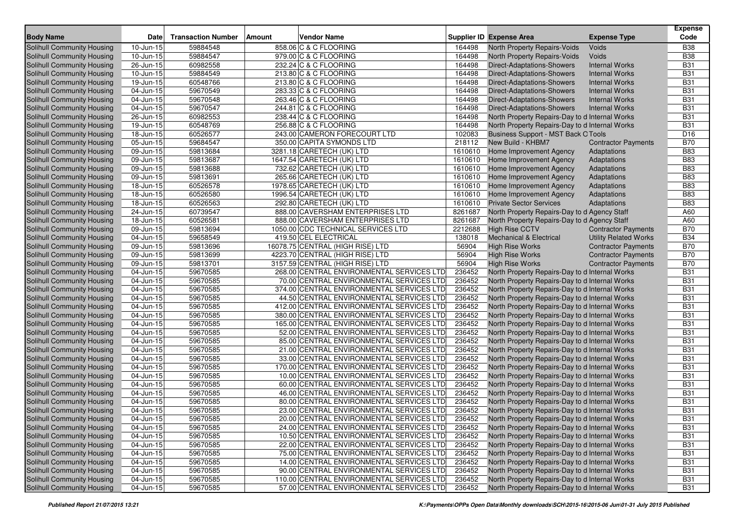| Body Name | Date | Transaction Number | Amount | Vendor Name | Supplier ID | Expense Area | Expense Type | Expense Code |
|---|---|---|---|---|---|---|---|---|
| Solihull Community Housing | 10-Jun-15 | 59884548 | 858.06 | C & C FLOORING | 164498 | North Property Repairs-Voids | Voids | B38 |
| Solihull Community Housing | 10-Jun-15 | 59884547 | 979.00 | C & C FLOORING | 164498 | North Property Repairs-Voids | Voids | B38 |
| Solihull Community Housing | 26-Jun-15 | 60982558 | 232.24 | C & C FLOORING | 164498 | Direct-Adaptations-Showers | Internal Works | B31 |
| Solihull Community Housing | 10-Jun-15 | 59884549 | 213.80 | C & C FLOORING | 164498 | Direct-Adaptations-Showers | Internal Works | B31 |
| Solihull Community Housing | 19-Jun-15 | 60548766 | 213.80 | C & C FLOORING | 164498 | Direct-Adaptations-Showers | Internal Works | B31 |
| Solihull Community Housing | 04-Jun-15 | 59670549 | 283.33 | C & C FLOORING | 164498 | Direct-Adaptations-Showers | Internal Works | B31 |
| Solihull Community Housing | 04-Jun-15 | 59670548 | 263.46 | C & C FLOORING | 164498 | Direct-Adaptations-Showers | Internal Works | B31 |
| Solihull Community Housing | 04-Jun-15 | 59670547 | 244.81 | C & C FLOORING | 164498 | Direct-Adaptations-Showers | Internal Works | B31 |
| Solihull Community Housing | 26-Jun-15 | 60982553 | 238.44 | C & C FLOORING | 164498 | North Property Repairs-Day to d | Internal Works | B31 |
| Solihull Community Housing | 19-Jun-15 | 60548769 | 256.88 | C & C FLOORING | 164498 | North Property Repairs-Day to d | Internal Works | B31 |
| Solihull Community Housing | 18-Jun-15 | 60526577 | 243.00 | CAMERON FORECOURT LTD | 102083 | Business Support - MST Back O | Tools | D16 |
| Solihull Community Housing | 05-Jun-15 | 59684547 | 350.00 | CAPITA SYMONDS LTD | 218112 | New Build - KHBM7 | Contractor Payments | B70 |
| Solihull Community Housing | 09-Jun-15 | 59813684 | 3281.18 | CARETECH (UK) LTD | 1610610 | Home Improvement Agency | Adaptations | B83 |
| Solihull Community Housing | 09-Jun-15 | 59813687 | 1647.54 | CARETECH (UK) LTD | 1610610 | Home Improvement Agency | Adaptations | B83 |
| Solihull Community Housing | 09-Jun-15 | 59813688 | 732.62 | CARETECH (UK) LTD | 1610610 | Home Improvement Agency | Adaptations | B83 |
| Solihull Community Housing | 09-Jun-15 | 59813691 | 265.66 | CARETECH (UK) LTD | 1610610 | Home Improvement Agency | Adaptations | B83 |
| Solihull Community Housing | 18-Jun-15 | 60526578 | 1978.65 | CARETECH (UK) LTD | 1610610 | Home Improvement Agency | Adaptations | B83 |
| Solihull Community Housing | 18-Jun-15 | 60526580 | 1996.54 | CARETECH (UK) LTD | 1610610 | Home Improvement Agency | Adaptations | B83 |
| Solihull Community Housing | 18-Jun-15 | 60526563 | 292.80 | CARETECH (UK) LTD | 1610610 | Private Sector Services | Adaptations | B83 |
| Solihull Community Housing | 24-Jun-15 | 60739547 | 888.00 | CAVERSHAM ENTERPRISES LTD | 8261687 | North Property Repairs-Day to d | Agency Staff | A60 |
| Solihull Community Housing | 18-Jun-15 | 60526581 | 888.00 | CAVERSHAM ENTERPRISES LTD | 8261687 | North Property Repairs-Day to d | Agency Staff | A60 |
| Solihull Community Housing | 09-Jun-15 | 59813694 | 1050.00 | CDC TECHNICAL SERVICES LTD | 2212688 | High Rise CCTV | Contractor Payments | B70 |
| Solihull Community Housing | 04-Jun-15 | 59658549 | 419.50 | CEL ELECTRICAL | 138018 | Mechanical & Electrical | Utility Related Works | B34 |
| Solihull Community Housing | 09-Jun-15 | 59813696 | 16078.75 | CENTRAL (HIGH RISE) LTD | 56904 | High Rise Works | Contractor Payments | B70 |
| Solihull Community Housing | 09-Jun-15 | 59813699 | 4223.70 | CENTRAL (HIGH RISE) LTD | 56904 | High Rise Works | Contractor Payments | B70 |
| Solihull Community Housing | 09-Jun-15 | 59813701 | 3157.59 | CENTRAL (HIGH RISE) LTD | 56904 | High Rise Works | Contractor Payments | B70 |
| Solihull Community Housing | 04-Jun-15 | 59670585 | 268.00 | CENTRAL ENVIRONMENTAL SERVICES LTD | 236452 | North Property Repairs-Day to d | Internal Works | B31 |
| Solihull Community Housing | 04-Jun-15 | 59670585 | 70.00 | CENTRAL ENVIRONMENTAL SERVICES LTD | 236452 | North Property Repairs-Day to d | Internal Works | B31 |
| Solihull Community Housing | 04-Jun-15 | 59670585 | 374.00 | CENTRAL ENVIRONMENTAL SERVICES LTD | 236452 | North Property Repairs-Day to d | Internal Works | B31 |
| Solihull Community Housing | 04-Jun-15 | 59670585 | 44.50 | CENTRAL ENVIRONMENTAL SERVICES LTD | 236452 | North Property Repairs-Day to d | Internal Works | B31 |
| Solihull Community Housing | 04-Jun-15 | 59670585 | 412.00 | CENTRAL ENVIRONMENTAL SERVICES LTD | 236452 | North Property Repairs-Day to d | Internal Works | B31 |
| Solihull Community Housing | 04-Jun-15 | 59670585 | 380.00 | CENTRAL ENVIRONMENTAL SERVICES LTD | 236452 | North Property Repairs-Day to d | Internal Works | B31 |
| Solihull Community Housing | 04-Jun-15 | 59670585 | 165.00 | CENTRAL ENVIRONMENTAL SERVICES LTD | 236452 | North Property Repairs-Day to d | Internal Works | B31 |
| Solihull Community Housing | 04-Jun-15 | 59670585 | 52.00 | CENTRAL ENVIRONMENTAL SERVICES LTD | 236452 | North Property Repairs-Day to d | Internal Works | B31 |
| Solihull Community Housing | 04-Jun-15 | 59670585 | 85.00 | CENTRAL ENVIRONMENTAL SERVICES LTD | 236452 | North Property Repairs-Day to d | Internal Works | B31 |
| Solihull Community Housing | 04-Jun-15 | 59670585 | 21.00 | CENTRAL ENVIRONMENTAL SERVICES LTD | 236452 | North Property Repairs-Day to d | Internal Works | B31 |
| Solihull Community Housing | 04-Jun-15 | 59670585 | 33.00 | CENTRAL ENVIRONMENTAL SERVICES LTD | 236452 | North Property Repairs-Day to d | Internal Works | B31 |
| Solihull Community Housing | 04-Jun-15 | 59670585 | 170.00 | CENTRAL ENVIRONMENTAL SERVICES LTD | 236452 | North Property Repairs-Day to d | Internal Works | B31 |
| Solihull Community Housing | 04-Jun-15 | 59670585 | 10.00 | CENTRAL ENVIRONMENTAL SERVICES LTD | 236452 | North Property Repairs-Day to d | Internal Works | B31 |
| Solihull Community Housing | 04-Jun-15 | 59670585 | 60.00 | CENTRAL ENVIRONMENTAL SERVICES LTD | 236452 | North Property Repairs-Day to d | Internal Works | B31 |
| Solihull Community Housing | 04-Jun-15 | 59670585 | 46.00 | CENTRAL ENVIRONMENTAL SERVICES LTD | 236452 | North Property Repairs-Day to d | Internal Works | B31 |
| Solihull Community Housing | 04-Jun-15 | 59670585 | 80.00 | CENTRAL ENVIRONMENTAL SERVICES LTD | 236452 | North Property Repairs-Day to d | Internal Works | B31 |
| Solihull Community Housing | 04-Jun-15 | 59670585 | 23.00 | CENTRAL ENVIRONMENTAL SERVICES LTD | 236452 | North Property Repairs-Day to d | Internal Works | B31 |
| Solihull Community Housing | 04-Jun-15 | 59670585 | 20.00 | CENTRAL ENVIRONMENTAL SERVICES LTD | 236452 | North Property Repairs-Day to d | Internal Works | B31 |
| Solihull Community Housing | 04-Jun-15 | 59670585 | 24.00 | CENTRAL ENVIRONMENTAL SERVICES LTD | 236452 | North Property Repairs-Day to d | Internal Works | B31 |
| Solihull Community Housing | 04-Jun-15 | 59670585 | 10.50 | CENTRAL ENVIRONMENTAL SERVICES LTD | 236452 | North Property Repairs-Day to d | Internal Works | B31 |
| Solihull Community Housing | 04-Jun-15 | 59670585 | 22.00 | CENTRAL ENVIRONMENTAL SERVICES LTD | 236452 | North Property Repairs-Day to d | Internal Works | B31 |
| Solihull Community Housing | 04-Jun-15 | 59670585 | 75.00 | CENTRAL ENVIRONMENTAL SERVICES LTD | 236452 | North Property Repairs-Day to d | Internal Works | B31 |
| Solihull Community Housing | 04-Jun-15 | 59670585 | 14.00 | CENTRAL ENVIRONMENTAL SERVICES LTD | 236452 | North Property Repairs-Day to d | Internal Works | B31 |
| Solihull Community Housing | 04-Jun-15 | 59670585 | 90.00 | CENTRAL ENVIRONMENTAL SERVICES LTD | 236452 | North Property Repairs-Day to d | Internal Works | B31 |
| Solihull Community Housing | 04-Jun-15 | 59670585 | 110.00 | CENTRAL ENVIRONMENTAL SERVICES LTD | 236452 | North Property Repairs-Day to d | Internal Works | B31 |
| Solihull Community Housing | 04-Jun-15 | 59670585 | 57.00 | CENTRAL ENVIRONMENTAL SERVICES LTD | 236452 | North Property Repairs-Day to d | Internal Works | B31 |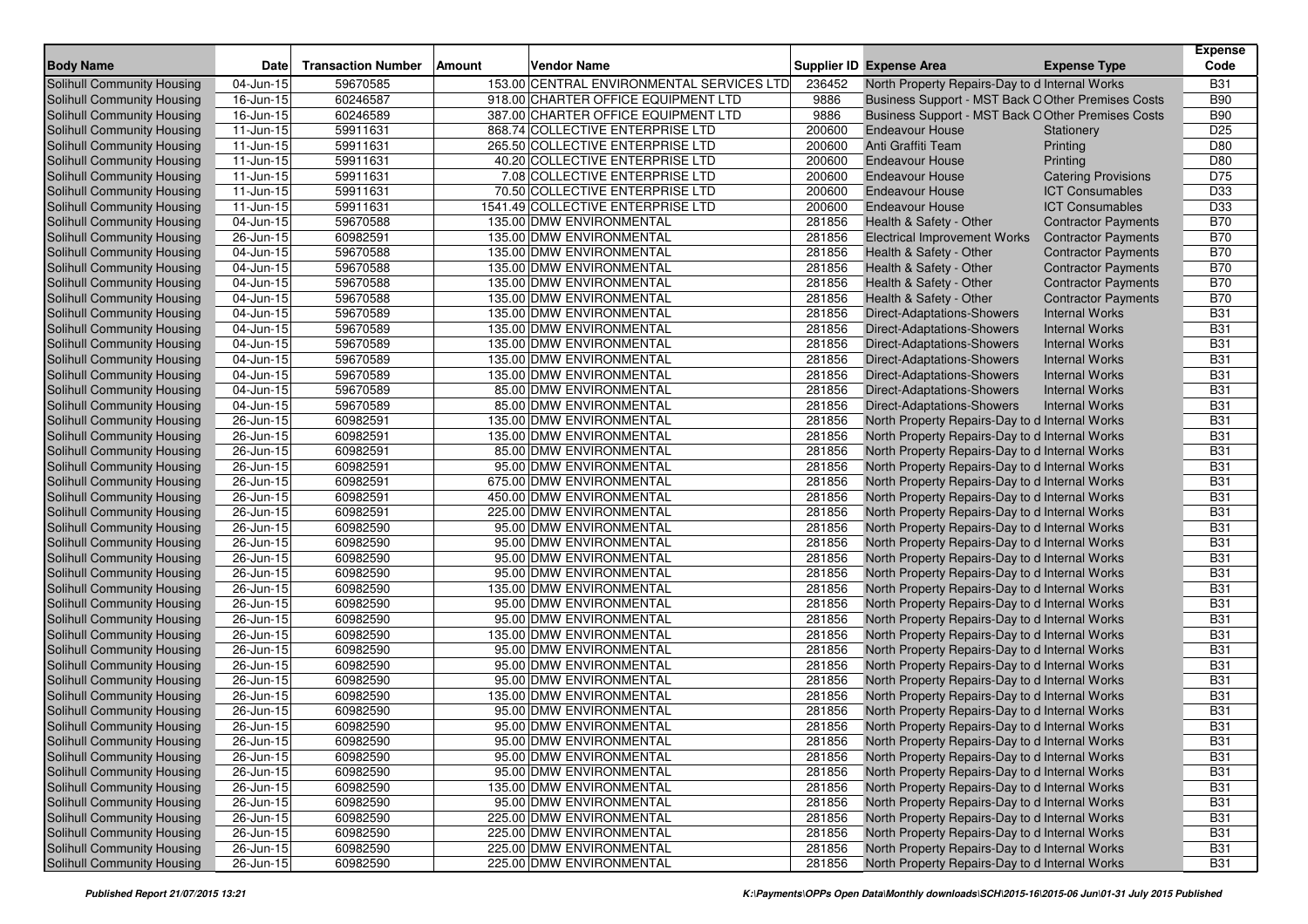| Body Name | Date | Transaction Number | Amount | Vendor Name | Supplier ID | Expense Area | Expense Type | Expense Code |
|---|---|---|---|---|---|---|---|---|
| Solihull Community Housing | 04-Jun-15 | 59670585 | 153.00 | CENTRAL ENVIRONMENTAL SERVICES LTD | 236452 | North Property Repairs-Day to d | Internal Works | B31 |
| Solihull Community Housing | 16-Jun-15 | 60246587 | 918.00 | CHARTER OFFICE EQUIPMENT LTD | 9886 | Business Support - MST Back O | Other Premises Costs | B90 |
| Solihull Community Housing | 16-Jun-15 | 60246589 | 387.00 | CHARTER OFFICE EQUIPMENT LTD | 9886 | Business Support - MST Back O | Other Premises Costs | B90 |
| Solihull Community Housing | 11-Jun-15 | 59911631 | 868.74 | COLLECTIVE ENTERPRISE LTD | 200600 | Endeavour House | Stationery | D25 |
| Solihull Community Housing | 11-Jun-15 | 59911631 | 265.50 | COLLECTIVE ENTERPRISE LTD | 200600 | Anti Graffiti Team | Printing | D80 |
| Solihull Community Housing | 11-Jun-15 | 59911631 | 40.20 | COLLECTIVE ENTERPRISE LTD | 200600 | Endeavour House | Printing | D80 |
| Solihull Community Housing | 11-Jun-15 | 59911631 | 7.08 | COLLECTIVE ENTERPRISE LTD | 200600 | Endeavour House | Catering Provisions | D75 |
| Solihull Community Housing | 11-Jun-15 | 59911631 | 70.50 | COLLECTIVE ENTERPRISE LTD | 200600 | Endeavour House | ICT Consumables | D33 |
| Solihull Community Housing | 11-Jun-15 | 59911631 | 1541.49 | COLLECTIVE ENTERPRISE LTD | 200600 | Endeavour House | ICT Consumables | D33 |
| Solihull Community Housing | 04-Jun-15 | 59670588 | 135.00 | DMW ENVIRONMENTAL | 281856 | Health & Safety - Other | Contractor Payments | B70 |
| Solihull Community Housing | 26-Jun-15 | 60982591 | 135.00 | DMW ENVIRONMENTAL | 281856 | Electrical Improvement Works | Contractor Payments | B70 |
| Solihull Community Housing | 04-Jun-15 | 59670588 | 135.00 | DMW ENVIRONMENTAL | 281856 | Health & Safety - Other | Contractor Payments | B70 |
| Solihull Community Housing | 04-Jun-15 | 59670588 | 135.00 | DMW ENVIRONMENTAL | 281856 | Health & Safety - Other | Contractor Payments | B70 |
| Solihull Community Housing | 04-Jun-15 | 59670588 | 135.00 | DMW ENVIRONMENTAL | 281856 | Health & Safety - Other | Contractor Payments | B70 |
| Solihull Community Housing | 04-Jun-15 | 59670588 | 135.00 | DMW ENVIRONMENTAL | 281856 | Health & Safety - Other | Contractor Payments | B70 |
| Solihull Community Housing | 04-Jun-15 | 59670589 | 135.00 | DMW ENVIRONMENTAL | 281856 | Direct-Adaptations-Showers | Internal Works | B31 |
| Solihull Community Housing | 04-Jun-15 | 59670589 | 135.00 | DMW ENVIRONMENTAL | 281856 | Direct-Adaptations-Showers | Internal Works | B31 |
| Solihull Community Housing | 04-Jun-15 | 59670589 | 135.00 | DMW ENVIRONMENTAL | 281856 | Direct-Adaptations-Showers | Internal Works | B31 |
| Solihull Community Housing | 04-Jun-15 | 59670589 | 135.00 | DMW ENVIRONMENTAL | 281856 | Direct-Adaptations-Showers | Internal Works | B31 |
| Solihull Community Housing | 04-Jun-15 | 59670589 | 135.00 | DMW ENVIRONMENTAL | 281856 | Direct-Adaptations-Showers | Internal Works | B31 |
| Solihull Community Housing | 04-Jun-15 | 59670589 | 85.00 | DMW ENVIRONMENTAL | 281856 | Direct-Adaptations-Showers | Internal Works | B31 |
| Solihull Community Housing | 04-Jun-15 | 59670589 | 85.00 | DMW ENVIRONMENTAL | 281856 | Direct-Adaptations-Showers | Internal Works | B31 |
| Solihull Community Housing | 26-Jun-15 | 60982591 | 135.00 | DMW ENVIRONMENTAL | 281856 | North Property Repairs-Day to d | Internal Works | B31 |
| Solihull Community Housing | 26-Jun-15 | 60982591 | 135.00 | DMW ENVIRONMENTAL | 281856 | North Property Repairs-Day to d | Internal Works | B31 |
| Solihull Community Housing | 26-Jun-15 | 60982591 | 85.00 | DMW ENVIRONMENTAL | 281856 | North Property Repairs-Day to d | Internal Works | B31 |
| Solihull Community Housing | 26-Jun-15 | 60982591 | 95.00 | DMW ENVIRONMENTAL | 281856 | North Property Repairs-Day to d | Internal Works | B31 |
| Solihull Community Housing | 26-Jun-15 | 60982591 | 675.00 | DMW ENVIRONMENTAL | 281856 | North Property Repairs-Day to d | Internal Works | B31 |
| Solihull Community Housing | 26-Jun-15 | 60982591 | 450.00 | DMW ENVIRONMENTAL | 281856 | North Property Repairs-Day to d | Internal Works | B31 |
| Solihull Community Housing | 26-Jun-15 | 60982591 | 225.00 | DMW ENVIRONMENTAL | 281856 | North Property Repairs-Day to d | Internal Works | B31 |
| Solihull Community Housing | 26-Jun-15 | 60982590 | 95.00 | DMW ENVIRONMENTAL | 281856 | North Property Repairs-Day to d | Internal Works | B31 |
| Solihull Community Housing | 26-Jun-15 | 60982590 | 95.00 | DMW ENVIRONMENTAL | 281856 | North Property Repairs-Day to d | Internal Works | B31 |
| Solihull Community Housing | 26-Jun-15 | 60982590 | 95.00 | DMW ENVIRONMENTAL | 281856 | North Property Repairs-Day to d | Internal Works | B31 |
| Solihull Community Housing | 26-Jun-15 | 60982590 | 95.00 | DMW ENVIRONMENTAL | 281856 | North Property Repairs-Day to d | Internal Works | B31 |
| Solihull Community Housing | 26-Jun-15 | 60982590 | 135.00 | DMW ENVIRONMENTAL | 281856 | North Property Repairs-Day to d | Internal Works | B31 |
| Solihull Community Housing | 26-Jun-15 | 60982590 | 95.00 | DMW ENVIRONMENTAL | 281856 | North Property Repairs-Day to d | Internal Works | B31 |
| Solihull Community Housing | 26-Jun-15 | 60982590 | 95.00 | DMW ENVIRONMENTAL | 281856 | North Property Repairs-Day to d | Internal Works | B31 |
| Solihull Community Housing | 26-Jun-15 | 60982590 | 135.00 | DMW ENVIRONMENTAL | 281856 | North Property Repairs-Day to d | Internal Works | B31 |
| Solihull Community Housing | 26-Jun-15 | 60982590 | 95.00 | DMW ENVIRONMENTAL | 281856 | North Property Repairs-Day to d | Internal Works | B31 |
| Solihull Community Housing | 26-Jun-15 | 60982590 | 95.00 | DMW ENVIRONMENTAL | 281856 | North Property Repairs-Day to d | Internal Works | B31 |
| Solihull Community Housing | 26-Jun-15 | 60982590 | 95.00 | DMW ENVIRONMENTAL | 281856 | North Property Repairs-Day to d | Internal Works | B31 |
| Solihull Community Housing | 26-Jun-15 | 60982590 | 135.00 | DMW ENVIRONMENTAL | 281856 | North Property Repairs-Day to d | Internal Works | B31 |
| Solihull Community Housing | 26-Jun-15 | 60982590 | 95.00 | DMW ENVIRONMENTAL | 281856 | North Property Repairs-Day to d | Internal Works | B31 |
| Solihull Community Housing | 26-Jun-15 | 60982590 | 95.00 | DMW ENVIRONMENTAL | 281856 | North Property Repairs-Day to d | Internal Works | B31 |
| Solihull Community Housing | 26-Jun-15 | 60982590 | 95.00 | DMW ENVIRONMENTAL | 281856 | North Property Repairs-Day to d | Internal Works | B31 |
| Solihull Community Housing | 26-Jun-15 | 60982590 | 95.00 | DMW ENVIRONMENTAL | 281856 | North Property Repairs-Day to d | Internal Works | B31 |
| Solihull Community Housing | 26-Jun-15 | 60982590 | 95.00 | DMW ENVIRONMENTAL | 281856 | North Property Repairs-Day to d | Internal Works | B31 |
| Solihull Community Housing | 26-Jun-15 | 60982590 | 135.00 | DMW ENVIRONMENTAL | 281856 | North Property Repairs-Day to d | Internal Works | B31 |
| Solihull Community Housing | 26-Jun-15 | 60982590 | 95.00 | DMW ENVIRONMENTAL | 281856 | North Property Repairs-Day to d | Internal Works | B31 |
| Solihull Community Housing | 26-Jun-15 | 60982590 | 225.00 | DMW ENVIRONMENTAL | 281856 | North Property Repairs-Day to d | Internal Works | B31 |
| Solihull Community Housing | 26-Jun-15 | 60982590 | 225.00 | DMW ENVIRONMENTAL | 281856 | North Property Repairs-Day to d | Internal Works | B31 |
| Solihull Community Housing | 26-Jun-15 | 60982590 | 225.00 | DMW ENVIRONMENTAL | 281856 | North Property Repairs-Day to d | Internal Works | B31 |
| Solihull Community Housing | 26-Jun-15 | 60982590 | 225.00 | DMW ENVIRONMENTAL | 281856 | North Property Repairs-Day to d | Internal Works | B31 |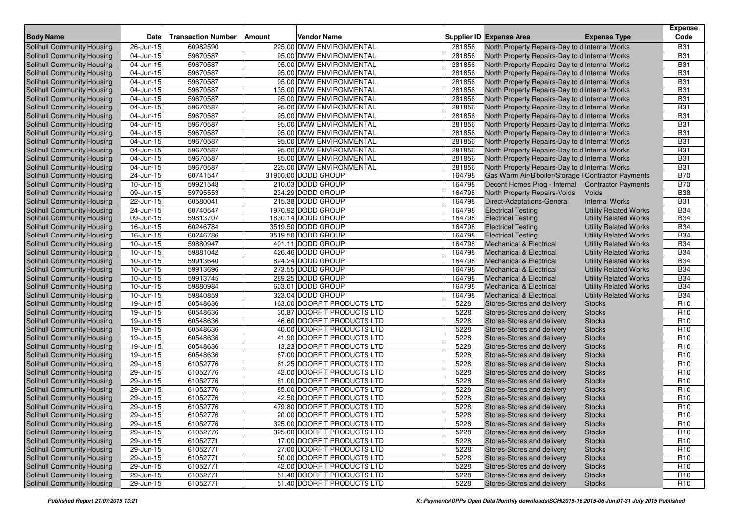| Body Name | Date | Transaction Number | Amount | Vendor Name | Supplier ID | Expense Area | Expense Type | Expense Code |
|---|---|---|---|---|---|---|---|---|
| Solihull Community Housing | 26-Jun-15 | 60982590 | 225.00 | DMW ENVIRONMENTAL | 281856 | North Property Repairs-Day to d | Internal Works | B31 |
| Solihull Community Housing | 04-Jun-15 | 59670587 | 95.00 | DMW ENVIRONMENTAL | 281856 | North Property Repairs-Day to d | Internal Works | B31 |
| Solihull Community Housing | 04-Jun-15 | 59670587 | 95.00 | DMW ENVIRONMENTAL | 281856 | North Property Repairs-Day to d | Internal Works | B31 |
| Solihull Community Housing | 04-Jun-15 | 59670587 | 95.00 | DMW ENVIRONMENTAL | 281856 | North Property Repairs-Day to d | Internal Works | B31 |
| Solihull Community Housing | 04-Jun-15 | 59670587 | 95.00 | DMW ENVIRONMENTAL | 281856 | North Property Repairs-Day to d | Internal Works | B31 |
| Solihull Community Housing | 04-Jun-15 | 59670587 | 135.00 | DMW ENVIRONMENTAL | 281856 | North Property Repairs-Day to d | Internal Works | B31 |
| Solihull Community Housing | 04-Jun-15 | 59670587 | 95.00 | DMW ENVIRONMENTAL | 281856 | North Property Repairs-Day to d | Internal Works | B31 |
| Solihull Community Housing | 04-Jun-15 | 59670587 | 95.00 | DMW ENVIRONMENTAL | 281856 | North Property Repairs-Day to d | Internal Works | B31 |
| Solihull Community Housing | 04-Jun-15 | 59670587 | 95.00 | DMW ENVIRONMENTAL | 281856 | North Property Repairs-Day to d | Internal Works | B31 |
| Solihull Community Housing | 04-Jun-15 | 59670587 | 95.00 | DMW ENVIRONMENTAL | 281856 | North Property Repairs-Day to d | Internal Works | B31 |
| Solihull Community Housing | 04-Jun-15 | 59670587 | 95.00 | DMW ENVIRONMENTAL | 281856 | North Property Repairs-Day to d | Internal Works | B31 |
| Solihull Community Housing | 04-Jun-15 | 59670587 | 95.00 | DMW ENVIRONMENTAL | 281856 | North Property Repairs-Day to d | Internal Works | B31 |
| Solihull Community Housing | 04-Jun-15 | 59670587 | 95.00 | DMW ENVIRONMENTAL | 281856 | North Property Repairs-Day to d | Internal Works | B31 |
| Solihull Community Housing | 04-Jun-15 | 59670587 | 85.00 | DMW ENVIRONMENTAL | 281856 | North Property Repairs-Day to d | Internal Works | B31 |
| Solihull Community Housing | 04-Jun-15 | 59670587 | 225.00 | DMW ENVIRONMENTAL | 281856 | North Property Repairs-Day to d | Internal Works | B31 |
| Solihull Community Housing | 24-Jun-15 | 60741547 | 31900.00 | DODD GROUP | 164798 | Gas Warm Air/B'boiler/Storage H | Contractor Payments | B70 |
| Solihull Community Housing | 10-Jun-15 | 59921548 | 210.03 | DODD GROUP | 164798 | Decent Homes Prog - Internal | Contractor Payments | B70 |
| Solihull Community Housing | 09-Jun-15 | 59795553 | 234.29 | DODD GROUP | 164798 | North Property Repairs-Voids | Voids | B38 |
| Solihull Community Housing | 22-Jun-15 | 60580041 | 215.38 | DODD GROUP | 164798 | Direct-Adaptations-General | Internal Works | B31 |
| Solihull Community Housing | 24-Jun-15 | 60740547 | 1970.92 | DODD GROUP | 164798 | Electrical Testing | Utility Related Works | B34 |
| Solihull Community Housing | 09-Jun-15 | 59813707 | 1830.14 | DODD GROUP | 164798 | Electrical Testing | Utility Related Works | B34 |
| Solihull Community Housing | 16-Jun-15 | 60246784 | 3519.50 | DODD GROUP | 164798 | Electrical Testing | Utility Related Works | B34 |
| Solihull Community Housing | 16-Jun-15 | 60246786 | 3519.50 | DODD GROUP | 164798 | Electrical Testing | Utility Related Works | B34 |
| Solihull Community Housing | 10-Jun-15 | 59880947 | 401.11 | DODD GROUP | 164798 | Mechanical & Electrical | Utility Related Works | B34 |
| Solihull Community Housing | 10-Jun-15 | 59881042 | 426.46 | DODD GROUP | 164798 | Mechanical & Electrical | Utility Related Works | B34 |
| Solihull Community Housing | 10-Jun-15 | 59913640 | 824.24 | DODD GROUP | 164798 | Mechanical & Electrical | Utility Related Works | B34 |
| Solihull Community Housing | 10-Jun-15 | 59913696 | 273.55 | DODD GROUP | 164798 | Mechanical & Electrical | Utility Related Works | B34 |
| Solihull Community Housing | 10-Jun-15 | 59913745 | 289.25 | DODD GROUP | 164798 | Mechanical & Electrical | Utility Related Works | B34 |
| Solihull Community Housing | 10-Jun-15 | 59880984 | 603.01 | DODD GROUP | 164798 | Mechanical & Electrical | Utility Related Works | B34 |
| Solihull Community Housing | 10-Jun-15 | 59840859 | 323.04 | DODD GROUP | 164798 | Mechanical & Electrical | Utility Related Works | B34 |
| Solihull Community Housing | 19-Jun-15 | 60548636 | 163.00 | DOORFIT PRODUCTS LTD | 5228 | Stores-Stores and delivery | Stocks | R10 |
| Solihull Community Housing | 19-Jun-15 | 60548636 | 30.87 | DOORFIT PRODUCTS LTD | 5228 | Stores-Stores and delivery | Stocks | R10 |
| Solihull Community Housing | 19-Jun-15 | 60548636 | 46.60 | DOORFIT PRODUCTS LTD | 5228 | Stores-Stores and delivery | Stocks | R10 |
| Solihull Community Housing | 19-Jun-15 | 60548636 | 40.00 | DOORFIT PRODUCTS LTD | 5228 | Stores-Stores and delivery | Stocks | R10 |
| Solihull Community Housing | 19-Jun-15 | 60548636 | 41.90 | DOORFIT PRODUCTS LTD | 5228 | Stores-Stores and delivery | Stocks | R10 |
| Solihull Community Housing | 19-Jun-15 | 60548636 | 13.23 | DOORFIT PRODUCTS LTD | 5228 | Stores-Stores and delivery | Stocks | R10 |
| Solihull Community Housing | 19-Jun-15 | 60548636 | 67.00 | DOORFIT PRODUCTS LTD | 5228 | Stores-Stores and delivery | Stocks | R10 |
| Solihull Community Housing | 29-Jun-15 | 61052776 | 61.25 | DOORFIT PRODUCTS LTD | 5228 | Stores-Stores and delivery | Stocks | R10 |
| Solihull Community Housing | 29-Jun-15 | 61052776 | 42.00 | DOORFIT PRODUCTS LTD | 5228 | Stores-Stores and delivery | Stocks | R10 |
| Solihull Community Housing | 29-Jun-15 | 61052776 | 81.00 | DOORFIT PRODUCTS LTD | 5228 | Stores-Stores and delivery | Stocks | R10 |
| Solihull Community Housing | 29-Jun-15 | 61052776 | 85.00 | DOORFIT PRODUCTS LTD | 5228 | Stores-Stores and delivery | Stocks | R10 |
| Solihull Community Housing | 29-Jun-15 | 61052776 | 42.50 | DOORFIT PRODUCTS LTD | 5228 | Stores-Stores and delivery | Stocks | R10 |
| Solihull Community Housing | 29-Jun-15 | 61052776 | 479.80 | DOORFIT PRODUCTS LTD | 5228 | Stores-Stores and delivery | Stocks | R10 |
| Solihull Community Housing | 29-Jun-15 | 61052776 | 20.00 | DOORFIT PRODUCTS LTD | 5228 | Stores-Stores and delivery | Stocks | R10 |
| Solihull Community Housing | 29-Jun-15 | 61052776 | 325.00 | DOORFIT PRODUCTS LTD | 5228 | Stores-Stores and delivery | Stocks | R10 |
| Solihull Community Housing | 29-Jun-15 | 61052776 | 325.00 | DOORFIT PRODUCTS LTD | 5228 | Stores-Stores and delivery | Stocks | R10 |
| Solihull Community Housing | 29-Jun-15 | 61052771 | 17.00 | DOORFIT PRODUCTS LTD | 5228 | Stores-Stores and delivery | Stocks | R10 |
| Solihull Community Housing | 29-Jun-15 | 61052771 | 27.00 | DOORFIT PRODUCTS LTD | 5228 | Stores-Stores and delivery | Stocks | R10 |
| Solihull Community Housing | 29-Jun-15 | 61052771 | 50.00 | DOORFIT PRODUCTS LTD | 5228 | Stores-Stores and delivery | Stocks | R10 |
| Solihull Community Housing | 29-Jun-15 | 61052771 | 42.00 | DOORFIT PRODUCTS LTD | 5228 | Stores-Stores and delivery | Stocks | R10 |
| Solihull Community Housing | 29-Jun-15 | 61052771 | 51.40 | DOORFIT PRODUCTS LTD | 5228 | Stores-Stores and delivery | Stocks | R10 |
| Solihull Community Housing | 29-Jun-15 | 61052771 | 51.40 | DOORFIT PRODUCTS LTD | 5228 | Stores-Stores and delivery | Stocks | R10 |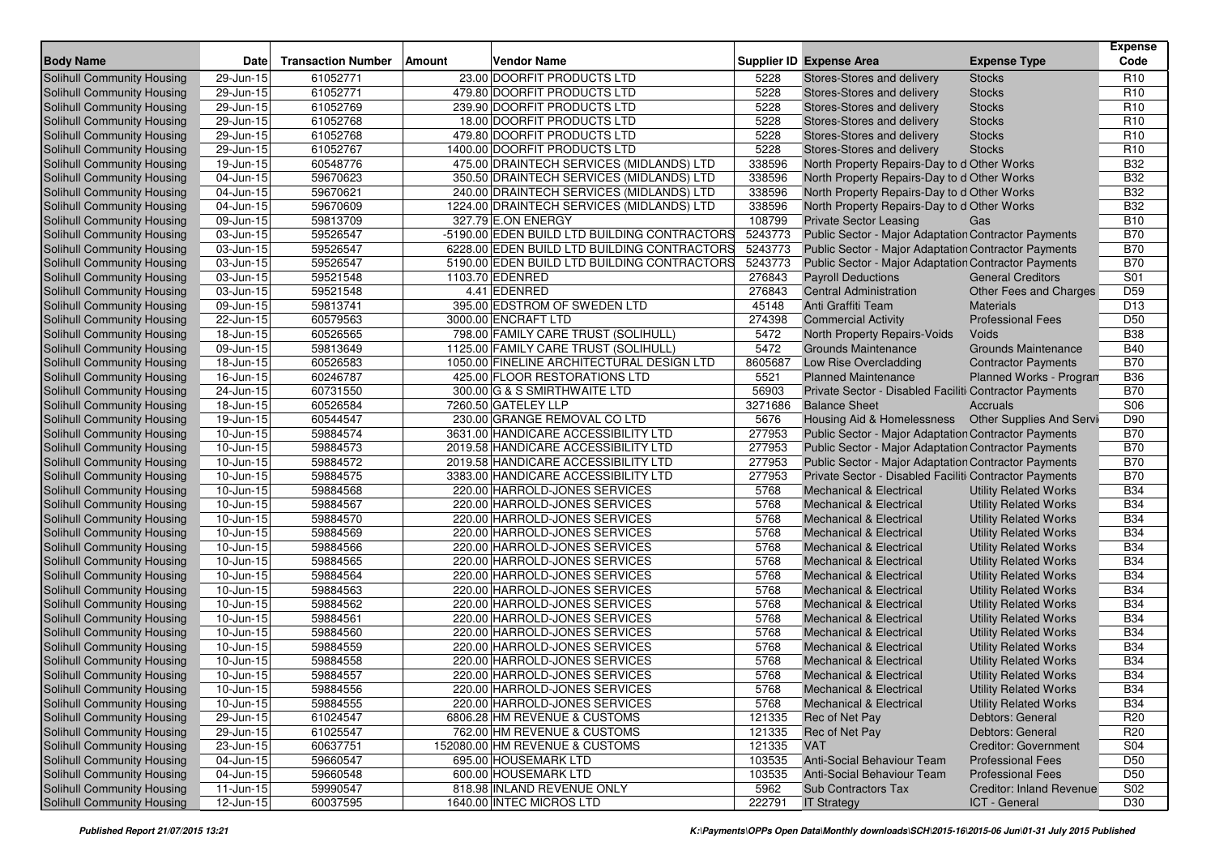| Body Name | Date | Transaction Number | Amount | Vendor Name | Supplier ID | Expense Area | Expense Type | Expense Code |
|---|---|---|---|---|---|---|---|---|
| Solihull Community Housing | 29-Jun-15 | 61052771 | 23.00 | DOORFIT PRODUCTS LTD | 5228 | Stores-Stores and delivery | Stocks | R10 |
| Solihull Community Housing | 29-Jun-15 | 61052771 | 479.80 | DOORFIT PRODUCTS LTD | 5228 | Stores-Stores and delivery | Stocks | R10 |
| Solihull Community Housing | 29-Jun-15 | 61052769 | 239.90 | DOORFIT PRODUCTS LTD | 5228 | Stores-Stores and delivery | Stocks | R10 |
| Solihull Community Housing | 29-Jun-15 | 61052768 | 18.00 | DOORFIT PRODUCTS LTD | 5228 | Stores-Stores and delivery | Stocks | R10 |
| Solihull Community Housing | 29-Jun-15 | 61052768 | 479.80 | DOORFIT PRODUCTS LTD | 5228 | Stores-Stores and delivery | Stocks | R10 |
| Solihull Community Housing | 29-Jun-15 | 61052767 | 1400.00 | DOORFIT PRODUCTS LTD | 5228 | Stores-Stores and delivery | Stocks | R10 |
| Solihull Community Housing | 19-Jun-15 | 60548776 | 475.00 | DRAINTECH SERVICES (MIDLANDS) LTD | 338596 | North Property Repairs-Day to d | Other Works | B32 |
| Solihull Community Housing | 04-Jun-15 | 59670623 | 350.50 | DRAINTECH SERVICES (MIDLANDS) LTD | 338596 | North Property Repairs-Day to d | Other Works | B32 |
| Solihull Community Housing | 04-Jun-15 | 59670621 | 240.00 | DRAINTECH SERVICES (MIDLANDS) LTD | 338596 | North Property Repairs-Day to d | Other Works | B32 |
| Solihull Community Housing | 04-Jun-15 | 59670609 | 1224.00 | DRAINTECH SERVICES (MIDLANDS) LTD | 338596 | North Property Repairs-Day to d | Other Works | B32 |
| Solihull Community Housing | 09-Jun-15 | 59813709 | 327.79 | E.ON ENERGY | 108799 | Private Sector Leasing | Gas | B10 |
| Solihull Community Housing | 03-Jun-15 | 59526547 | -5190.00 | EDEN BUILD LTD BUILDING CONTRACTORS | 5243773 | Public Sector - Major Adaptation | Contractor Payments | B70 |
| Solihull Community Housing | 03-Jun-15 | 59526547 | 6228.00 | EDEN BUILD LTD BUILDING CONTRACTORS | 5243773 | Public Sector - Major Adaptation | Contractor Payments | B70 |
| Solihull Community Housing | 03-Jun-15 | 59526547 | 5190.00 | EDEN BUILD LTD BUILDING CONTRACTORS | 5243773 | Public Sector - Major Adaptation | Contractor Payments | B70 |
| Solihull Community Housing | 03-Jun-15 | 59521548 | 1103.70 | EDENRED | 276843 | Payroll Deductions | General Creditors | S01 |
| Solihull Community Housing | 03-Jun-15 | 59521548 | 4.41 | EDENRED | 276843 | Central Administration | Other Fees and Charges | D59 |
| Solihull Community Housing | 09-Jun-15 | 59813741 | 395.00 | EDSTROM OF SWEDEN LTD | 45148 | Anti Graffiti Team | Materials | D13 |
| Solihull Community Housing | 22-Jun-15 | 60579563 | 3000.00 | ENCRAFT LTD | 274398 | Commercial Activity | Professional Fees | D50 |
| Solihull Community Housing | 18-Jun-15 | 60526565 | 798.00 | FAMILY CARE TRUST (SOLIHULL) | 5472 | North Property Repairs-Voids | Voids | B38 |
| Solihull Community Housing | 09-Jun-15 | 59813649 | 1125.00 | FAMILY CARE TRUST (SOLIHULL) | 5472 | Grounds Maintenance | Grounds Maintenance | B40 |
| Solihull Community Housing | 18-Jun-15 | 60526583 | 1050.00 | FINELINE ARCHITECTURAL DESIGN LTD | 8605687 | Low Rise Overcladding | Contractor Payments | B70 |
| Solihull Community Housing | 16-Jun-15 | 60246787 | 425.00 | FLOOR RESTORATIONS LTD | 5521 | Planned Maintenance | Planned Works - Program | B36 |
| Solihull Community Housing | 24-Jun-15 | 60731550 | 300.00 | G & S SMIRTHWAITE LTD | 56903 | Private Sector - Disabled Faciliti | Contractor Payments | B70 |
| Solihull Community Housing | 18-Jun-15 | 60526584 | 7260.50 | GATELEY LLP | 3271686 | Balance Sheet | Accruals | S06 |
| Solihull Community Housing | 19-Jun-15 | 60544547 | 230.00 | GRANGE REMOVAL CO LTD | 5676 | Housing Aid & Homelessness | Other Supplies And Servi | D90 |
| Solihull Community Housing | 10-Jun-15 | 59884574 | 3631.00 | HANDICARE ACCESSIBILITY LTD | 277953 | Public Sector - Major Adaptation | Contractor Payments | B70 |
| Solihull Community Housing | 10-Jun-15 | 59884573 | 2019.58 | HANDICARE ACCESSIBILITY LTD | 277953 | Public Sector - Major Adaptation | Contractor Payments | B70 |
| Solihull Community Housing | 10-Jun-15 | 59884572 | 2019.58 | HANDICARE ACCESSIBILITY LTD | 277953 | Public Sector - Major Adaptation | Contractor Payments | B70 |
| Solihull Community Housing | 10-Jun-15 | 59884575 | 3383.00 | HANDICARE ACCESSIBILITY LTD | 277953 | Private Sector - Disabled Faciliti | Contractor Payments | B70 |
| Solihull Community Housing | 10-Jun-15 | 59884568 | 220.00 | HARROLD-JONES SERVICES | 5768 | Mechanical & Electrical | Utility Related Works | B34 |
| Solihull Community Housing | 10-Jun-15 | 59884567 | 220.00 | HARROLD-JONES SERVICES | 5768 | Mechanical & Electrical | Utility Related Works | B34 |
| Solihull Community Housing | 10-Jun-15 | 59884570 | 220.00 | HARROLD-JONES SERVICES | 5768 | Mechanical & Electrical | Utility Related Works | B34 |
| Solihull Community Housing | 10-Jun-15 | 59884569 | 220.00 | HARROLD-JONES SERVICES | 5768 | Mechanical & Electrical | Utility Related Works | B34 |
| Solihull Community Housing | 10-Jun-15 | 59884566 | 220.00 | HARROLD-JONES SERVICES | 5768 | Mechanical & Electrical | Utility Related Works | B34 |
| Solihull Community Housing | 10-Jun-15 | 59884565 | 220.00 | HARROLD-JONES SERVICES | 5768 | Mechanical & Electrical | Utility Related Works | B34 |
| Solihull Community Housing | 10-Jun-15 | 59884564 | 220.00 | HARROLD-JONES SERVICES | 5768 | Mechanical & Electrical | Utility Related Works | B34 |
| Solihull Community Housing | 10-Jun-15 | 59884563 | 220.00 | HARROLD-JONES SERVICES | 5768 | Mechanical & Electrical | Utility Related Works | B34 |
| Solihull Community Housing | 10-Jun-15 | 59884562 | 220.00 | HARROLD-JONES SERVICES | 5768 | Mechanical & Electrical | Utility Related Works | B34 |
| Solihull Community Housing | 10-Jun-15 | 59884561 | 220.00 | HARROLD-JONES SERVICES | 5768 | Mechanical & Electrical | Utility Related Works | B34 |
| Solihull Community Housing | 10-Jun-15 | 59884560 | 220.00 | HARROLD-JONES SERVICES | 5768 | Mechanical & Electrical | Utility Related Works | B34 |
| Solihull Community Housing | 10-Jun-15 | 59884559 | 220.00 | HARROLD-JONES SERVICES | 5768 | Mechanical & Electrical | Utility Related Works | B34 |
| Solihull Community Housing | 10-Jun-15 | 59884558 | 220.00 | HARROLD-JONES SERVICES | 5768 | Mechanical & Electrical | Utility Related Works | B34 |
| Solihull Community Housing | 10-Jun-15 | 59884557 | 220.00 | HARROLD-JONES SERVICES | 5768 | Mechanical & Electrical | Utility Related Works | B34 |
| Solihull Community Housing | 10-Jun-15 | 59884556 | 220.00 | HARROLD-JONES SERVICES | 5768 | Mechanical & Electrical | Utility Related Works | B34 |
| Solihull Community Housing | 10-Jun-15 | 59884555 | 220.00 | HARROLD-JONES SERVICES | 5768 | Mechanical & Electrical | Utility Related Works | B34 |
| Solihull Community Housing | 29-Jun-15 | 61024547 | 6806.28 | HM REVENUE & CUSTOMS | 121335 | Rec of Net Pay | Debtors: General | R20 |
| Solihull Community Housing | 29-Jun-15 | 61025547 | 762.00 | HM REVENUE & CUSTOMS | 121335 | Rec of Net Pay | Debtors: General | R20 |
| Solihull Community Housing | 23-Jun-15 | 60637751 | 152080.00 | HM REVENUE & CUSTOMS | 121335 | VAT | Creditor: Government | S04 |
| Solihull Community Housing | 04-Jun-15 | 59660547 | 695.00 | HOUSEMARK LTD | 103535 | Anti-Social Behaviour Team | Professional Fees | D50 |
| Solihull Community Housing | 04-Jun-15 | 59660548 | 600.00 | HOUSEMARK LTD | 103535 | Anti-Social Behaviour Team | Professional Fees | D50 |
| Solihull Community Housing | 11-Jun-15 | 59990547 | 818.98 | INLAND REVENUE ONLY | 5962 | Sub Contractors Tax | Creditor: Inland Revenue | S02 |
| Solihull Community Housing | 12-Jun-15 | 60037595 | 1640.00 | INTEC MICROS LTD | 222791 | IT Strategy | ICT - General | D30 |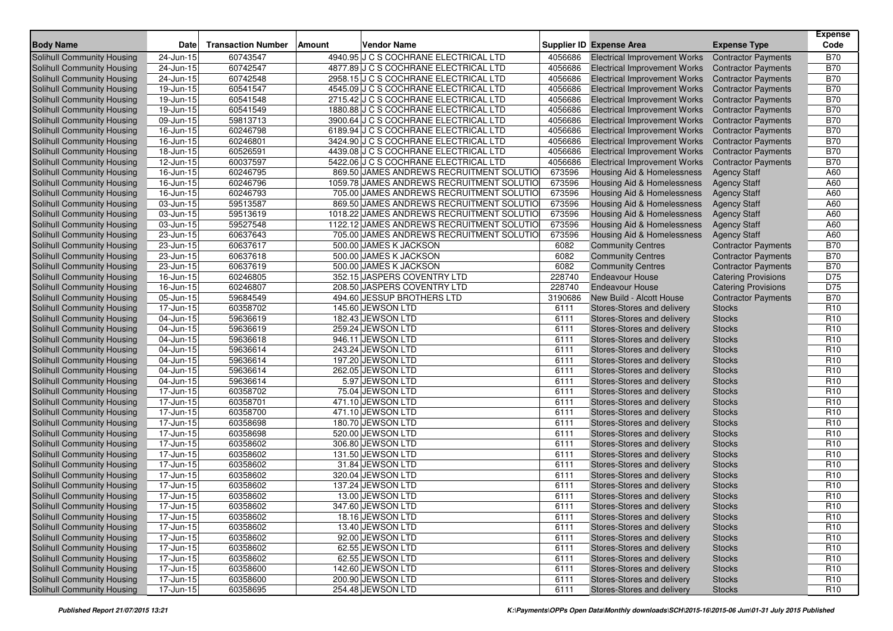| Body Name | Date | Transaction Number | Amount | Vendor Name | Supplier ID | Expense Area | Expense Type | Expense Code |
|---|---|---|---|---|---|---|---|---|
| Solihull Community Housing | 24-Jun-15 | 60743547 | 4940.95 | J C S COCHRANE ELECTRICAL LTD | 4056686 | Electrical Improvement Works | Contractor Payments | B70 |
| Solihull Community Housing | 24-Jun-15 | 60742547 | 4877.89 | J C S COCHRANE ELECTRICAL LTD | 4056686 | Electrical Improvement Works | Contractor Payments | B70 |
| Solihull Community Housing | 24-Jun-15 | 60742548 | 2958.15 | J C S COCHRANE ELECTRICAL LTD | 4056686 | Electrical Improvement Works | Contractor Payments | B70 |
| Solihull Community Housing | 19-Jun-15 | 60541547 | 4545.09 | J C S COCHRANE ELECTRICAL LTD | 4056686 | Electrical Improvement Works | Contractor Payments | B70 |
| Solihull Community Housing | 19-Jun-15 | 60541548 | 2715.42 | J C S COCHRANE ELECTRICAL LTD | 4056686 | Electrical Improvement Works | Contractor Payments | B70 |
| Solihull Community Housing | 19-Jun-15 | 60541549 | 1880.88 | J C S COCHRANE ELECTRICAL LTD | 4056686 | Electrical Improvement Works | Contractor Payments | B70 |
| Solihull Community Housing | 09-Jun-15 | 59813713 | 3900.64 | J C S COCHRANE ELECTRICAL LTD | 4056686 | Electrical Improvement Works | Contractor Payments | B70 |
| Solihull Community Housing | 16-Jun-15 | 60246798 | 6189.94 | J C S COCHRANE ELECTRICAL LTD | 4056686 | Electrical Improvement Works | Contractor Payments | B70 |
| Solihull Community Housing | 16-Jun-15 | 60246801 | 3424.90 | J C S COCHRANE ELECTRICAL LTD | 4056686 | Electrical Improvement Works | Contractor Payments | B70 |
| Solihull Community Housing | 18-Jun-15 | 60526591 | 4439.08 | J C S COCHRANE ELECTRICAL LTD | 4056686 | Electrical Improvement Works | Contractor Payments | B70 |
| Solihull Community Housing | 12-Jun-15 | 60037597 | 5422.06 | J C S COCHRANE ELECTRICAL LTD | 4056686 | Electrical Improvement Works | Contractor Payments | B70 |
| Solihull Community Housing | 16-Jun-15 | 60246795 | 869.50 | JAMES ANDREWS RECRUITMENT SOLUTIO | 673596 | Housing Aid & Homelessness | Agency Staff | A60 |
| Solihull Community Housing | 16-Jun-15 | 60246796 | 1059.78 | JAMES ANDREWS RECRUITMENT SOLUTIO | 673596 | Housing Aid & Homelessness | Agency Staff | A60 |
| Solihull Community Housing | 16-Jun-15 | 60246793 | 705.00 | JAMES ANDREWS RECRUITMENT SOLUTIO | 673596 | Housing Aid & Homelessness | Agency Staff | A60 |
| Solihull Community Housing | 03-Jun-15 | 59513587 | 869.50 | JAMES ANDREWS RECRUITMENT SOLUTIO | 673596 | Housing Aid & Homelessness | Agency Staff | A60 |
| Solihull Community Housing | 03-Jun-15 | 59513619 | 1018.22 | JAMES ANDREWS RECRUITMENT SOLUTIO | 673596 | Housing Aid & Homelessness | Agency Staff | A60 |
| Solihull Community Housing | 03-Jun-15 | 59527548 | 1122.12 | JAMES ANDREWS RECRUITMENT SOLUTIO | 673596 | Housing Aid & Homelessness | Agency Staff | A60 |
| Solihull Community Housing | 23-Jun-15 | 60637643 | 705.00 | JAMES ANDREWS RECRUITMENT SOLUTIO | 673596 | Housing Aid & Homelessness | Agency Staff | A60 |
| Solihull Community Housing | 23-Jun-15 | 60637617 | 500.00 | JAMES K JACKSON | 6082 | Community Centres | Contractor Payments | B70 |
| Solihull Community Housing | 23-Jun-15 | 60637618 | 500.00 | JAMES K JACKSON | 6082 | Community Centres | Contractor Payments | B70 |
| Solihull Community Housing | 23-Jun-15 | 60637619 | 500.00 | JAMES K JACKSON | 6082 | Community Centres | Contractor Payments | B70 |
| Solihull Community Housing | 16-Jun-15 | 60246805 | 352.15 | JASPERS COVENTRY LTD | 228740 | Endeavour House | Catering Provisions | D75 |
| Solihull Community Housing | 16-Jun-15 | 60246807 | 208.50 | JASPERS COVENTRY LTD | 228740 | Endeavour House | Catering Provisions | D75 |
| Solihull Community Housing | 05-Jun-15 | 59684549 | 494.60 | JESSUP BROTHERS LTD | 3190686 | New Build - Alcott House | Contractor Payments | B70 |
| Solihull Community Housing | 17-Jun-15 | 60358702 | 145.60 | JEWSON LTD | 6111 | Stores-Stores and delivery | Stocks | R10 |
| Solihull Community Housing | 04-Jun-15 | 59636619 | 182.43 | JEWSON LTD | 6111 | Stores-Stores and delivery | Stocks | R10 |
| Solihull Community Housing | 04-Jun-15 | 59636619 | 259.24 | JEWSON LTD | 6111 | Stores-Stores and delivery | Stocks | R10 |
| Solihull Community Housing | 04-Jun-15 | 59636618 | 946.11 | JEWSON LTD | 6111 | Stores-Stores and delivery | Stocks | R10 |
| Solihull Community Housing | 04-Jun-15 | 59636614 | 243.24 | JEWSON LTD | 6111 | Stores-Stores and delivery | Stocks | R10 |
| Solihull Community Housing | 04-Jun-15 | 59636614 | 197.20 | JEWSON LTD | 6111 | Stores-Stores and delivery | Stocks | R10 |
| Solihull Community Housing | 04-Jun-15 | 59636614 | 262.05 | JEWSON LTD | 6111 | Stores-Stores and delivery | Stocks | R10 |
| Solihull Community Housing | 04-Jun-15 | 59636614 | 5.97 | JEWSON LTD | 6111 | Stores-Stores and delivery | Stocks | R10 |
| Solihull Community Housing | 17-Jun-15 | 60358702 | 75.04 | JEWSON LTD | 6111 | Stores-Stores and delivery | Stocks | R10 |
| Solihull Community Housing | 17-Jun-15 | 60358701 | 471.10 | JEWSON LTD | 6111 | Stores-Stores and delivery | Stocks | R10 |
| Solihull Community Housing | 17-Jun-15 | 60358700 | 471.10 | JEWSON LTD | 6111 | Stores-Stores and delivery | Stocks | R10 |
| Solihull Community Housing | 17-Jun-15 | 60358698 | 180.70 | JEWSON LTD | 6111 | Stores-Stores and delivery | Stocks | R10 |
| Solihull Community Housing | 17-Jun-15 | 60358698 | 520.00 | JEWSON LTD | 6111 | Stores-Stores and delivery | Stocks | R10 |
| Solihull Community Housing | 17-Jun-15 | 60358602 | 306.80 | JEWSON LTD | 6111 | Stores-Stores and delivery | Stocks | R10 |
| Solihull Community Housing | 17-Jun-15 | 60358602 | 131.50 | JEWSON LTD | 6111 | Stores-Stores and delivery | Stocks | R10 |
| Solihull Community Housing | 17-Jun-15 | 60358602 | 31.84 | JEWSON LTD | 6111 | Stores-Stores and delivery | Stocks | R10 |
| Solihull Community Housing | 17-Jun-15 | 60358602 | 320.04 | JEWSON LTD | 6111 | Stores-Stores and delivery | Stocks | R10 |
| Solihull Community Housing | 17-Jun-15 | 60358602 | 137.24 | JEWSON LTD | 6111 | Stores-Stores and delivery | Stocks | R10 |
| Solihull Community Housing | 17-Jun-15 | 60358602 | 13.00 | JEWSON LTD | 6111 | Stores-Stores and delivery | Stocks | R10 |
| Solihull Community Housing | 17-Jun-15 | 60358602 | 347.60 | JEWSON LTD | 6111 | Stores-Stores and delivery | Stocks | R10 |
| Solihull Community Housing | 17-Jun-15 | 60358602 | 18.16 | JEWSON LTD | 6111 | Stores-Stores and delivery | Stocks | R10 |
| Solihull Community Housing | 17-Jun-15 | 60358602 | 13.40 | JEWSON LTD | 6111 | Stores-Stores and delivery | Stocks | R10 |
| Solihull Community Housing | 17-Jun-15 | 60358602 | 92.00 | JEWSON LTD | 6111 | Stores-Stores and delivery | Stocks | R10 |
| Solihull Community Housing | 17-Jun-15 | 60358602 | 62.55 | JEWSON LTD | 6111 | Stores-Stores and delivery | Stocks | R10 |
| Solihull Community Housing | 17-Jun-15 | 60358602 | 62.55 | JEWSON LTD | 6111 | Stores-Stores and delivery | Stocks | R10 |
| Solihull Community Housing | 17-Jun-15 | 60358600 | 142.60 | JEWSON LTD | 6111 | Stores-Stores and delivery | Stocks | R10 |
| Solihull Community Housing | 17-Jun-15 | 60358600 | 200.90 | JEWSON LTD | 6111 | Stores-Stores and delivery | Stocks | R10 |
| Solihull Community Housing | 17-Jun-15 | 60358695 | 254.48 | JEWSON LTD | 6111 | Stores-Stores and delivery | Stocks | R10 |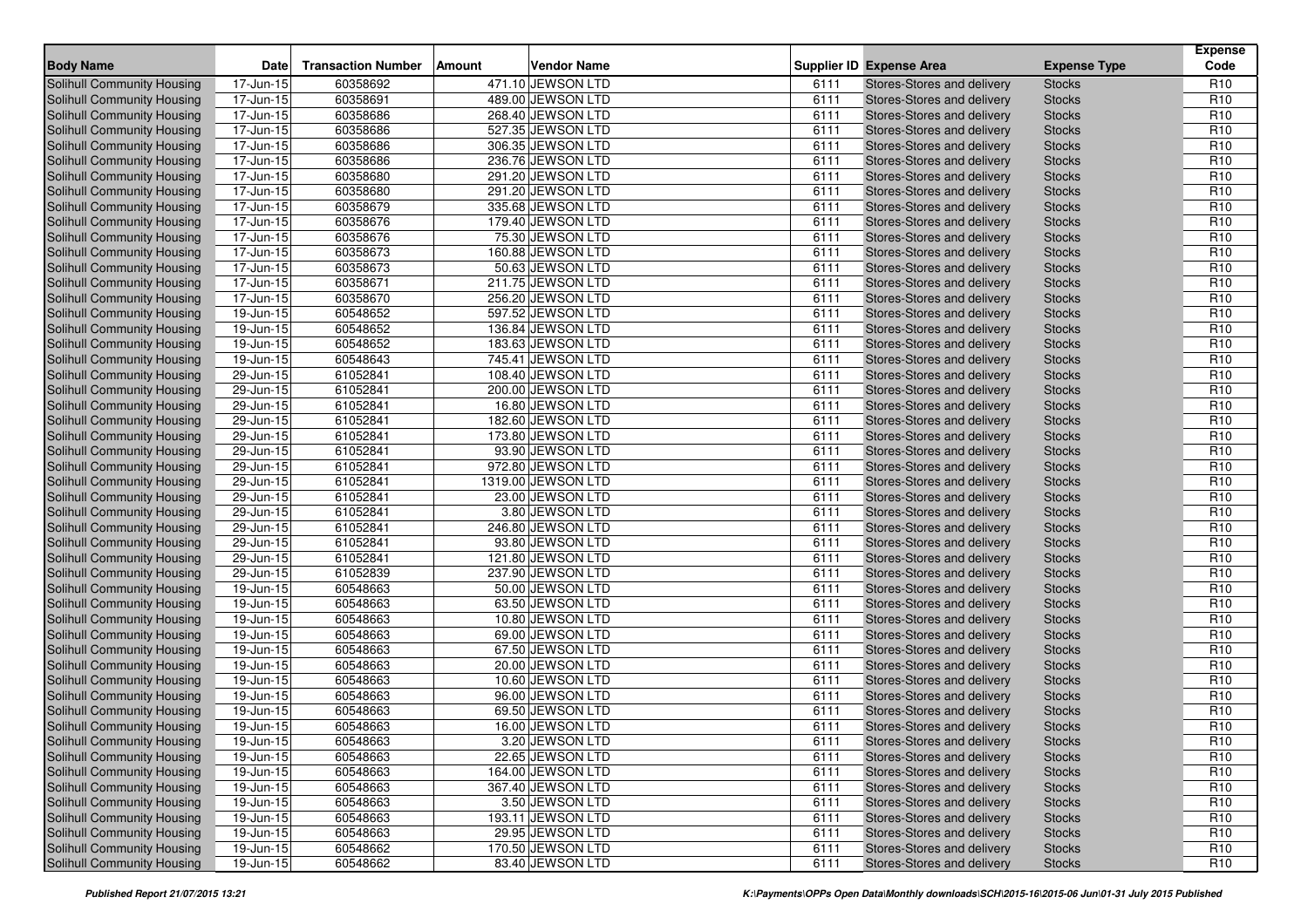| Body Name | Date | Transaction Number | Amount | Vendor Name | Supplier ID | Expense Area | Expense Type | Expense Code |
|---|---|---|---|---|---|---|---|---|
| Solihull Community Housing | 17-Jun-15 | 60358692 | 471.10 | JEWSON LTD | 6111 | Stores-Stores and delivery | Stocks | R10 |
| Solihull Community Housing | 17-Jun-15 | 60358691 | 489.00 | JEWSON LTD | 6111 | Stores-Stores and delivery | Stocks | R10 |
| Solihull Community Housing | 17-Jun-15 | 60358686 | 268.40 | JEWSON LTD | 6111 | Stores-Stores and delivery | Stocks | R10 |
| Solihull Community Housing | 17-Jun-15 | 60358686 | 527.35 | JEWSON LTD | 6111 | Stores-Stores and delivery | Stocks | R10 |
| Solihull Community Housing | 17-Jun-15 | 60358686 | 306.35 | JEWSON LTD | 6111 | Stores-Stores and delivery | Stocks | R10 |
| Solihull Community Housing | 17-Jun-15 | 60358686 | 236.76 | JEWSON LTD | 6111 | Stores-Stores and delivery | Stocks | R10 |
| Solihull Community Housing | 17-Jun-15 | 60358680 | 291.20 | JEWSON LTD | 6111 | Stores-Stores and delivery | Stocks | R10 |
| Solihull Community Housing | 17-Jun-15 | 60358680 | 291.20 | JEWSON LTD | 6111 | Stores-Stores and delivery | Stocks | R10 |
| Solihull Community Housing | 17-Jun-15 | 60358679 | 335.68 | JEWSON LTD | 6111 | Stores-Stores and delivery | Stocks | R10 |
| Solihull Community Housing | 17-Jun-15 | 60358676 | 179.40 | JEWSON LTD | 6111 | Stores-Stores and delivery | Stocks | R10 |
| Solihull Community Housing | 17-Jun-15 | 60358676 | 75.30 | JEWSON LTD | 6111 | Stores-Stores and delivery | Stocks | R10 |
| Solihull Community Housing | 17-Jun-15 | 60358673 | 160.88 | JEWSON LTD | 6111 | Stores-Stores and delivery | Stocks | R10 |
| Solihull Community Housing | 17-Jun-15 | 60358673 | 50.63 | JEWSON LTD | 6111 | Stores-Stores and delivery | Stocks | R10 |
| Solihull Community Housing | 17-Jun-15 | 60358671 | 211.75 | JEWSON LTD | 6111 | Stores-Stores and delivery | Stocks | R10 |
| Solihull Community Housing | 17-Jun-15 | 60358670 | 256.20 | JEWSON LTD | 6111 | Stores-Stores and delivery | Stocks | R10 |
| Solihull Community Housing | 19-Jun-15 | 60548652 | 597.52 | JEWSON LTD | 6111 | Stores-Stores and delivery | Stocks | R10 |
| Solihull Community Housing | 19-Jun-15 | 60548652 | 136.84 | JEWSON LTD | 6111 | Stores-Stores and delivery | Stocks | R10 |
| Solihull Community Housing | 19-Jun-15 | 60548652 | 183.63 | JEWSON LTD | 6111 | Stores-Stores and delivery | Stocks | R10 |
| Solihull Community Housing | 19-Jun-15 | 60548643 | 745.41 | JEWSON LTD | 6111 | Stores-Stores and delivery | Stocks | R10 |
| Solihull Community Housing | 29-Jun-15 | 61052841 | 108.40 | JEWSON LTD | 6111 | Stores-Stores and delivery | Stocks | R10 |
| Solihull Community Housing | 29-Jun-15 | 61052841 | 200.00 | JEWSON LTD | 6111 | Stores-Stores and delivery | Stocks | R10 |
| Solihull Community Housing | 29-Jun-15 | 61052841 | 16.80 | JEWSON LTD | 6111 | Stores-Stores and delivery | Stocks | R10 |
| Solihull Community Housing | 29-Jun-15 | 61052841 | 182.60 | JEWSON LTD | 6111 | Stores-Stores and delivery | Stocks | R10 |
| Solihull Community Housing | 29-Jun-15 | 61052841 | 173.80 | JEWSON LTD | 6111 | Stores-Stores and delivery | Stocks | R10 |
| Solihull Community Housing | 29-Jun-15 | 61052841 | 93.90 | JEWSON LTD | 6111 | Stores-Stores and delivery | Stocks | R10 |
| Solihull Community Housing | 29-Jun-15 | 61052841 | 972.80 | JEWSON LTD | 6111 | Stores-Stores and delivery | Stocks | R10 |
| Solihull Community Housing | 29-Jun-15 | 61052841 | 1319.00 | JEWSON LTD | 6111 | Stores-Stores and delivery | Stocks | R10 |
| Solihull Community Housing | 29-Jun-15 | 61052841 | 23.00 | JEWSON LTD | 6111 | Stores-Stores and delivery | Stocks | R10 |
| Solihull Community Housing | 29-Jun-15 | 61052841 | 3.80 | JEWSON LTD | 6111 | Stores-Stores and delivery | Stocks | R10 |
| Solihull Community Housing | 29-Jun-15 | 61052841 | 246.80 | JEWSON LTD | 6111 | Stores-Stores and delivery | Stocks | R10 |
| Solihull Community Housing | 29-Jun-15 | 61052841 | 93.80 | JEWSON LTD | 6111 | Stores-Stores and delivery | Stocks | R10 |
| Solihull Community Housing | 29-Jun-15 | 61052841 | 121.80 | JEWSON LTD | 6111 | Stores-Stores and delivery | Stocks | R10 |
| Solihull Community Housing | 29-Jun-15 | 61052839 | 237.90 | JEWSON LTD | 6111 | Stores-Stores and delivery | Stocks | R10 |
| Solihull Community Housing | 19-Jun-15 | 60548663 | 50.00 | JEWSON LTD | 6111 | Stores-Stores and delivery | Stocks | R10 |
| Solihull Community Housing | 19-Jun-15 | 60548663 | 63.50 | JEWSON LTD | 6111 | Stores-Stores and delivery | Stocks | R10 |
| Solihull Community Housing | 19-Jun-15 | 60548663 | 10.80 | JEWSON LTD | 6111 | Stores-Stores and delivery | Stocks | R10 |
| Solihull Community Housing | 19-Jun-15 | 60548663 | 69.00 | JEWSON LTD | 6111 | Stores-Stores and delivery | Stocks | R10 |
| Solihull Community Housing | 19-Jun-15 | 60548663 | 67.50 | JEWSON LTD | 6111 | Stores-Stores and delivery | Stocks | R10 |
| Solihull Community Housing | 19-Jun-15 | 60548663 | 20.00 | JEWSON LTD | 6111 | Stores-Stores and delivery | Stocks | R10 |
| Solihull Community Housing | 19-Jun-15 | 60548663 | 10.60 | JEWSON LTD | 6111 | Stores-Stores and delivery | Stocks | R10 |
| Solihull Community Housing | 19-Jun-15 | 60548663 | 96.00 | JEWSON LTD | 6111 | Stores-Stores and delivery | Stocks | R10 |
| Solihull Community Housing | 19-Jun-15 | 60548663 | 69.50 | JEWSON LTD | 6111 | Stores-Stores and delivery | Stocks | R10 |
| Solihull Community Housing | 19-Jun-15 | 60548663 | 16.00 | JEWSON LTD | 6111 | Stores-Stores and delivery | Stocks | R10 |
| Solihull Community Housing | 19-Jun-15 | 60548663 | 3.20 | JEWSON LTD | 6111 | Stores-Stores and delivery | Stocks | R10 |
| Solihull Community Housing | 19-Jun-15 | 60548663 | 22.65 | JEWSON LTD | 6111 | Stores-Stores and delivery | Stocks | R10 |
| Solihull Community Housing | 19-Jun-15 | 60548663 | 164.00 | JEWSON LTD | 6111 | Stores-Stores and delivery | Stocks | R10 |
| Solihull Community Housing | 19-Jun-15 | 60548663 | 367.40 | JEWSON LTD | 6111 | Stores-Stores and delivery | Stocks | R10 |
| Solihull Community Housing | 19-Jun-15 | 60548663 | 3.50 | JEWSON LTD | 6111 | Stores-Stores and delivery | Stocks | R10 |
| Solihull Community Housing | 19-Jun-15 | 60548663 | 193.11 | JEWSON LTD | 6111 | Stores-Stores and delivery | Stocks | R10 |
| Solihull Community Housing | 19-Jun-15 | 60548663 | 29.95 | JEWSON LTD | 6111 | Stores-Stores and delivery | Stocks | R10 |
| Solihull Community Housing | 19-Jun-15 | 60548662 | 170.50 | JEWSON LTD | 6111 | Stores-Stores and delivery | Stocks | R10 |
| Solihull Community Housing | 19-Jun-15 | 60548662 | 83.40 | JEWSON LTD | 6111 | Stores-Stores and delivery | Stocks | R10 |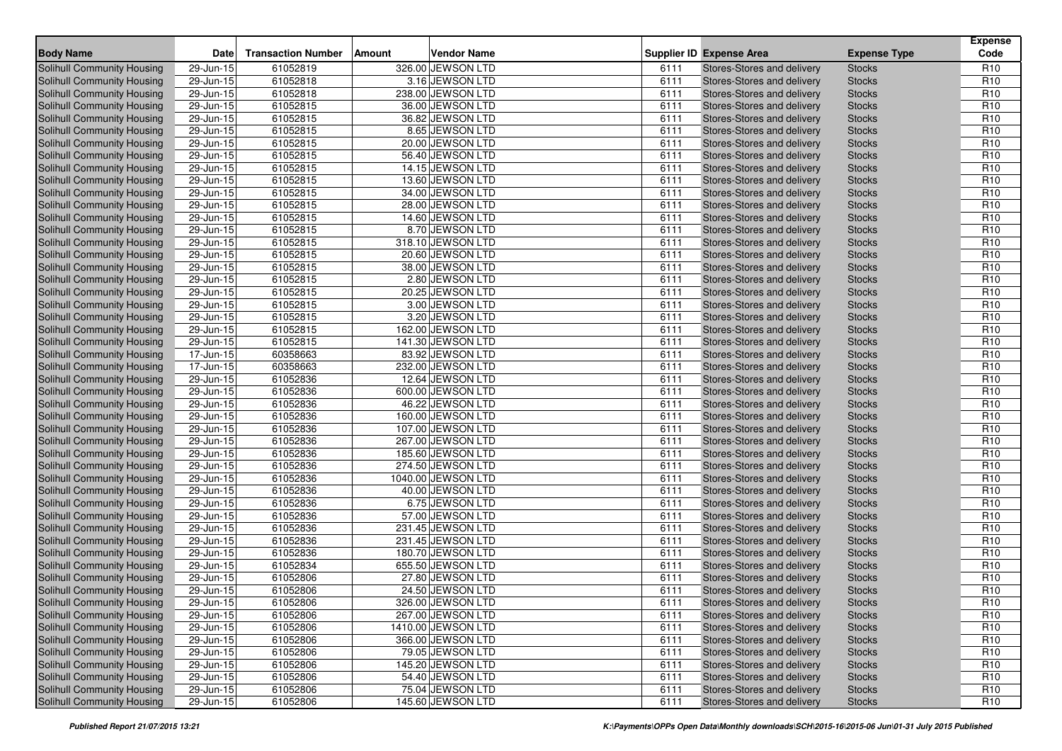| Body Name | Date | Transaction Number | Amount | Vendor Name | Supplier ID | Expense Area | Expense Type | Expense Code |
|---|---|---|---|---|---|---|---|---|
| Solihull Community Housing | 29-Jun-15 | 61052819 | 326.00 | JEWSON LTD | 6111 | Stores-Stores and delivery | Stocks | R10 |
| Solihull Community Housing | 29-Jun-15 | 61052818 | 3.16 | JEWSON LTD | 6111 | Stores-Stores and delivery | Stocks | R10 |
| Solihull Community Housing | 29-Jun-15 | 61052818 | 238.00 | JEWSON LTD | 6111 | Stores-Stores and delivery | Stocks | R10 |
| Solihull Community Housing | 29-Jun-15 | 61052815 | 36.00 | JEWSON LTD | 6111 | Stores-Stores and delivery | Stocks | R10 |
| Solihull Community Housing | 29-Jun-15 | 61052815 | 36.82 | JEWSON LTD | 6111 | Stores-Stores and delivery | Stocks | R10 |
| Solihull Community Housing | 29-Jun-15 | 61052815 | 8.65 | JEWSON LTD | 6111 | Stores-Stores and delivery | Stocks | R10 |
| Solihull Community Housing | 29-Jun-15 | 61052815 | 20.00 | JEWSON LTD | 6111 | Stores-Stores and delivery | Stocks | R10 |
| Solihull Community Housing | 29-Jun-15 | 61052815 | 56.40 | JEWSON LTD | 6111 | Stores-Stores and delivery | Stocks | R10 |
| Solihull Community Housing | 29-Jun-15 | 61052815 | 14.15 | JEWSON LTD | 6111 | Stores-Stores and delivery | Stocks | R10 |
| Solihull Community Housing | 29-Jun-15 | 61052815 | 13.60 | JEWSON LTD | 6111 | Stores-Stores and delivery | Stocks | R10 |
| Solihull Community Housing | 29-Jun-15 | 61052815 | 34.00 | JEWSON LTD | 6111 | Stores-Stores and delivery | Stocks | R10 |
| Solihull Community Housing | 29-Jun-15 | 61052815 | 28.00 | JEWSON LTD | 6111 | Stores-Stores and delivery | Stocks | R10 |
| Solihull Community Housing | 29-Jun-15 | 61052815 | 14.60 | JEWSON LTD | 6111 | Stores-Stores and delivery | Stocks | R10 |
| Solihull Community Housing | 29-Jun-15 | 61052815 | 8.70 | JEWSON LTD | 6111 | Stores-Stores and delivery | Stocks | R10 |
| Solihull Community Housing | 29-Jun-15 | 61052815 | 318.10 | JEWSON LTD | 6111 | Stores-Stores and delivery | Stocks | R10 |
| Solihull Community Housing | 29-Jun-15 | 61052815 | 20.60 | JEWSON LTD | 6111 | Stores-Stores and delivery | Stocks | R10 |
| Solihull Community Housing | 29-Jun-15 | 61052815 | 38.00 | JEWSON LTD | 6111 | Stores-Stores and delivery | Stocks | R10 |
| Solihull Community Housing | 29-Jun-15 | 61052815 | 2.80 | JEWSON LTD | 6111 | Stores-Stores and delivery | Stocks | R10 |
| Solihull Community Housing | 29-Jun-15 | 61052815 | 20.25 | JEWSON LTD | 6111 | Stores-Stores and delivery | Stocks | R10 |
| Solihull Community Housing | 29-Jun-15 | 61052815 | 3.00 | JEWSON LTD | 6111 | Stores-Stores and delivery | Stocks | R10 |
| Solihull Community Housing | 29-Jun-15 | 61052815 | 3.20 | JEWSON LTD | 6111 | Stores-Stores and delivery | Stocks | R10 |
| Solihull Community Housing | 29-Jun-15 | 61052815 | 162.00 | JEWSON LTD | 6111 | Stores-Stores and delivery | Stocks | R10 |
| Solihull Community Housing | 29-Jun-15 | 61052815 | 141.30 | JEWSON LTD | 6111 | Stores-Stores and delivery | Stocks | R10 |
| Solihull Community Housing | 17-Jun-15 | 60358663 | 83.92 | JEWSON LTD | 6111 | Stores-Stores and delivery | Stocks | R10 |
| Solihull Community Housing | 17-Jun-15 | 60358663 | 232.00 | JEWSON LTD | 6111 | Stores-Stores and delivery | Stocks | R10 |
| Solihull Community Housing | 29-Jun-15 | 61052836 | 12.64 | JEWSON LTD | 6111 | Stores-Stores and delivery | Stocks | R10 |
| Solihull Community Housing | 29-Jun-15 | 61052836 | 600.00 | JEWSON LTD | 6111 | Stores-Stores and delivery | Stocks | R10 |
| Solihull Community Housing | 29-Jun-15 | 61052836 | 46.22 | JEWSON LTD | 6111 | Stores-Stores and delivery | Stocks | R10 |
| Solihull Community Housing | 29-Jun-15 | 61052836 | 160.00 | JEWSON LTD | 6111 | Stores-Stores and delivery | Stocks | R10 |
| Solihull Community Housing | 29-Jun-15 | 61052836 | 107.00 | JEWSON LTD | 6111 | Stores-Stores and delivery | Stocks | R10 |
| Solihull Community Housing | 29-Jun-15 | 61052836 | 267.00 | JEWSON LTD | 6111 | Stores-Stores and delivery | Stocks | R10 |
| Solihull Community Housing | 29-Jun-15 | 61052836 | 185.60 | JEWSON LTD | 6111 | Stores-Stores and delivery | Stocks | R10 |
| Solihull Community Housing | 29-Jun-15 | 61052836 | 274.50 | JEWSON LTD | 6111 | Stores-Stores and delivery | Stocks | R10 |
| Solihull Community Housing | 29-Jun-15 | 61052836 | 1040.00 | JEWSON LTD | 6111 | Stores-Stores and delivery | Stocks | R10 |
| Solihull Community Housing | 29-Jun-15 | 61052836 | 40.00 | JEWSON LTD | 6111 | Stores-Stores and delivery | Stocks | R10 |
| Solihull Community Housing | 29-Jun-15 | 61052836 | 6.75 | JEWSON LTD | 6111 | Stores-Stores and delivery | Stocks | R10 |
| Solihull Community Housing | 29-Jun-15 | 61052836 | 57.00 | JEWSON LTD | 6111 | Stores-Stores and delivery | Stocks | R10 |
| Solihull Community Housing | 29-Jun-15 | 61052836 | 231.45 | JEWSON LTD | 6111 | Stores-Stores and delivery | Stocks | R10 |
| Solihull Community Housing | 29-Jun-15 | 61052836 | 231.45 | JEWSON LTD | 6111 | Stores-Stores and delivery | Stocks | R10 |
| Solihull Community Housing | 29-Jun-15 | 61052836 | 180.70 | JEWSON LTD | 6111 | Stores-Stores and delivery | Stocks | R10 |
| Solihull Community Housing | 29-Jun-15 | 61052834 | 655.50 | JEWSON LTD | 6111 | Stores-Stores and delivery | Stocks | R10 |
| Solihull Community Housing | 29-Jun-15 | 61052806 | 27.80 | JEWSON LTD | 6111 | Stores-Stores and delivery | Stocks | R10 |
| Solihull Community Housing | 29-Jun-15 | 61052806 | 24.50 | JEWSON LTD | 6111 | Stores-Stores and delivery | Stocks | R10 |
| Solihull Community Housing | 29-Jun-15 | 61052806 | 326.00 | JEWSON LTD | 6111 | Stores-Stores and delivery | Stocks | R10 |
| Solihull Community Housing | 29-Jun-15 | 61052806 | 267.00 | JEWSON LTD | 6111 | Stores-Stores and delivery | Stocks | R10 |
| Solihull Community Housing | 29-Jun-15 | 61052806 | 1410.00 | JEWSON LTD | 6111 | Stores-Stores and delivery | Stocks | R10 |
| Solihull Community Housing | 29-Jun-15 | 61052806 | 366.00 | JEWSON LTD | 6111 | Stores-Stores and delivery | Stocks | R10 |
| Solihull Community Housing | 29-Jun-15 | 61052806 | 79.05 | JEWSON LTD | 6111 | Stores-Stores and delivery | Stocks | R10 |
| Solihull Community Housing | 29-Jun-15 | 61052806 | 145.20 | JEWSON LTD | 6111 | Stores-Stores and delivery | Stocks | R10 |
| Solihull Community Housing | 29-Jun-15 | 61052806 | 54.40 | JEWSON LTD | 6111 | Stores-Stores and delivery | Stocks | R10 |
| Solihull Community Housing | 29-Jun-15 | 61052806 | 75.04 | JEWSON LTD | 6111 | Stores-Stores and delivery | Stocks | R10 |
| Solihull Community Housing | 29-Jun-15 | 61052806 | 145.60 | JEWSON LTD | 6111 | Stores-Stores and delivery | Stocks | R10 |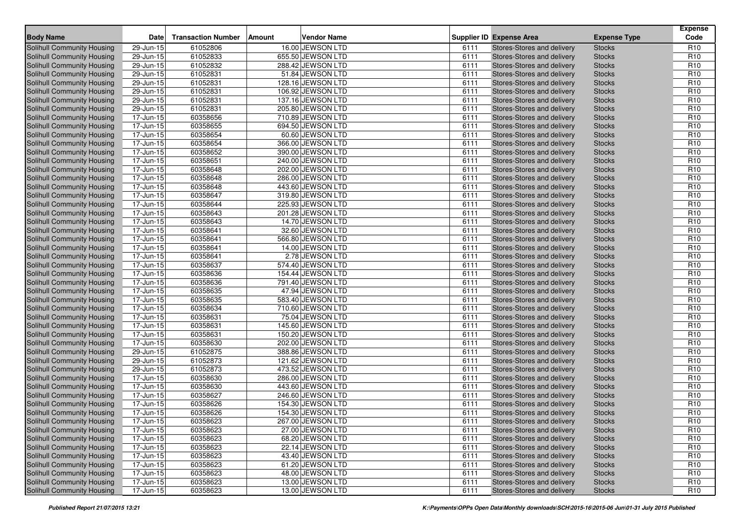| Body Name | Date | Transaction Number | Amount | Vendor Name | Supplier ID | Expense Area | Expense Type | Expense Code |
|---|---|---|---|---|---|---|---|---|
| Solihull Community Housing | 29-Jun-15 | 61052806 | 16.00 | JEWSON LTD | 6111 | Stores-Stores and delivery | Stocks | R10 |
| Solihull Community Housing | 29-Jun-15 | 61052833 | 655.50 | JEWSON LTD | 6111 | Stores-Stores and delivery | Stocks | R10 |
| Solihull Community Housing | 29-Jun-15 | 61052832 | 288.42 | JEWSON LTD | 6111 | Stores-Stores and delivery | Stocks | R10 |
| Solihull Community Housing | 29-Jun-15 | 61052831 | 51.84 | JEWSON LTD | 6111 | Stores-Stores and delivery | Stocks | R10 |
| Solihull Community Housing | 29-Jun-15 | 61052831 | 128.16 | JEWSON LTD | 6111 | Stores-Stores and delivery | Stocks | R10 |
| Solihull Community Housing | 29-Jun-15 | 61052831 | 106.92 | JEWSON LTD | 6111 | Stores-Stores and delivery | Stocks | R10 |
| Solihull Community Housing | 29-Jun-15 | 61052831 | 137.16 | JEWSON LTD | 6111 | Stores-Stores and delivery | Stocks | R10 |
| Solihull Community Housing | 29-Jun-15 | 61052831 | 205.80 | JEWSON LTD | 6111 | Stores-Stores and delivery | Stocks | R10 |
| Solihull Community Housing | 17-Jun-15 | 60358656 | 710.89 | JEWSON LTD | 6111 | Stores-Stores and delivery | Stocks | R10 |
| Solihull Community Housing | 17-Jun-15 | 60358655 | 694.50 | JEWSON LTD | 6111 | Stores-Stores and delivery | Stocks | R10 |
| Solihull Community Housing | 17-Jun-15 | 60358654 | 60.60 | JEWSON LTD | 6111 | Stores-Stores and delivery | Stocks | R10 |
| Solihull Community Housing | 17-Jun-15 | 60358654 | 366.00 | JEWSON LTD | 6111 | Stores-Stores and delivery | Stocks | R10 |
| Solihull Community Housing | 17-Jun-15 | 60358652 | 390.00 | JEWSON LTD | 6111 | Stores-Stores and delivery | Stocks | R10 |
| Solihull Community Housing | 17-Jun-15 | 60358651 | 240.00 | JEWSON LTD | 6111 | Stores-Stores and delivery | Stocks | R10 |
| Solihull Community Housing | 17-Jun-15 | 60358648 | 202.00 | JEWSON LTD | 6111 | Stores-Stores and delivery | Stocks | R10 |
| Solihull Community Housing | 17-Jun-15 | 60358648 | 286.00 | JEWSON LTD | 6111 | Stores-Stores and delivery | Stocks | R10 |
| Solihull Community Housing | 17-Jun-15 | 60358648 | 443.60 | JEWSON LTD | 6111 | Stores-Stores and delivery | Stocks | R10 |
| Solihull Community Housing | 17-Jun-15 | 60358647 | 319.80 | JEWSON LTD | 6111 | Stores-Stores and delivery | Stocks | R10 |
| Solihull Community Housing | 17-Jun-15 | 60358644 | 225.93 | JEWSON LTD | 6111 | Stores-Stores and delivery | Stocks | R10 |
| Solihull Community Housing | 17-Jun-15 | 60358643 | 201.28 | JEWSON LTD | 6111 | Stores-Stores and delivery | Stocks | R10 |
| Solihull Community Housing | 17-Jun-15 | 60358643 | 14.70 | JEWSON LTD | 6111 | Stores-Stores and delivery | Stocks | R10 |
| Solihull Community Housing | 17-Jun-15 | 60358641 | 32.60 | JEWSON LTD | 6111 | Stores-Stores and delivery | Stocks | R10 |
| Solihull Community Housing | 17-Jun-15 | 60358641 | 566.80 | JEWSON LTD | 6111 | Stores-Stores and delivery | Stocks | R10 |
| Solihull Community Housing | 17-Jun-15 | 60358641 | 14.00 | JEWSON LTD | 6111 | Stores-Stores and delivery | Stocks | R10 |
| Solihull Community Housing | 17-Jun-15 | 60358641 | 2.78 | JEWSON LTD | 6111 | Stores-Stores and delivery | Stocks | R10 |
| Solihull Community Housing | 17-Jun-15 | 60358637 | 574.40 | JEWSON LTD | 6111 | Stores-Stores and delivery | Stocks | R10 |
| Solihull Community Housing | 17-Jun-15 | 60358636 | 154.44 | JEWSON LTD | 6111 | Stores-Stores and delivery | Stocks | R10 |
| Solihull Community Housing | 17-Jun-15 | 60358636 | 791.40 | JEWSON LTD | 6111 | Stores-Stores and delivery | Stocks | R10 |
| Solihull Community Housing | 17-Jun-15 | 60358635 | 47.94 | JEWSON LTD | 6111 | Stores-Stores and delivery | Stocks | R10 |
| Solihull Community Housing | 17-Jun-15 | 60358635 | 583.40 | JEWSON LTD | 6111 | Stores-Stores and delivery | Stocks | R10 |
| Solihull Community Housing | 17-Jun-15 | 60358634 | 710.60 | JEWSON LTD | 6111 | Stores-Stores and delivery | Stocks | R10 |
| Solihull Community Housing | 17-Jun-15 | 60358631 | 75.04 | JEWSON LTD | 6111 | Stores-Stores and delivery | Stocks | R10 |
| Solihull Community Housing | 17-Jun-15 | 60358631 | 145.60 | JEWSON LTD | 6111 | Stores-Stores and delivery | Stocks | R10 |
| Solihull Community Housing | 17-Jun-15 | 60358631 | 150.20 | JEWSON LTD | 6111 | Stores-Stores and delivery | Stocks | R10 |
| Solihull Community Housing | 17-Jun-15 | 60358630 | 202.00 | JEWSON LTD | 6111 | Stores-Stores and delivery | Stocks | R10 |
| Solihull Community Housing | 29-Jun-15 | 61052875 | 388.86 | JEWSON LTD | 6111 | Stores-Stores and delivery | Stocks | R10 |
| Solihull Community Housing | 29-Jun-15 | 61052873 | 121.62 | JEWSON LTD | 6111 | Stores-Stores and delivery | Stocks | R10 |
| Solihull Community Housing | 29-Jun-15 | 61052873 | 473.52 | JEWSON LTD | 6111 | Stores-Stores and delivery | Stocks | R10 |
| Solihull Community Housing | 17-Jun-15 | 60358630 | 286.00 | JEWSON LTD | 6111 | Stores-Stores and delivery | Stocks | R10 |
| Solihull Community Housing | 17-Jun-15 | 60358630 | 443.60 | JEWSON LTD | 6111 | Stores-Stores and delivery | Stocks | R10 |
| Solihull Community Housing | 17-Jun-15 | 60358627 | 246.60 | JEWSON LTD | 6111 | Stores-Stores and delivery | Stocks | R10 |
| Solihull Community Housing | 17-Jun-15 | 60358626 | 154.30 | JEWSON LTD | 6111 | Stores-Stores and delivery | Stocks | R10 |
| Solihull Community Housing | 17-Jun-15 | 60358626 | 154.30 | JEWSON LTD | 6111 | Stores-Stores and delivery | Stocks | R10 |
| Solihull Community Housing | 17-Jun-15 | 60358623 | 267.00 | JEWSON LTD | 6111 | Stores-Stores and delivery | Stocks | R10 |
| Solihull Community Housing | 17-Jun-15 | 60358623 | 27.00 | JEWSON LTD | 6111 | Stores-Stores and delivery | Stocks | R10 |
| Solihull Community Housing | 17-Jun-15 | 60358623 | 68.20 | JEWSON LTD | 6111 | Stores-Stores and delivery | Stocks | R10 |
| Solihull Community Housing | 17-Jun-15 | 60358623 | 22.14 | JEWSON LTD | 6111 | Stores-Stores and delivery | Stocks | R10 |
| Solihull Community Housing | 17-Jun-15 | 60358623 | 43.40 | JEWSON LTD | 6111 | Stores-Stores and delivery | Stocks | R10 |
| Solihull Community Housing | 17-Jun-15 | 60358623 | 61.20 | JEWSON LTD | 6111 | Stores-Stores and delivery | Stocks | R10 |
| Solihull Community Housing | 17-Jun-15 | 60358623 | 48.00 | JEWSON LTD | 6111 | Stores-Stores and delivery | Stocks | R10 |
| Solihull Community Housing | 17-Jun-15 | 60358623 | 13.00 | JEWSON LTD | 6111 | Stores-Stores and delivery | Stocks | R10 |
| Solihull Community Housing | 17-Jun-15 | 60358623 | 13.00 | JEWSON LTD | 6111 | Stores-Stores and delivery | Stocks | R10 |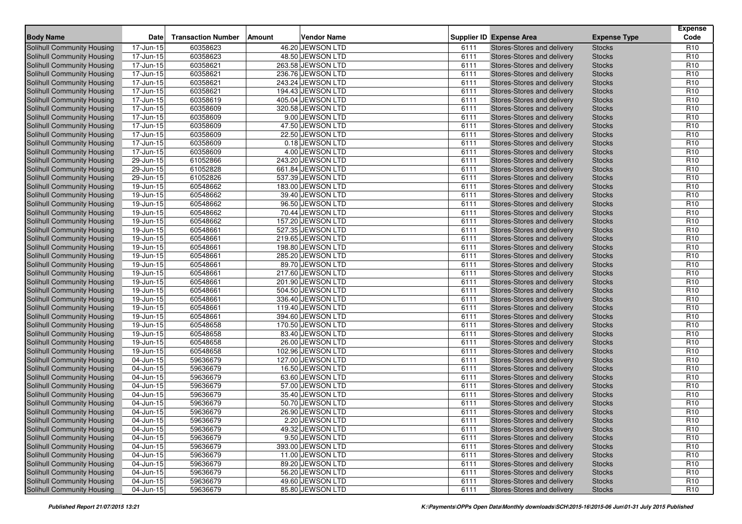| Body Name | Date | Transaction Number | Amount | Vendor Name | Supplier ID | Expense Area | Expense Type | Expense Code |
|---|---|---|---|---|---|---|---|---|
| Solihull Community Housing | 17-Jun-15 | 60358623 | 46.20 | JEWSON LTD | 6111 | Stores-Stores and delivery | Stocks | R10 |
| Solihull Community Housing | 17-Jun-15 | 60358623 | 48.50 | JEWSON LTD | 6111 | Stores-Stores and delivery | Stocks | R10 |
| Solihull Community Housing | 17-Jun-15 | 60358621 | 263.58 | JEWSON LTD | 6111 | Stores-Stores and delivery | Stocks | R10 |
| Solihull Community Housing | 17-Jun-15 | 60358621 | 236.76 | JEWSON LTD | 6111 | Stores-Stores and delivery | Stocks | R10 |
| Solihull Community Housing | 17-Jun-15 | 60358621 | 243.24 | JEWSON LTD | 6111 | Stores-Stores and delivery | Stocks | R10 |
| Solihull Community Housing | 17-Jun-15 | 60358621 | 194.43 | JEWSON LTD | 6111 | Stores-Stores and delivery | Stocks | R10 |
| Solihull Community Housing | 17-Jun-15 | 60358619 | 405.04 | JEWSON LTD | 6111 | Stores-Stores and delivery | Stocks | R10 |
| Solihull Community Housing | 17-Jun-15 | 60358609 | 320.58 | JEWSON LTD | 6111 | Stores-Stores and delivery | Stocks | R10 |
| Solihull Community Housing | 17-Jun-15 | 60358609 | 9.00 | JEWSON LTD | 6111 | Stores-Stores and delivery | Stocks | R10 |
| Solihull Community Housing | 17-Jun-15 | 60358609 | 47.50 | JEWSON LTD | 6111 | Stores-Stores and delivery | Stocks | R10 |
| Solihull Community Housing | 17-Jun-15 | 60358609 | 22.50 | JEWSON LTD | 6111 | Stores-Stores and delivery | Stocks | R10 |
| Solihull Community Housing | 17-Jun-15 | 60358609 | 0.18 | JEWSON LTD | 6111 | Stores-Stores and delivery | Stocks | R10 |
| Solihull Community Housing | 17-Jun-15 | 60358609 | 4.00 | JEWSON LTD | 6111 | Stores-Stores and delivery | Stocks | R10 |
| Solihull Community Housing | 29-Jun-15 | 61052866 | 243.20 | JEWSON LTD | 6111 | Stores-Stores and delivery | Stocks | R10 |
| Solihull Community Housing | 29-Jun-15 | 61052828 | 661.84 | JEWSON LTD | 6111 | Stores-Stores and delivery | Stocks | R10 |
| Solihull Community Housing | 29-Jun-15 | 61052826 | 537.39 | JEWSON LTD | 6111 | Stores-Stores and delivery | Stocks | R10 |
| Solihull Community Housing | 19-Jun-15 | 60548662 | 183.00 | JEWSON LTD | 6111 | Stores-Stores and delivery | Stocks | R10 |
| Solihull Community Housing | 19-Jun-15 | 60548662 | 39.40 | JEWSON LTD | 6111 | Stores-Stores and delivery | Stocks | R10 |
| Solihull Community Housing | 19-Jun-15 | 60548662 | 96.50 | JEWSON LTD | 6111 | Stores-Stores and delivery | Stocks | R10 |
| Solihull Community Housing | 19-Jun-15 | 60548662 | 70.44 | JEWSON LTD | 6111 | Stores-Stores and delivery | Stocks | R10 |
| Solihull Community Housing | 19-Jun-15 | 60548662 | 157.20 | JEWSON LTD | 6111 | Stores-Stores and delivery | Stocks | R10 |
| Solihull Community Housing | 19-Jun-15 | 60548661 | 527.35 | JEWSON LTD | 6111 | Stores-Stores and delivery | Stocks | R10 |
| Solihull Community Housing | 19-Jun-15 | 60548661 | 219.65 | JEWSON LTD | 6111 | Stores-Stores and delivery | Stocks | R10 |
| Solihull Community Housing | 19-Jun-15 | 60548661 | 198.80 | JEWSON LTD | 6111 | Stores-Stores and delivery | Stocks | R10 |
| Solihull Community Housing | 19-Jun-15 | 60548661 | 285.20 | JEWSON LTD | 6111 | Stores-Stores and delivery | Stocks | R10 |
| Solihull Community Housing | 19-Jun-15 | 60548661 | 89.70 | JEWSON LTD | 6111 | Stores-Stores and delivery | Stocks | R10 |
| Solihull Community Housing | 19-Jun-15 | 60548661 | 217.60 | JEWSON LTD | 6111 | Stores-Stores and delivery | Stocks | R10 |
| Solihull Community Housing | 19-Jun-15 | 60548661 | 201.90 | JEWSON LTD | 6111 | Stores-Stores and delivery | Stocks | R10 |
| Solihull Community Housing | 19-Jun-15 | 60548661 | 504.50 | JEWSON LTD | 6111 | Stores-Stores and delivery | Stocks | R10 |
| Solihull Community Housing | 19-Jun-15 | 60548661 | 336.40 | JEWSON LTD | 6111 | Stores-Stores and delivery | Stocks | R10 |
| Solihull Community Housing | 19-Jun-15 | 60548661 | 119.40 | JEWSON LTD | 6111 | Stores-Stores and delivery | Stocks | R10 |
| Solihull Community Housing | 19-Jun-15 | 60548661 | 394.60 | JEWSON LTD | 6111 | Stores-Stores and delivery | Stocks | R10 |
| Solihull Community Housing | 19-Jun-15 | 60548658 | 170.50 | JEWSON LTD | 6111 | Stores-Stores and delivery | Stocks | R10 |
| Solihull Community Housing | 19-Jun-15 | 60548658 | 83.40 | JEWSON LTD | 6111 | Stores-Stores and delivery | Stocks | R10 |
| Solihull Community Housing | 19-Jun-15 | 60548658 | 26.00 | JEWSON LTD | 6111 | Stores-Stores and delivery | Stocks | R10 |
| Solihull Community Housing | 19-Jun-15 | 60548658 | 102.96 | JEWSON LTD | 6111 | Stores-Stores and delivery | Stocks | R10 |
| Solihull Community Housing | 04-Jun-15 | 59636679 | 127.00 | JEWSON LTD | 6111 | Stores-Stores and delivery | Stocks | R10 |
| Solihull Community Housing | 04-Jun-15 | 59636679 | 16.50 | JEWSON LTD | 6111 | Stores-Stores and delivery | Stocks | R10 |
| Solihull Community Housing | 04-Jun-15 | 59636679 | 63.60 | JEWSON LTD | 6111 | Stores-Stores and delivery | Stocks | R10 |
| Solihull Community Housing | 04-Jun-15 | 59636679 | 57.00 | JEWSON LTD | 6111 | Stores-Stores and delivery | Stocks | R10 |
| Solihull Community Housing | 04-Jun-15 | 59636679 | 35.40 | JEWSON LTD | 6111 | Stores-Stores and delivery | Stocks | R10 |
| Solihull Community Housing | 04-Jun-15 | 59636679 | 50.70 | JEWSON LTD | 6111 | Stores-Stores and delivery | Stocks | R10 |
| Solihull Community Housing | 04-Jun-15 | 59636679 | 26.90 | JEWSON LTD | 6111 | Stores-Stores and delivery | Stocks | R10 |
| Solihull Community Housing | 04-Jun-15 | 59636679 | 2.20 | JEWSON LTD | 6111 | Stores-Stores and delivery | Stocks | R10 |
| Solihull Community Housing | 04-Jun-15 | 59636679 | 49.32 | JEWSON LTD | 6111 | Stores-Stores and delivery | Stocks | R10 |
| Solihull Community Housing | 04-Jun-15 | 59636679 | 9.50 | JEWSON LTD | 6111 | Stores-Stores and delivery | Stocks | R10 |
| Solihull Community Housing | 04-Jun-15 | 59636679 | 393.00 | JEWSON LTD | 6111 | Stores-Stores and delivery | Stocks | R10 |
| Solihull Community Housing | 04-Jun-15 | 59636679 | 11.00 | JEWSON LTD | 6111 | Stores-Stores and delivery | Stocks | R10 |
| Solihull Community Housing | 04-Jun-15 | 59636679 | 89.20 | JEWSON LTD | 6111 | Stores-Stores and delivery | Stocks | R10 |
| Solihull Community Housing | 04-Jun-15 | 59636679 | 56.20 | JEWSON LTD | 6111 | Stores-Stores and delivery | Stocks | R10 |
| Solihull Community Housing | 04-Jun-15 | 59636679 | 49.60 | JEWSON LTD | 6111 | Stores-Stores and delivery | Stocks | R10 |
| Solihull Community Housing | 04-Jun-15 | 59636679 | 85.80 | JEWSON LTD | 6111 | Stores-Stores and delivery | Stocks | R10 |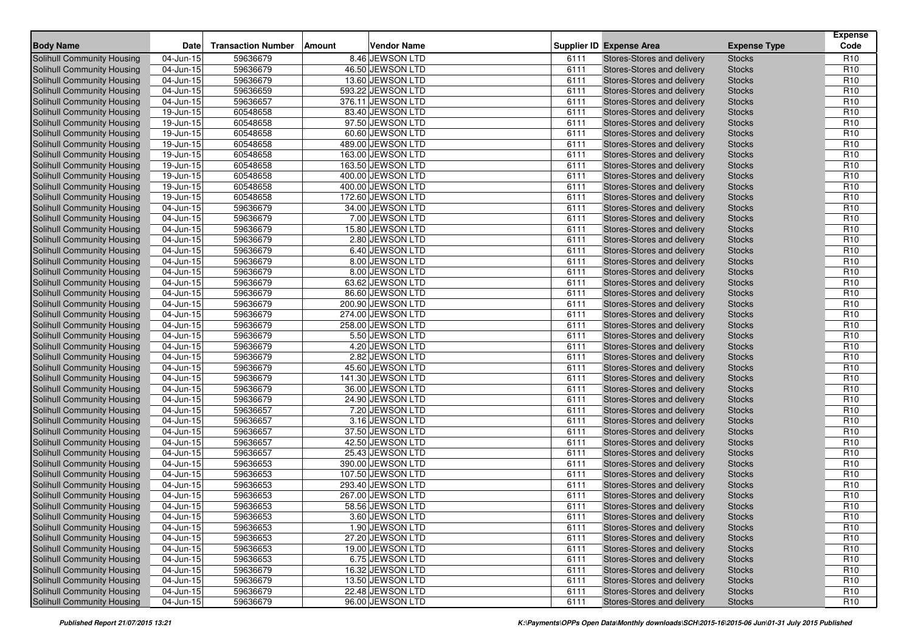| Body Name | Date | Transaction Number | Amount | Vendor Name | Supplier ID | Expense Area | Expense Type | Expense Code |
|---|---|---|---|---|---|---|---|---|
| Solihull Community Housing | 04-Jun-15 | 59636679 | 8.46 | JEWSON LTD | 6111 | Stores-Stores and delivery | Stocks | R10 |
| Solihull Community Housing | 04-Jun-15 | 59636679 | 46.50 | JEWSON LTD | 6111 | Stores-Stores and delivery | Stocks | R10 |
| Solihull Community Housing | 04-Jun-15 | 59636679 | 13.60 | JEWSON LTD | 6111 | Stores-Stores and delivery | Stocks | R10 |
| Solihull Community Housing | 04-Jun-15 | 59636659 | 593.22 | JEWSON LTD | 6111 | Stores-Stores and delivery | Stocks | R10 |
| Solihull Community Housing | 04-Jun-15 | 59636657 | 376.11 | JEWSON LTD | 6111 | Stores-Stores and delivery | Stocks | R10 |
| Solihull Community Housing | 19-Jun-15 | 60548658 | 83.40 | JEWSON LTD | 6111 | Stores-Stores and delivery | Stocks | R10 |
| Solihull Community Housing | 19-Jun-15 | 60548658 | 97.50 | JEWSON LTD | 6111 | Stores-Stores and delivery | Stocks | R10 |
| Solihull Community Housing | 19-Jun-15 | 60548658 | 60.60 | JEWSON LTD | 6111 | Stores-Stores and delivery | Stocks | R10 |
| Solihull Community Housing | 19-Jun-15 | 60548658 | 489.00 | JEWSON LTD | 6111 | Stores-Stores and delivery | Stocks | R10 |
| Solihull Community Housing | 19-Jun-15 | 60548658 | 163.00 | JEWSON LTD | 6111 | Stores-Stores and delivery | Stocks | R10 |
| Solihull Community Housing | 19-Jun-15 | 60548658 | 163.50 | JEWSON LTD | 6111 | Stores-Stores and delivery | Stocks | R10 |
| Solihull Community Housing | 19-Jun-15 | 60548658 | 400.00 | JEWSON LTD | 6111 | Stores-Stores and delivery | Stocks | R10 |
| Solihull Community Housing | 19-Jun-15 | 60548658 | 400.00 | JEWSON LTD | 6111 | Stores-Stores and delivery | Stocks | R10 |
| Solihull Community Housing | 19-Jun-15 | 60548658 | 172.60 | JEWSON LTD | 6111 | Stores-Stores and delivery | Stocks | R10 |
| Solihull Community Housing | 04-Jun-15 | 59636679 | 34.00 | JEWSON LTD | 6111 | Stores-Stores and delivery | Stocks | R10 |
| Solihull Community Housing | 04-Jun-15 | 59636679 | 7.00 | JEWSON LTD | 6111 | Stores-Stores and delivery | Stocks | R10 |
| Solihull Community Housing | 04-Jun-15 | 59636679 | 15.80 | JEWSON LTD | 6111 | Stores-Stores and delivery | Stocks | R10 |
| Solihull Community Housing | 04-Jun-15 | 59636679 | 2.80 | JEWSON LTD | 6111 | Stores-Stores and delivery | Stocks | R10 |
| Solihull Community Housing | 04-Jun-15 | 59636679 | 6.40 | JEWSON LTD | 6111 | Stores-Stores and delivery | Stocks | R10 |
| Solihull Community Housing | 04-Jun-15 | 59636679 | 8.00 | JEWSON LTD | 6111 | Stores-Stores and delivery | Stocks | R10 |
| Solihull Community Housing | 04-Jun-15 | 59636679 | 8.00 | JEWSON LTD | 6111 | Stores-Stores and delivery | Stocks | R10 |
| Solihull Community Housing | 04-Jun-15 | 59636679 | 63.62 | JEWSON LTD | 6111 | Stores-Stores and delivery | Stocks | R10 |
| Solihull Community Housing | 04-Jun-15 | 59636679 | 86.60 | JEWSON LTD | 6111 | Stores-Stores and delivery | Stocks | R10 |
| Solihull Community Housing | 04-Jun-15 | 59636679 | 200.90 | JEWSON LTD | 6111 | Stores-Stores and delivery | Stocks | R10 |
| Solihull Community Housing | 04-Jun-15 | 59636679 | 274.00 | JEWSON LTD | 6111 | Stores-Stores and delivery | Stocks | R10 |
| Solihull Community Housing | 04-Jun-15 | 59636679 | 258.00 | JEWSON LTD | 6111 | Stores-Stores and delivery | Stocks | R10 |
| Solihull Community Housing | 04-Jun-15 | 59636679 | 5.50 | JEWSON LTD | 6111 | Stores-Stores and delivery | Stocks | R10 |
| Solihull Community Housing | 04-Jun-15 | 59636679 | 4.20 | JEWSON LTD | 6111 | Stores-Stores and delivery | Stocks | R10 |
| Solihull Community Housing | 04-Jun-15 | 59636679 | 2.82 | JEWSON LTD | 6111 | Stores-Stores and delivery | Stocks | R10 |
| Solihull Community Housing | 04-Jun-15 | 59636679 | 45.60 | JEWSON LTD | 6111 | Stores-Stores and delivery | Stocks | R10 |
| Solihull Community Housing | 04-Jun-15 | 59636679 | 141.30 | JEWSON LTD | 6111 | Stores-Stores and delivery | Stocks | R10 |
| Solihull Community Housing | 04-Jun-15 | 59636679 | 36.00 | JEWSON LTD | 6111 | Stores-Stores and delivery | Stocks | R10 |
| Solihull Community Housing | 04-Jun-15 | 59636679 | 24.90 | JEWSON LTD | 6111 | Stores-Stores and delivery | Stocks | R10 |
| Solihull Community Housing | 04-Jun-15 | 59636657 | 7.20 | JEWSON LTD | 6111 | Stores-Stores and delivery | Stocks | R10 |
| Solihull Community Housing | 04-Jun-15 | 59636657 | 3.16 | JEWSON LTD | 6111 | Stores-Stores and delivery | Stocks | R10 |
| Solihull Community Housing | 04-Jun-15 | 59636657 | 37.50 | JEWSON LTD | 6111 | Stores-Stores and delivery | Stocks | R10 |
| Solihull Community Housing | 04-Jun-15 | 59636657 | 42.50 | JEWSON LTD | 6111 | Stores-Stores and delivery | Stocks | R10 |
| Solihull Community Housing | 04-Jun-15 | 59636657 | 25.43 | JEWSON LTD | 6111 | Stores-Stores and delivery | Stocks | R10 |
| Solihull Community Housing | 04-Jun-15 | 59636653 | 390.00 | JEWSON LTD | 6111 | Stores-Stores and delivery | Stocks | R10 |
| Solihull Community Housing | 04-Jun-15 | 59636653 | 107.50 | JEWSON LTD | 6111 | Stores-Stores and delivery | Stocks | R10 |
| Solihull Community Housing | 04-Jun-15 | 59636653 | 293.40 | JEWSON LTD | 6111 | Stores-Stores and delivery | Stocks | R10 |
| Solihull Community Housing | 04-Jun-15 | 59636653 | 267.00 | JEWSON LTD | 6111 | Stores-Stores and delivery | Stocks | R10 |
| Solihull Community Housing | 04-Jun-15 | 59636653 | 58.56 | JEWSON LTD | 6111 | Stores-Stores and delivery | Stocks | R10 |
| Solihull Community Housing | 04-Jun-15 | 59636653 | 3.60 | JEWSON LTD | 6111 | Stores-Stores and delivery | Stocks | R10 |
| Solihull Community Housing | 04-Jun-15 | 59636653 | 1.90 | JEWSON LTD | 6111 | Stores-Stores and delivery | Stocks | R10 |
| Solihull Community Housing | 04-Jun-15 | 59636653 | 27.20 | JEWSON LTD | 6111 | Stores-Stores and delivery | Stocks | R10 |
| Solihull Community Housing | 04-Jun-15 | 59636653 | 19.00 | JEWSON LTD | 6111 | Stores-Stores and delivery | Stocks | R10 |
| Solihull Community Housing | 04-Jun-15 | 59636653 | 6.75 | JEWSON LTD | 6111 | Stores-Stores and delivery | Stocks | R10 |
| Solihull Community Housing | 04-Jun-15 | 59636679 | 16.32 | JEWSON LTD | 6111 | Stores-Stores and delivery | Stocks | R10 |
| Solihull Community Housing | 04-Jun-15 | 59636679 | 13.50 | JEWSON LTD | 6111 | Stores-Stores and delivery | Stocks | R10 |
| Solihull Community Housing | 04-Jun-15 | 59636679 | 22.48 | JEWSON LTD | 6111 | Stores-Stores and delivery | Stocks | R10 |
| Solihull Community Housing | 04-Jun-15 | 59636679 | 96.00 | JEWSON LTD | 6111 | Stores-Stores and delivery | Stocks | R10 |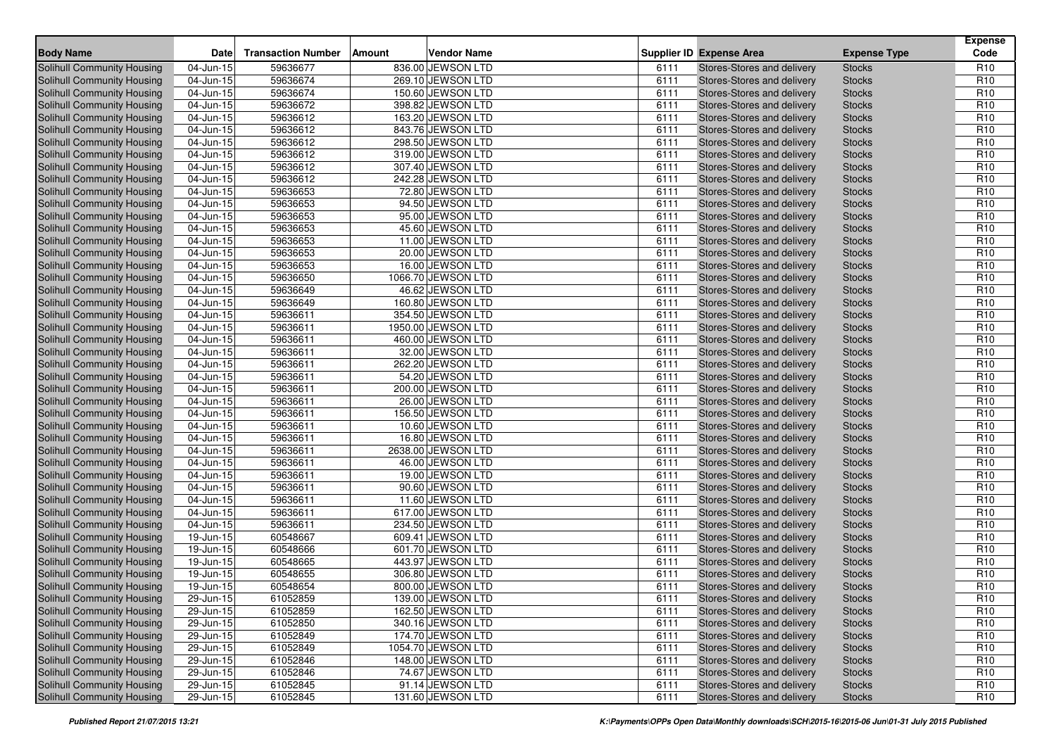| Body Name | Date | Transaction Number | Amount | Vendor Name | Supplier ID | Expense Area | Expense Type | Expense Code |
|---|---|---|---|---|---|---|---|---|
| Solihull Community Housing | 04-Jun-15 | 59636677 | 836.00 | JEWSON LTD | 6111 | Stores-Stores and delivery | Stocks | R10 |
| Solihull Community Housing | 04-Jun-15 | 59636674 | 269.10 | JEWSON LTD | 6111 | Stores-Stores and delivery | Stocks | R10 |
| Solihull Community Housing | 04-Jun-15 | 59636674 | 150.60 | JEWSON LTD | 6111 | Stores-Stores and delivery | Stocks | R10 |
| Solihull Community Housing | 04-Jun-15 | 59636672 | 398.82 | JEWSON LTD | 6111 | Stores-Stores and delivery | Stocks | R10 |
| Solihull Community Housing | 04-Jun-15 | 59636612 | 163.20 | JEWSON LTD | 6111 | Stores-Stores and delivery | Stocks | R10 |
| Solihull Community Housing | 04-Jun-15 | 59636612 | 843.76 | JEWSON LTD | 6111 | Stores-Stores and delivery | Stocks | R10 |
| Solihull Community Housing | 04-Jun-15 | 59636612 | 298.50 | JEWSON LTD | 6111 | Stores-Stores and delivery | Stocks | R10 |
| Solihull Community Housing | 04-Jun-15 | 59636612 | 319.00 | JEWSON LTD | 6111 | Stores-Stores and delivery | Stocks | R10 |
| Solihull Community Housing | 04-Jun-15 | 59636612 | 307.40 | JEWSON LTD | 6111 | Stores-Stores and delivery | Stocks | R10 |
| Solihull Community Housing | 04-Jun-15 | 59636612 | 242.28 | JEWSON LTD | 6111 | Stores-Stores and delivery | Stocks | R10 |
| Solihull Community Housing | 04-Jun-15 | 59636653 | 72.80 | JEWSON LTD | 6111 | Stores-Stores and delivery | Stocks | R10 |
| Solihull Community Housing | 04-Jun-15 | 59636653 | 94.50 | JEWSON LTD | 6111 | Stores-Stores and delivery | Stocks | R10 |
| Solihull Community Housing | 04-Jun-15 | 59636653 | 95.00 | JEWSON LTD | 6111 | Stores-Stores and delivery | Stocks | R10 |
| Solihull Community Housing | 04-Jun-15 | 59636653 | 45.60 | JEWSON LTD | 6111 | Stores-Stores and delivery | Stocks | R10 |
| Solihull Community Housing | 04-Jun-15 | 59636653 | 11.00 | JEWSON LTD | 6111 | Stores-Stores and delivery | Stocks | R10 |
| Solihull Community Housing | 04-Jun-15 | 59636653 | 20.00 | JEWSON LTD | 6111 | Stores-Stores and delivery | Stocks | R10 |
| Solihull Community Housing | 04-Jun-15 | 59636653 | 16.00 | JEWSON LTD | 6111 | Stores-Stores and delivery | Stocks | R10 |
| Solihull Community Housing | 04-Jun-15 | 59636650 | 1066.70 | JEWSON LTD | 6111 | Stores-Stores and delivery | Stocks | R10 |
| Solihull Community Housing | 04-Jun-15 | 59636649 | 46.62 | JEWSON LTD | 6111 | Stores-Stores and delivery | Stocks | R10 |
| Solihull Community Housing | 04-Jun-15 | 59636649 | 160.80 | JEWSON LTD | 6111 | Stores-Stores and delivery | Stocks | R10 |
| Solihull Community Housing | 04-Jun-15 | 59636611 | 354.50 | JEWSON LTD | 6111 | Stores-Stores and delivery | Stocks | R10 |
| Solihull Community Housing | 04-Jun-15 | 59636611 | 1950.00 | JEWSON LTD | 6111 | Stores-Stores and delivery | Stocks | R10 |
| Solihull Community Housing | 04-Jun-15 | 59636611 | 460.00 | JEWSON LTD | 6111 | Stores-Stores and delivery | Stocks | R10 |
| Solihull Community Housing | 04-Jun-15 | 59636611 | 32.00 | JEWSON LTD | 6111 | Stores-Stores and delivery | Stocks | R10 |
| Solihull Community Housing | 04-Jun-15 | 59636611 | 262.20 | JEWSON LTD | 6111 | Stores-Stores and delivery | Stocks | R10 |
| Solihull Community Housing | 04-Jun-15 | 59636611 | 54.20 | JEWSON LTD | 6111 | Stores-Stores and delivery | Stocks | R10 |
| Solihull Community Housing | 04-Jun-15 | 59636611 | 200.00 | JEWSON LTD | 6111 | Stores-Stores and delivery | Stocks | R10 |
| Solihull Community Housing | 04-Jun-15 | 59636611 | 26.00 | JEWSON LTD | 6111 | Stores-Stores and delivery | Stocks | R10 |
| Solihull Community Housing | 04-Jun-15 | 59636611 | 156.50 | JEWSON LTD | 6111 | Stores-Stores and delivery | Stocks | R10 |
| Solihull Community Housing | 04-Jun-15 | 59636611 | 10.60 | JEWSON LTD | 6111 | Stores-Stores and delivery | Stocks | R10 |
| Solihull Community Housing | 04-Jun-15 | 59636611 | 16.80 | JEWSON LTD | 6111 | Stores-Stores and delivery | Stocks | R10 |
| Solihull Community Housing | 04-Jun-15 | 59636611 | 2638.00 | JEWSON LTD | 6111 | Stores-Stores and delivery | Stocks | R10 |
| Solihull Community Housing | 04-Jun-15 | 59636611 | 46.00 | JEWSON LTD | 6111 | Stores-Stores and delivery | Stocks | R10 |
| Solihull Community Housing | 04-Jun-15 | 59636611 | 19.00 | JEWSON LTD | 6111 | Stores-Stores and delivery | Stocks | R10 |
| Solihull Community Housing | 04-Jun-15 | 59636611 | 90.60 | JEWSON LTD | 6111 | Stores-Stores and delivery | Stocks | R10 |
| Solihull Community Housing | 04-Jun-15 | 59636611 | 11.60 | JEWSON LTD | 6111 | Stores-Stores and delivery | Stocks | R10 |
| Solihull Community Housing | 04-Jun-15 | 59636611 | 617.00 | JEWSON LTD | 6111 | Stores-Stores and delivery | Stocks | R10 |
| Solihull Community Housing | 04-Jun-15 | 59636611 | 234.50 | JEWSON LTD | 6111 | Stores-Stores and delivery | Stocks | R10 |
| Solihull Community Housing | 19-Jun-15 | 60548667 | 609.41 | JEWSON LTD | 6111 | Stores-Stores and delivery | Stocks | R10 |
| Solihull Community Housing | 19-Jun-15 | 60548666 | 601.70 | JEWSON LTD | 6111 | Stores-Stores and delivery | Stocks | R10 |
| Solihull Community Housing | 19-Jun-15 | 60548665 | 443.97 | JEWSON LTD | 6111 | Stores-Stores and delivery | Stocks | R10 |
| Solihull Community Housing | 19-Jun-15 | 60548655 | 306.80 | JEWSON LTD | 6111 | Stores-Stores and delivery | Stocks | R10 |
| Solihull Community Housing | 19-Jun-15 | 60548654 | 800.00 | JEWSON LTD | 6111 | Stores-Stores and delivery | Stocks | R10 |
| Solihull Community Housing | 29-Jun-15 | 61052859 | 139.00 | JEWSON LTD | 6111 | Stores-Stores and delivery | Stocks | R10 |
| Solihull Community Housing | 29-Jun-15 | 61052859 | 162.50 | JEWSON LTD | 6111 | Stores-Stores and delivery | Stocks | R10 |
| Solihull Community Housing | 29-Jun-15 | 61052850 | 340.16 | JEWSON LTD | 6111 | Stores-Stores and delivery | Stocks | R10 |
| Solihull Community Housing | 29-Jun-15 | 61052849 | 174.70 | JEWSON LTD | 6111 | Stores-Stores and delivery | Stocks | R10 |
| Solihull Community Housing | 29-Jun-15 | 61052849 | 1054.70 | JEWSON LTD | 6111 | Stores-Stores and delivery | Stocks | R10 |
| Solihull Community Housing | 29-Jun-15 | 61052846 | 148.00 | JEWSON LTD | 6111 | Stores-Stores and delivery | Stocks | R10 |
| Solihull Community Housing | 29-Jun-15 | 61052846 | 74.67 | JEWSON LTD | 6111 | Stores-Stores and delivery | Stocks | R10 |
| Solihull Community Housing | 29-Jun-15 | 61052845 | 91.14 | JEWSON LTD | 6111 | Stores-Stores and delivery | Stocks | R10 |
| Solihull Community Housing | 29-Jun-15 | 61052845 | 131.60 | JEWSON LTD | 6111 | Stores-Stores and delivery | Stocks | R10 |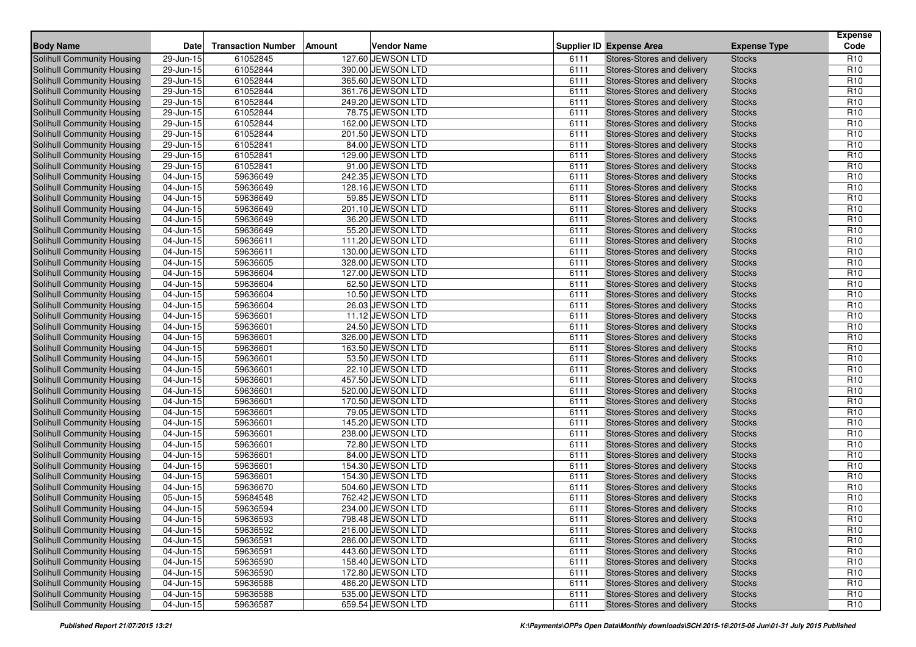| Body Name | Date | Transaction Number | Amount | Vendor Name | Supplier ID | Expense Area | Expense Type | Expense Code |
|---|---|---|---|---|---|---|---|---|
| Solihull Community Housing | 29-Jun-15 | 61052845 | 127.60 | JEWSON LTD | 6111 | Stores-Stores and delivery | Stocks | R10 |
| Solihull Community Housing | 29-Jun-15 | 61052844 | 390.00 | JEWSON LTD | 6111 | Stores-Stores and delivery | Stocks | R10 |
| Solihull Community Housing | 29-Jun-15 | 61052844 | 365.60 | JEWSON LTD | 6111 | Stores-Stores and delivery | Stocks | R10 |
| Solihull Community Housing | 29-Jun-15 | 61052844 | 361.76 | JEWSON LTD | 6111 | Stores-Stores and delivery | Stocks | R10 |
| Solihull Community Housing | 29-Jun-15 | 61052844 | 249.20 | JEWSON LTD | 6111 | Stores-Stores and delivery | Stocks | R10 |
| Solihull Community Housing | 29-Jun-15 | 61052844 | 78.75 | JEWSON LTD | 6111 | Stores-Stores and delivery | Stocks | R10 |
| Solihull Community Housing | 29-Jun-15 | 61052844 | 162.00 | JEWSON LTD | 6111 | Stores-Stores and delivery | Stocks | R10 |
| Solihull Community Housing | 29-Jun-15 | 61052844 | 201.50 | JEWSON LTD | 6111 | Stores-Stores and delivery | Stocks | R10 |
| Solihull Community Housing | 29-Jun-15 | 61052841 | 84.00 | JEWSON LTD | 6111 | Stores-Stores and delivery | Stocks | R10 |
| Solihull Community Housing | 29-Jun-15 | 61052841 | 129.00 | JEWSON LTD | 6111 | Stores-Stores and delivery | Stocks | R10 |
| Solihull Community Housing | 29-Jun-15 | 61052841 | 91.00 | JEWSON LTD | 6111 | Stores-Stores and delivery | Stocks | R10 |
| Solihull Community Housing | 04-Jun-15 | 59636649 | 242.35 | JEWSON LTD | 6111 | Stores-Stores and delivery | Stocks | R10 |
| Solihull Community Housing | 04-Jun-15 | 59636649 | 128.16 | JEWSON LTD | 6111 | Stores-Stores and delivery | Stocks | R10 |
| Solihull Community Housing | 04-Jun-15 | 59636649 | 59.85 | JEWSON LTD | 6111 | Stores-Stores and delivery | Stocks | R10 |
| Solihull Community Housing | 04-Jun-15 | 59636649 | 201.10 | JEWSON LTD | 6111 | Stores-Stores and delivery | Stocks | R10 |
| Solihull Community Housing | 04-Jun-15 | 59636649 | 36.20 | JEWSON LTD | 6111 | Stores-Stores and delivery | Stocks | R10 |
| Solihull Community Housing | 04-Jun-15 | 59636649 | 55.20 | JEWSON LTD | 6111 | Stores-Stores and delivery | Stocks | R10 |
| Solihull Community Housing | 04-Jun-15 | 59636611 | 111.20 | JEWSON LTD | 6111 | Stores-Stores and delivery | Stocks | R10 |
| Solihull Community Housing | 04-Jun-15 | 59636611 | 130.00 | JEWSON LTD | 6111 | Stores-Stores and delivery | Stocks | R10 |
| Solihull Community Housing | 04-Jun-15 | 59636605 | 328.00 | JEWSON LTD | 6111 | Stores-Stores and delivery | Stocks | R10 |
| Solihull Community Housing | 04-Jun-15 | 59636604 | 127.00 | JEWSON LTD | 6111 | Stores-Stores and delivery | Stocks | R10 |
| Solihull Community Housing | 04-Jun-15 | 59636604 | 62.50 | JEWSON LTD | 6111 | Stores-Stores and delivery | Stocks | R10 |
| Solihull Community Housing | 04-Jun-15 | 59636604 | 10.50 | JEWSON LTD | 6111 | Stores-Stores and delivery | Stocks | R10 |
| Solihull Community Housing | 04-Jun-15 | 59636604 | 26.03 | JEWSON LTD | 6111 | Stores-Stores and delivery | Stocks | R10 |
| Solihull Community Housing | 04-Jun-15 | 59636601 | 11.12 | JEWSON LTD | 6111 | Stores-Stores and delivery | Stocks | R10 |
| Solihull Community Housing | 04-Jun-15 | 59636601 | 24.50 | JEWSON LTD | 6111 | Stores-Stores and delivery | Stocks | R10 |
| Solihull Community Housing | 04-Jun-15 | 59636601 | 326.00 | JEWSON LTD | 6111 | Stores-Stores and delivery | Stocks | R10 |
| Solihull Community Housing | 04-Jun-15 | 59636601 | 163.50 | JEWSON LTD | 6111 | Stores-Stores and delivery | Stocks | R10 |
| Solihull Community Housing | 04-Jun-15 | 59636601 | 53.50 | JEWSON LTD | 6111 | Stores-Stores and delivery | Stocks | R10 |
| Solihull Community Housing | 04-Jun-15 | 59636601 | 22.10 | JEWSON LTD | 6111 | Stores-Stores and delivery | Stocks | R10 |
| Solihull Community Housing | 04-Jun-15 | 59636601 | 457.50 | JEWSON LTD | 6111 | Stores-Stores and delivery | Stocks | R10 |
| Solihull Community Housing | 04-Jun-15 | 59636601 | 520.00 | JEWSON LTD | 6111 | Stores-Stores and delivery | Stocks | R10 |
| Solihull Community Housing | 04-Jun-15 | 59636601 | 170.50 | JEWSON LTD | 6111 | Stores-Stores and delivery | Stocks | R10 |
| Solihull Community Housing | 04-Jun-15 | 59636601 | 79.05 | JEWSON LTD | 6111 | Stores-Stores and delivery | Stocks | R10 |
| Solihull Community Housing | 04-Jun-15 | 59636601 | 145.20 | JEWSON LTD | 6111 | Stores-Stores and delivery | Stocks | R10 |
| Solihull Community Housing | 04-Jun-15 | 59636601 | 238.00 | JEWSON LTD | 6111 | Stores-Stores and delivery | Stocks | R10 |
| Solihull Community Housing | 04-Jun-15 | 59636601 | 72.80 | JEWSON LTD | 6111 | Stores-Stores and delivery | Stocks | R10 |
| Solihull Community Housing | 04-Jun-15 | 59636601 | 84.00 | JEWSON LTD | 6111 | Stores-Stores and delivery | Stocks | R10 |
| Solihull Community Housing | 04-Jun-15 | 59636601 | 154.30 | JEWSON LTD | 6111 | Stores-Stores and delivery | Stocks | R10 |
| Solihull Community Housing | 04-Jun-15 | 59636601 | 154.30 | JEWSON LTD | 6111 | Stores-Stores and delivery | Stocks | R10 |
| Solihull Community Housing | 04-Jun-15 | 59636670 | 504.60 | JEWSON LTD | 6111 | Stores-Stores and delivery | Stocks | R10 |
| Solihull Community Housing | 05-Jun-15 | 59684548 | 762.42 | JEWSON LTD | 6111 | Stores-Stores and delivery | Stocks | R10 |
| Solihull Community Housing | 04-Jun-15 | 59636594 | 234.00 | JEWSON LTD | 6111 | Stores-Stores and delivery | Stocks | R10 |
| Solihull Community Housing | 04-Jun-15 | 59636593 | 798.48 | JEWSON LTD | 6111 | Stores-Stores and delivery | Stocks | R10 |
| Solihull Community Housing | 04-Jun-15 | 59636592 | 216.00 | JEWSON LTD | 6111 | Stores-Stores and delivery | Stocks | R10 |
| Solihull Community Housing | 04-Jun-15 | 59636591 | 286.00 | JEWSON LTD | 6111 | Stores-Stores and delivery | Stocks | R10 |
| Solihull Community Housing | 04-Jun-15 | 59636591 | 443.60 | JEWSON LTD | 6111 | Stores-Stores and delivery | Stocks | R10 |
| Solihull Community Housing | 04-Jun-15 | 59636590 | 158.40 | JEWSON LTD | 6111 | Stores-Stores and delivery | Stocks | R10 |
| Solihull Community Housing | 04-Jun-15 | 59636590 | 172.80 | JEWSON LTD | 6111 | Stores-Stores and delivery | Stocks | R10 |
| Solihull Community Housing | 04-Jun-15 | 59636588 | 486.20 | JEWSON LTD | 6111 | Stores-Stores and delivery | Stocks | R10 |
| Solihull Community Housing | 04-Jun-15 | 59636588 | 535.00 | JEWSON LTD | 6111 | Stores-Stores and delivery | Stocks | R10 |
| Solihull Community Housing | 04-Jun-15 | 59636587 | 659.54 | JEWSON LTD | 6111 | Stores-Stores and delivery | Stocks | R10 |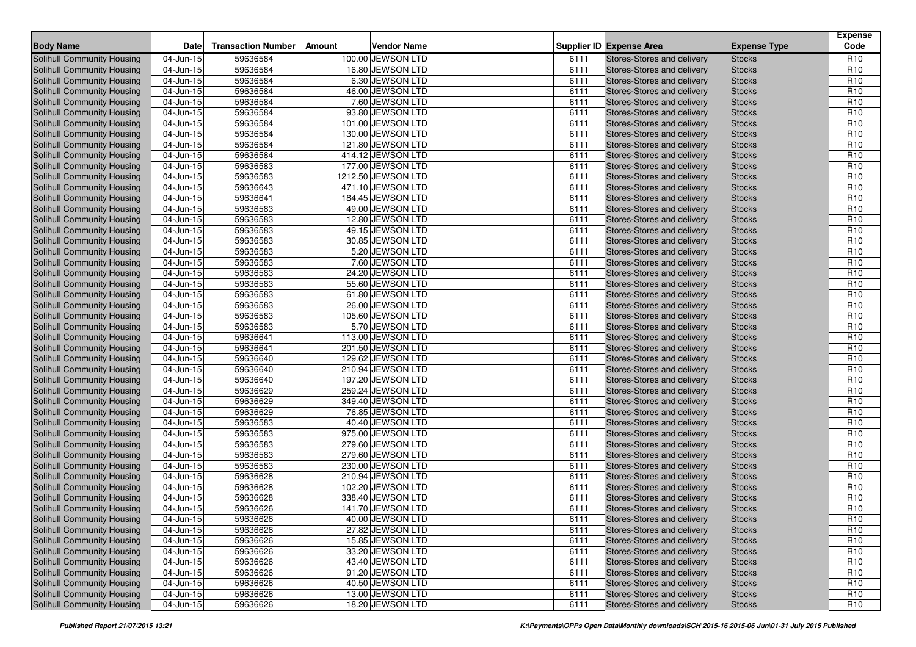| Body Name | Date | Transaction Number | Amount | Vendor Name | Supplier ID | Expense Area | Expense Type | Expense Code |
|---|---|---|---|---|---|---|---|---|
| Solihull Community Housing | 04-Jun-15 | 59636584 | 100.00 | JEWSON LTD | 6111 | Stores-Stores and delivery | Stocks | R10 |
| Solihull Community Housing | 04-Jun-15 | 59636584 | 16.80 | JEWSON LTD | 6111 | Stores-Stores and delivery | Stocks | R10 |
| Solihull Community Housing | 04-Jun-15 | 59636584 | 6.30 | JEWSON LTD | 6111 | Stores-Stores and delivery | Stocks | R10 |
| Solihull Community Housing | 04-Jun-15 | 59636584 | 46.00 | JEWSON LTD | 6111 | Stores-Stores and delivery | Stocks | R10 |
| Solihull Community Housing | 04-Jun-15 | 59636584 | 7.60 | JEWSON LTD | 6111 | Stores-Stores and delivery | Stocks | R10 |
| Solihull Community Housing | 04-Jun-15 | 59636584 | 93.80 | JEWSON LTD | 6111 | Stores-Stores and delivery | Stocks | R10 |
| Solihull Community Housing | 04-Jun-15 | 59636584 | 101.00 | JEWSON LTD | 6111 | Stores-Stores and delivery | Stocks | R10 |
| Solihull Community Housing | 04-Jun-15 | 59636584 | 130.00 | JEWSON LTD | 6111 | Stores-Stores and delivery | Stocks | R10 |
| Solihull Community Housing | 04-Jun-15 | 59636584 | 121.80 | JEWSON LTD | 6111 | Stores-Stores and delivery | Stocks | R10 |
| Solihull Community Housing | 04-Jun-15 | 59636584 | 414.12 | JEWSON LTD | 6111 | Stores-Stores and delivery | Stocks | R10 |
| Solihull Community Housing | 04-Jun-15 | 59636583 | 177.00 | JEWSON LTD | 6111 | Stores-Stores and delivery | Stocks | R10 |
| Solihull Community Housing | 04-Jun-15 | 59636583 | 1212.50 | JEWSON LTD | 6111 | Stores-Stores and delivery | Stocks | R10 |
| Solihull Community Housing | 04-Jun-15 | 59636643 | 471.10 | JEWSON LTD | 6111 | Stores-Stores and delivery | Stocks | R10 |
| Solihull Community Housing | 04-Jun-15 | 59636641 | 184.45 | JEWSON LTD | 6111 | Stores-Stores and delivery | Stocks | R10 |
| Solihull Community Housing | 04-Jun-15 | 59636583 | 49.00 | JEWSON LTD | 6111 | Stores-Stores and delivery | Stocks | R10 |
| Solihull Community Housing | 04-Jun-15 | 59636583 | 12.80 | JEWSON LTD | 6111 | Stores-Stores and delivery | Stocks | R10 |
| Solihull Community Housing | 04-Jun-15 | 59636583 | 49.15 | JEWSON LTD | 6111 | Stores-Stores and delivery | Stocks | R10 |
| Solihull Community Housing | 04-Jun-15 | 59636583 | 30.85 | JEWSON LTD | 6111 | Stores-Stores and delivery | Stocks | R10 |
| Solihull Community Housing | 04-Jun-15 | 59636583 | 5.20 | JEWSON LTD | 6111 | Stores-Stores and delivery | Stocks | R10 |
| Solihull Community Housing | 04-Jun-15 | 59636583 | 7.60 | JEWSON LTD | 6111 | Stores-Stores and delivery | Stocks | R10 |
| Solihull Community Housing | 04-Jun-15 | 59636583 | 24.20 | JEWSON LTD | 6111 | Stores-Stores and delivery | Stocks | R10 |
| Solihull Community Housing | 04-Jun-15 | 59636583 | 55.60 | JEWSON LTD | 6111 | Stores-Stores and delivery | Stocks | R10 |
| Solihull Community Housing | 04-Jun-15 | 59636583 | 61.80 | JEWSON LTD | 6111 | Stores-Stores and delivery | Stocks | R10 |
| Solihull Community Housing | 04-Jun-15 | 59636583 | 26.00 | JEWSON LTD | 6111 | Stores-Stores and delivery | Stocks | R10 |
| Solihull Community Housing | 04-Jun-15 | 59636583 | 105.60 | JEWSON LTD | 6111 | Stores-Stores and delivery | Stocks | R10 |
| Solihull Community Housing | 04-Jun-15 | 59636583 | 5.70 | JEWSON LTD | 6111 | Stores-Stores and delivery | Stocks | R10 |
| Solihull Community Housing | 04-Jun-15 | 59636641 | 113.00 | JEWSON LTD | 6111 | Stores-Stores and delivery | Stocks | R10 |
| Solihull Community Housing | 04-Jun-15 | 59636641 | 201.50 | JEWSON LTD | 6111 | Stores-Stores and delivery | Stocks | R10 |
| Solihull Community Housing | 04-Jun-15 | 59636640 | 129.62 | JEWSON LTD | 6111 | Stores-Stores and delivery | Stocks | R10 |
| Solihull Community Housing | 04-Jun-15 | 59636640 | 210.94 | JEWSON LTD | 6111 | Stores-Stores and delivery | Stocks | R10 |
| Solihull Community Housing | 04-Jun-15 | 59636640 | 197.20 | JEWSON LTD | 6111 | Stores-Stores and delivery | Stocks | R10 |
| Solihull Community Housing | 04-Jun-15 | 59636629 | 259.24 | JEWSON LTD | 6111 | Stores-Stores and delivery | Stocks | R10 |
| Solihull Community Housing | 04-Jun-15 | 59636629 | 349.40 | JEWSON LTD | 6111 | Stores-Stores and delivery | Stocks | R10 |
| Solihull Community Housing | 04-Jun-15 | 59636629 | 76.85 | JEWSON LTD | 6111 | Stores-Stores and delivery | Stocks | R10 |
| Solihull Community Housing | 04-Jun-15 | 59636583 | 40.40 | JEWSON LTD | 6111 | Stores-Stores and delivery | Stocks | R10 |
| Solihull Community Housing | 04-Jun-15 | 59636583 | 975.00 | JEWSON LTD | 6111 | Stores-Stores and delivery | Stocks | R10 |
| Solihull Community Housing | 04-Jun-15 | 59636583 | 279.60 | JEWSON LTD | 6111 | Stores-Stores and delivery | Stocks | R10 |
| Solihull Community Housing | 04-Jun-15 | 59636583 | 279.60 | JEWSON LTD | 6111 | Stores-Stores and delivery | Stocks | R10 |
| Solihull Community Housing | 04-Jun-15 | 59636583 | 230.00 | JEWSON LTD | 6111 | Stores-Stores and delivery | Stocks | R10 |
| Solihull Community Housing | 04-Jun-15 | 59636628 | 210.94 | JEWSON LTD | 6111 | Stores-Stores and delivery | Stocks | R10 |
| Solihull Community Housing | 04-Jun-15 | 59636628 | 102.20 | JEWSON LTD | 6111 | Stores-Stores and delivery | Stocks | R10 |
| Solihull Community Housing | 04-Jun-15 | 59636628 | 338.40 | JEWSON LTD | 6111 | Stores-Stores and delivery | Stocks | R10 |
| Solihull Community Housing | 04-Jun-15 | 59636626 | 141.70 | JEWSON LTD | 6111 | Stores-Stores and delivery | Stocks | R10 |
| Solihull Community Housing | 04-Jun-15 | 59636626 | 40.00 | JEWSON LTD | 6111 | Stores-Stores and delivery | Stocks | R10 |
| Solihull Community Housing | 04-Jun-15 | 59636626 | 27.82 | JEWSON LTD | 6111 | Stores-Stores and delivery | Stocks | R10 |
| Solihull Community Housing | 04-Jun-15 | 59636626 | 15.85 | JEWSON LTD | 6111 | Stores-Stores and delivery | Stocks | R10 |
| Solihull Community Housing | 04-Jun-15 | 59636626 | 33.20 | JEWSON LTD | 6111 | Stores-Stores and delivery | Stocks | R10 |
| Solihull Community Housing | 04-Jun-15 | 59636626 | 43.40 | JEWSON LTD | 6111 | Stores-Stores and delivery | Stocks | R10 |
| Solihull Community Housing | 04-Jun-15 | 59636626 | 91.20 | JEWSON LTD | 6111 | Stores-Stores and delivery | Stocks | R10 |
| Solihull Community Housing | 04-Jun-15 | 59636626 | 40.50 | JEWSON LTD | 6111 | Stores-Stores and delivery | Stocks | R10 |
| Solihull Community Housing | 04-Jun-15 | 59636626 | 13.00 | JEWSON LTD | 6111 | Stores-Stores and delivery | Stocks | R10 |
| Solihull Community Housing | 04-Jun-15 | 59636626 | 18.20 | JEWSON LTD | 6111 | Stores-Stores and delivery | Stocks | R10 |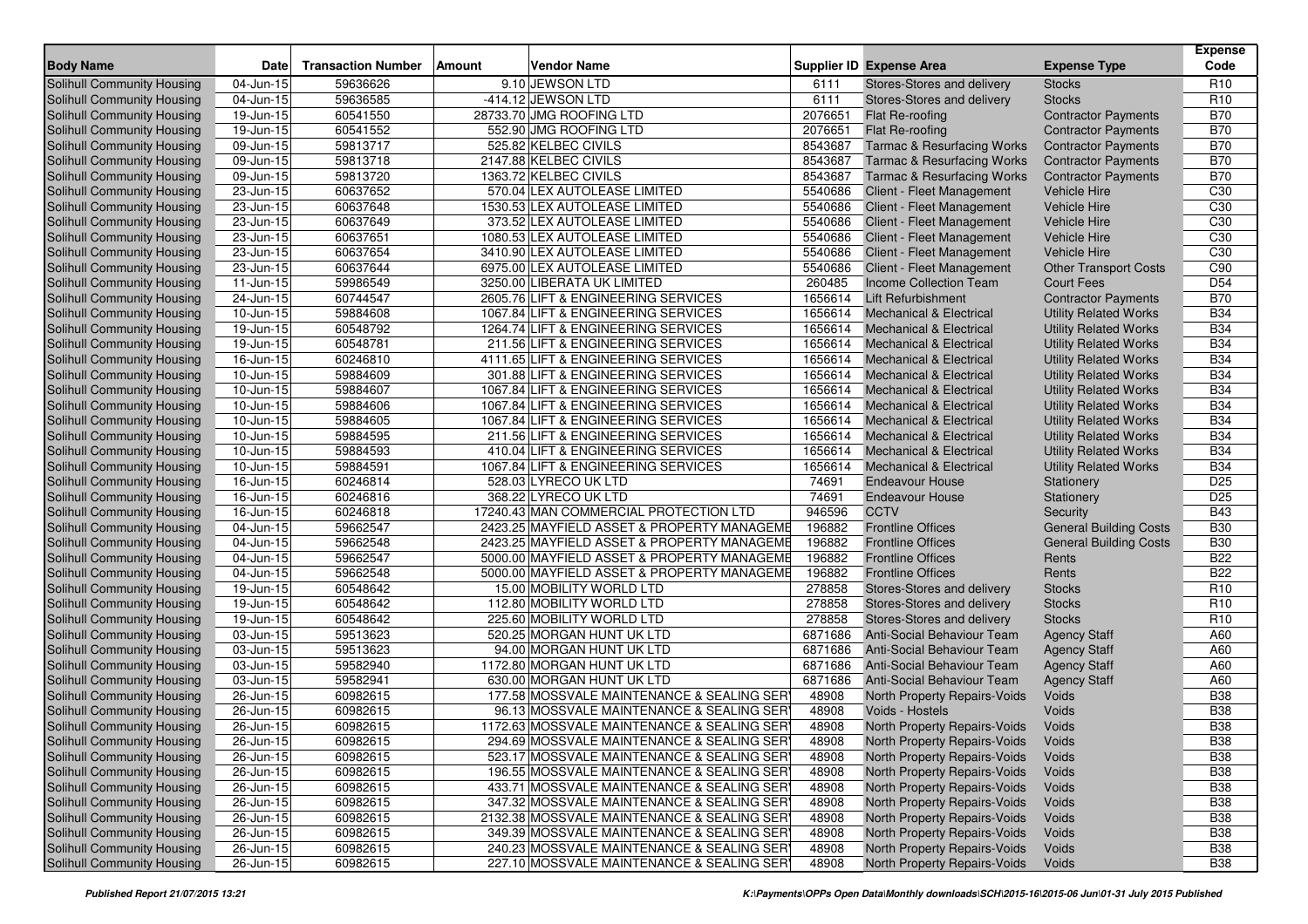| Body Name | Date | Transaction Number | Amount | Vendor Name | Supplier ID | Expense Area | Expense Type | Expense Code |
|---|---|---|---|---|---|---|---|---|
| Solihull Community Housing | 04-Jun-15 | 59636626 | 9.10 | JEWSON LTD | 6111 | Stores-Stores and delivery | Stocks | R10 |
| Solihull Community Housing | 04-Jun-15 | 59636585 | -414.12 | JEWSON LTD | 6111 | Stores-Stores and delivery | Stocks | R10 |
| Solihull Community Housing | 19-Jun-15 | 60541550 | 28733.70 | JMG ROOFING LTD | 2076651 | Flat Re-roofing | Contractor Payments | B70 |
| Solihull Community Housing | 19-Jun-15 | 60541552 | 552.90 | JMG ROOFING LTD | 2076651 | Flat Re-roofing | Contractor Payments | B70 |
| Solihull Community Housing | 09-Jun-15 | 59813717 | 525.82 | KELBEC CIVILS | 8543687 | Tarmac & Resurfacing Works | Contractor Payments | B70 |
| Solihull Community Housing | 09-Jun-15 | 59813718 | 2147.88 | KELBEC CIVILS | 8543687 | Tarmac & Resurfacing Works | Contractor Payments | B70 |
| Solihull Community Housing | 09-Jun-15 | 59813720 | 1363.72 | KELBEC CIVILS | 8543687 | Tarmac & Resurfacing Works | Contractor Payments | B70 |
| Solihull Community Housing | 23-Jun-15 | 60637652 | 570.04 | LEX AUTOLEASE LIMITED | 5540686 | Client - Fleet Management | Vehicle Hire | C30 |
| Solihull Community Housing | 23-Jun-15 | 60637648 | 1530.53 | LEX AUTOLEASE LIMITED | 5540686 | Client - Fleet Management | Vehicle Hire | C30 |
| Solihull Community Housing | 23-Jun-15 | 60637649 | 373.52 | LEX AUTOLEASE LIMITED | 5540686 | Client - Fleet Management | Vehicle Hire | C30 |
| Solihull Community Housing | 23-Jun-15 | 60637651 | 1080.53 | LEX AUTOLEASE LIMITED | 5540686 | Client - Fleet Management | Vehicle Hire | C30 |
| Solihull Community Housing | 23-Jun-15 | 60637654 | 3410.90 | LEX AUTOLEASE LIMITED | 5540686 | Client - Fleet Management | Vehicle Hire | C30 |
| Solihull Community Housing | 23-Jun-15 | 60637644 | 6975.00 | LEX AUTOLEASE LIMITED | 5540686 | Client - Fleet Management | Other Transport Costs | C90 |
| Solihull Community Housing | 11-Jun-15 | 59986549 | 3250.00 | LIBERATA UK LIMITED | 260485 | Income Collection Team | Court Fees | D54 |
| Solihull Community Housing | 24-Jun-15 | 60744547 | 2605.76 | LIFT & ENGINEERING SERVICES | 1656614 | Lift Refurbishment | Contractor Payments | B70 |
| Solihull Community Housing | 10-Jun-15 | 59884608 | 1067.84 | LIFT & ENGINEERING SERVICES | 1656614 | Mechanical & Electrical | Utility Related Works | B34 |
| Solihull Community Housing | 19-Jun-15 | 60548792 | 1264.74 | LIFT & ENGINEERING SERVICES | 1656614 | Mechanical & Electrical | Utility Related Works | B34 |
| Solihull Community Housing | 19-Jun-15 | 60548781 | 211.56 | LIFT & ENGINEERING SERVICES | 1656614 | Mechanical & Electrical | Utility Related Works | B34 |
| Solihull Community Housing | 16-Jun-15 | 60246810 | 4111.65 | LIFT & ENGINEERING SERVICES | 1656614 | Mechanical & Electrical | Utility Related Works | B34 |
| Solihull Community Housing | 10-Jun-15 | 59884609 | 301.88 | LIFT & ENGINEERING SERVICES | 1656614 | Mechanical & Electrical | Utility Related Works | B34 |
| Solihull Community Housing | 10-Jun-15 | 59884607 | 1067.84 | LIFT & ENGINEERING SERVICES | 1656614 | Mechanical & Electrical | Utility Related Works | B34 |
| Solihull Community Housing | 10-Jun-15 | 59884606 | 1067.84 | LIFT & ENGINEERING SERVICES | 1656614 | Mechanical & Electrical | Utility Related Works | B34 |
| Solihull Community Housing | 10-Jun-15 | 59884605 | 1067.84 | LIFT & ENGINEERING SERVICES | 1656614 | Mechanical & Electrical | Utility Related Works | B34 |
| Solihull Community Housing | 10-Jun-15 | 59884595 | 211.56 | LIFT & ENGINEERING SERVICES | 1656614 | Mechanical & Electrical | Utility Related Works | B34 |
| Solihull Community Housing | 10-Jun-15 | 59884593 | 410.04 | LIFT & ENGINEERING SERVICES | 1656614 | Mechanical & Electrical | Utility Related Works | B34 |
| Solihull Community Housing | 10-Jun-15 | 59884591 | 1067.84 | LIFT & ENGINEERING SERVICES | 1656614 | Mechanical & Electrical | Utility Related Works | B34 |
| Solihull Community Housing | 16-Jun-15 | 60246814 | 528.03 | LYRECO UK LTD | 74691 | Endeavour House | Stationery | D25 |
| Solihull Community Housing | 16-Jun-15 | 60246816 | 368.22 | LYRECO UK LTD | 74691 | Endeavour House | Stationery | D25 |
| Solihull Community Housing | 16-Jun-15 | 60246818 | 17240.43 | MAN COMMERCIAL PROTECTION LTD | 946596 | CCTV | Security | B43 |
| Solihull Community Housing | 04-Jun-15 | 59662547 | 2423.25 | MAYFIELD ASSET & PROPERTY MANAGEME | 196882 | Frontline Offices | General Building Costs | B30 |
| Solihull Community Housing | 04-Jun-15 | 59662548 | 2423.25 | MAYFIELD ASSET & PROPERTY MANAGEME | 196882 | Frontline Offices | General Building Costs | B30 |
| Solihull Community Housing | 04-Jun-15 | 59662547 | 5000.00 | MAYFIELD ASSET & PROPERTY MANAGEME | 196882 | Frontline Offices | Rents | B22 |
| Solihull Community Housing | 04-Jun-15 | 59662548 | 5000.00 | MAYFIELD ASSET & PROPERTY MANAGEME | 196882 | Frontline Offices | Rents | B22 |
| Solihull Community Housing | 19-Jun-15 | 60548642 | 15.00 | MOBILITY WORLD LTD | 278858 | Stores-Stores and delivery | Stocks | R10 |
| Solihull Community Housing | 19-Jun-15 | 60548642 | 112.80 | MOBILITY WORLD LTD | 278858 | Stores-Stores and delivery | Stocks | R10 |
| Solihull Community Housing | 19-Jun-15 | 60548642 | 225.60 | MOBILITY WORLD LTD | 278858 | Stores-Stores and delivery | Stocks | R10 |
| Solihull Community Housing | 03-Jun-15 | 59513623 | 520.25 | MORGAN HUNT UK LTD | 6871686 | Anti-Social Behaviour Team | Agency Staff | A60 |
| Solihull Community Housing | 03-Jun-15 | 59513623 | 94.00 | MORGAN HUNT UK LTD | 6871686 | Anti-Social Behaviour Team | Agency Staff | A60 |
| Solihull Community Housing | 03-Jun-15 | 59582940 | 1172.80 | MORGAN HUNT UK LTD | 6871686 | Anti-Social Behaviour Team | Agency Staff | A60 |
| Solihull Community Housing | 03-Jun-15 | 59582941 | 630.00 | MORGAN HUNT UK LTD | 6871686 | Anti-Social Behaviour Team | Agency Staff | A60 |
| Solihull Community Housing | 26-Jun-15 | 60982615 | 177.58 | MOSSVALE MAINTENANCE & SEALING SER | 48908 | North Property Repairs-Voids | Voids | B38 |
| Solihull Community Housing | 26-Jun-15 | 60982615 | 96.13 | MOSSVALE MAINTENANCE & SEALING SER | 48908 | Voids - Hostels | Voids | B38 |
| Solihull Community Housing | 26-Jun-15 | 60982615 | 1172.63 | MOSSVALE MAINTENANCE & SEALING SER | 48908 | North Property Repairs-Voids | Voids | B38 |
| Solihull Community Housing | 26-Jun-15 | 60982615 | 294.69 | MOSSVALE MAINTENANCE & SEALING SER | 48908 | North Property Repairs-Voids | Voids | B38 |
| Solihull Community Housing | 26-Jun-15 | 60982615 | 523.17 | MOSSVALE MAINTENANCE & SEALING SER | 48908 | North Property Repairs-Voids | Voids | B38 |
| Solihull Community Housing | 26-Jun-15 | 60982615 | 196.55 | MOSSVALE MAINTENANCE & SEALING SER | 48908 | North Property Repairs-Voids | Voids | B38 |
| Solihull Community Housing | 26-Jun-15 | 60982615 | 433.71 | MOSSVALE MAINTENANCE & SEALING SER | 48908 | North Property Repairs-Voids | Voids | B38 |
| Solihull Community Housing | 26-Jun-15 | 60982615 | 347.32 | MOSSVALE MAINTENANCE & SEALING SER | 48908 | North Property Repairs-Voids | Voids | B38 |
| Solihull Community Housing | 26-Jun-15 | 60982615 | 2132.38 | MOSSVALE MAINTENANCE & SEALING SER | 48908 | North Property Repairs-Voids | Voids | B38 |
| Solihull Community Housing | 26-Jun-15 | 60982615 | 349.39 | MOSSVALE MAINTENANCE & SEALING SER | 48908 | North Property Repairs-Voids | Voids | B38 |
| Solihull Community Housing | 26-Jun-15 | 60982615 | 240.23 | MOSSVALE MAINTENANCE & SEALING SER | 48908 | North Property Repairs-Voids | Voids | B38 |
| Solihull Community Housing | 26-Jun-15 | 60982615 | 227.10 | MOSSVALE MAINTENANCE & SEALING SER | 48908 | North Property Repairs-Voids | Voids | B38 |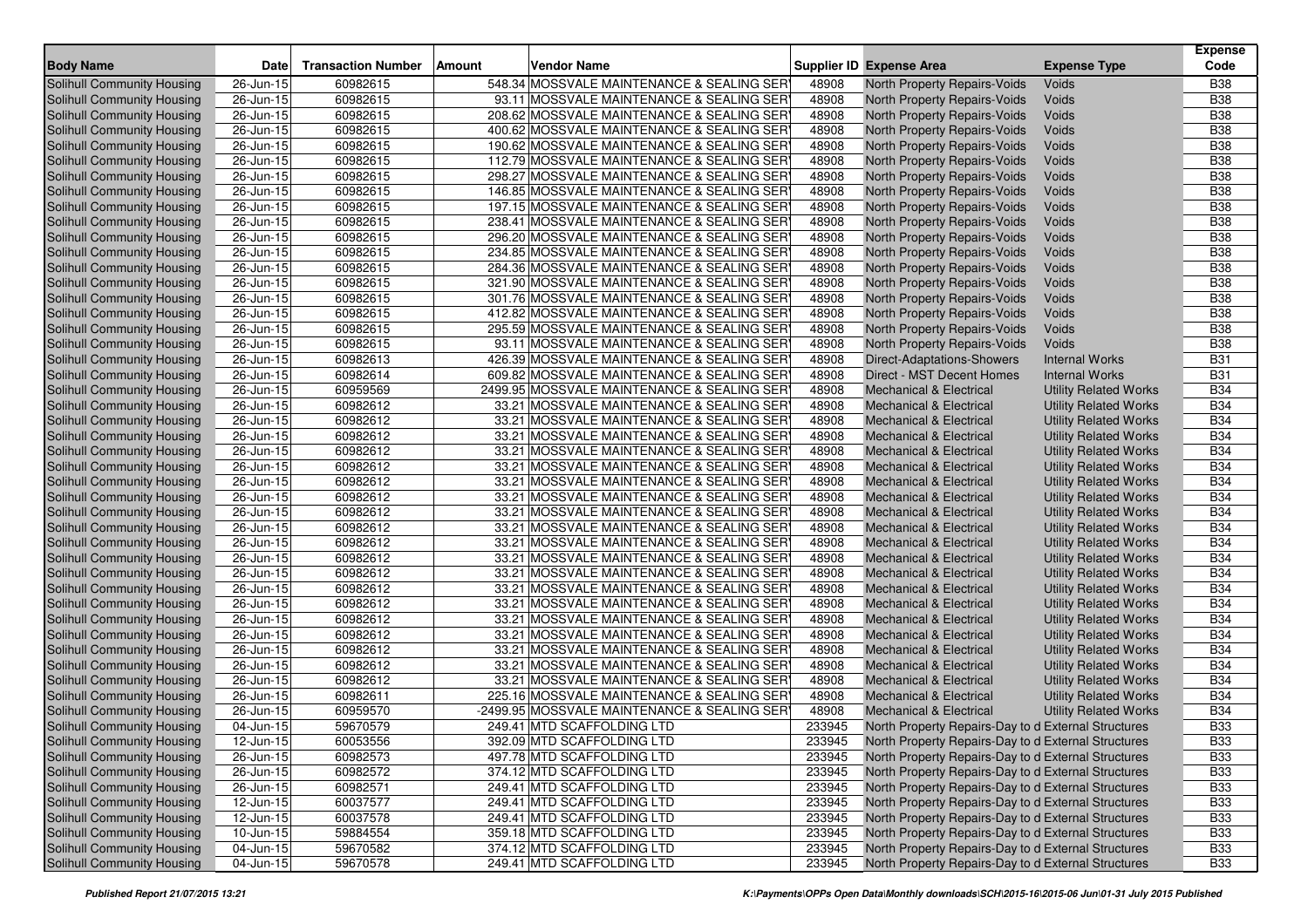| Body Name | Date | Transaction Number | Amount | Vendor Name | Supplier ID | Expense Area | Expense Type | Expense Code |
|---|---|---|---|---|---|---|---|---|
| Solihull Community Housing | 26-Jun-15 | 60982615 | 548.34 | MOSSVALE MAINTENANCE & SEALING SER | 48908 | North Property Repairs-Voids | Voids | B38 |
| Solihull Community Housing | 26-Jun-15 | 60982615 | 93.11 | MOSSVALE MAINTENANCE & SEALING SER | 48908 | North Property Repairs-Voids | Voids | B38 |
| Solihull Community Housing | 26-Jun-15 | 60982615 | 208.62 | MOSSVALE MAINTENANCE & SEALING SER | 48908 | North Property Repairs-Voids | Voids | B38 |
| Solihull Community Housing | 26-Jun-15 | 60982615 | 400.62 | MOSSVALE MAINTENANCE & SEALING SER | 48908 | North Property Repairs-Voids | Voids | B38 |
| Solihull Community Housing | 26-Jun-15 | 60982615 | 190.62 | MOSSVALE MAINTENANCE & SEALING SER | 48908 | North Property Repairs-Voids | Voids | B38 |
| Solihull Community Housing | 26-Jun-15 | 60982615 | 112.79 | MOSSVALE MAINTENANCE & SEALING SER | 48908 | North Property Repairs-Voids | Voids | B38 |
| Solihull Community Housing | 26-Jun-15 | 60982615 | 298.27 | MOSSVALE MAINTENANCE & SEALING SER | 48908 | North Property Repairs-Voids | Voids | B38 |
| Solihull Community Housing | 26-Jun-15 | 60982615 | 146.85 | MOSSVALE MAINTENANCE & SEALING SER | 48908 | North Property Repairs-Voids | Voids | B38 |
| Solihull Community Housing | 26-Jun-15 | 60982615 | 197.15 | MOSSVALE MAINTENANCE & SEALING SER | 48908 | North Property Repairs-Voids | Voids | B38 |
| Solihull Community Housing | 26-Jun-15 | 60982615 | 238.41 | MOSSVALE MAINTENANCE & SEALING SER | 48908 | North Property Repairs-Voids | Voids | B38 |
| Solihull Community Housing | 26-Jun-15 | 60982615 | 296.20 | MOSSVALE MAINTENANCE & SEALING SER | 48908 | North Property Repairs-Voids | Voids | B38 |
| Solihull Community Housing | 26-Jun-15 | 60982615 | 234.85 | MOSSVALE MAINTENANCE & SEALING SER | 48908 | North Property Repairs-Voids | Voids | B38 |
| Solihull Community Housing | 26-Jun-15 | 60982615 | 284.36 | MOSSVALE MAINTENANCE & SEALING SER | 48908 | North Property Repairs-Voids | Voids | B38 |
| Solihull Community Housing | 26-Jun-15 | 60982615 | 321.90 | MOSSVALE MAINTENANCE & SEALING SER | 48908 | North Property Repairs-Voids | Voids | B38 |
| Solihull Community Housing | 26-Jun-15 | 60982615 | 301.76 | MOSSVALE MAINTENANCE & SEALING SER | 48908 | North Property Repairs-Voids | Voids | B38 |
| Solihull Community Housing | 26-Jun-15 | 60982615 | 412.82 | MOSSVALE MAINTENANCE & SEALING SER | 48908 | North Property Repairs-Voids | Voids | B38 |
| Solihull Community Housing | 26-Jun-15 | 60982615 | 295.59 | MOSSVALE MAINTENANCE & SEALING SER | 48908 | North Property Repairs-Voids | Voids | B38 |
| Solihull Community Housing | 26-Jun-15 | 60982615 | 93.11 | MOSSVALE MAINTENANCE & SEALING SER | 48908 | North Property Repairs-Voids | Voids | B38 |
| Solihull Community Housing | 26-Jun-15 | 60982613 | 426.39 | MOSSVALE MAINTENANCE & SEALING SER | 48908 | Direct-Adaptations-Showers | Internal Works | B31 |
| Solihull Community Housing | 26-Jun-15 | 60982614 | 609.82 | MOSSVALE MAINTENANCE & SEALING SER | 48908 | Direct - MST Decent Homes | Internal Works | B31 |
| Solihull Community Housing | 26-Jun-15 | 60959569 | 2499.95 | MOSSVALE MAINTENANCE & SEALING SER | 48908 | Mechanical & Electrical | Utility Related Works | B34 |
| Solihull Community Housing | 26-Jun-15 | 60982612 | 33.21 | MOSSVALE MAINTENANCE & SEALING SER | 48908 | Mechanical & Electrical | Utility Related Works | B34 |
| Solihull Community Housing | 26-Jun-15 | 60982612 | 33.21 | MOSSVALE MAINTENANCE & SEALING SER | 48908 | Mechanical & Electrical | Utility Related Works | B34 |
| Solihull Community Housing | 26-Jun-15 | 60982612 | 33.21 | MOSSVALE MAINTENANCE & SEALING SER | 48908 | Mechanical & Electrical | Utility Related Works | B34 |
| Solihull Community Housing | 26-Jun-15 | 60982612 | 33.21 | MOSSVALE MAINTENANCE & SEALING SER | 48908 | Mechanical & Electrical | Utility Related Works | B34 |
| Solihull Community Housing | 26-Jun-15 | 60982612 | 33.21 | MOSSVALE MAINTENANCE & SEALING SER | 48908 | Mechanical & Electrical | Utility Related Works | B34 |
| Solihull Community Housing | 26-Jun-15 | 60982612 | 33.21 | MOSSVALE MAINTENANCE & SEALING SER | 48908 | Mechanical & Electrical | Utility Related Works | B34 |
| Solihull Community Housing | 26-Jun-15 | 60982612 | 33.21 | MOSSVALE MAINTENANCE & SEALING SER | 48908 | Mechanical & Electrical | Utility Related Works | B34 |
| Solihull Community Housing | 26-Jun-15 | 60982612 | 33.21 | MOSSVALE MAINTENANCE & SEALING SER | 48908 | Mechanical & Electrical | Utility Related Works | B34 |
| Solihull Community Housing | 26-Jun-15 | 60982612 | 33.21 | MOSSVALE MAINTENANCE & SEALING SER | 48908 | Mechanical & Electrical | Utility Related Works | B34 |
| Solihull Community Housing | 26-Jun-15 | 60982612 | 33.21 | MOSSVALE MAINTENANCE & SEALING SER | 48908 | Mechanical & Electrical | Utility Related Works | B34 |
| Solihull Community Housing | 26-Jun-15 | 60982612 | 33.21 | MOSSVALE MAINTENANCE & SEALING SER | 48908 | Mechanical & Electrical | Utility Related Works | B34 |
| Solihull Community Housing | 26-Jun-15 | 60982612 | 33.21 | MOSSVALE MAINTENANCE & SEALING SER | 48908 | Mechanical & Electrical | Utility Related Works | B34 |
| Solihull Community Housing | 26-Jun-15 | 60982612 | 33.21 | MOSSVALE MAINTENANCE & SEALING SER | 48908 | Mechanical & Electrical | Utility Related Works | B34 |
| Solihull Community Housing | 26-Jun-15 | 60982612 | 33.21 | MOSSVALE MAINTENANCE & SEALING SER | 48908 | Mechanical & Electrical | Utility Related Works | B34 |
| Solihull Community Housing | 26-Jun-15 | 60982612 | 33.21 | MOSSVALE MAINTENANCE & SEALING SER | 48908 | Mechanical & Electrical | Utility Related Works | B34 |
| Solihull Community Housing | 26-Jun-15 | 60982612 | 33.21 | MOSSVALE MAINTENANCE & SEALING SER | 48908 | Mechanical & Electrical | Utility Related Works | B34 |
| Solihull Community Housing | 26-Jun-15 | 60982612 | 33.21 | MOSSVALE MAINTENANCE & SEALING SER | 48908 | Mechanical & Electrical | Utility Related Works | B34 |
| Solihull Community Housing | 26-Jun-15 | 60982612 | 33.21 | MOSSVALE MAINTENANCE & SEALING SER | 48908 | Mechanical & Electrical | Utility Related Works | B34 |
| Solihull Community Housing | 26-Jun-15 | 60982612 | 33.21 | MOSSVALE MAINTENANCE & SEALING SER | 48908 | Mechanical & Electrical | Utility Related Works | B34 |
| Solihull Community Housing | 26-Jun-15 | 60982612 | 33.21 | MOSSVALE MAINTENANCE & SEALING SER | 48908 | Mechanical & Electrical | Utility Related Works | B34 |
| Solihull Community Housing | 26-Jun-15 | 60982611 | 225.16 | MOSSVALE MAINTENANCE & SEALING SER | 48908 | Mechanical & Electrical | Utility Related Works | B34 |
| Solihull Community Housing | 26-Jun-15 | 60959570 | -2499.95 | MOSSVALE MAINTENANCE & SEALING SER | 48908 | Mechanical & Electrical | Utility Related Works | B34 |
| Solihull Community Housing | 04-Jun-15 | 59670579 | 249.41 | MTD SCAFFOLDING LTD | 233945 | North Property Repairs-Day to d | External Structures | B33 |
| Solihull Community Housing | 12-Jun-15 | 60053556 | 392.09 | MTD SCAFFOLDING LTD | 233945 | North Property Repairs-Day to d | External Structures | B33 |
| Solihull Community Housing | 26-Jun-15 | 60982573 | 497.78 | MTD SCAFFOLDING LTD | 233945 | North Property Repairs-Day to d | External Structures | B33 |
| Solihull Community Housing | 26-Jun-15 | 60982572 | 374.12 | MTD SCAFFOLDING LTD | 233945 | North Property Repairs-Day to d | External Structures | B33 |
| Solihull Community Housing | 26-Jun-15 | 60982571 | 249.41 | MTD SCAFFOLDING LTD | 233945 | North Property Repairs-Day to d | External Structures | B33 |
| Solihull Community Housing | 12-Jun-15 | 60037577 | 249.41 | MTD SCAFFOLDING LTD | 233945 | North Property Repairs-Day to d | External Structures | B33 |
| Solihull Community Housing | 12-Jun-15 | 60037578 | 249.41 | MTD SCAFFOLDING LTD | 233945 | North Property Repairs-Day to d | External Structures | B33 |
| Solihull Community Housing | 10-Jun-15 | 59884554 | 359.18 | MTD SCAFFOLDING LTD | 233945 | North Property Repairs-Day to d | External Structures | B33 |
| Solihull Community Housing | 04-Jun-15 | 59670582 | 374.12 | MTD SCAFFOLDING LTD | 233945 | North Property Repairs-Day to d | External Structures | B33 |
| Solihull Community Housing | 04-Jun-15 | 59670578 | 249.41 | MTD SCAFFOLDING LTD | 233945 | North Property Repairs-Day to d | External Structures | B33 |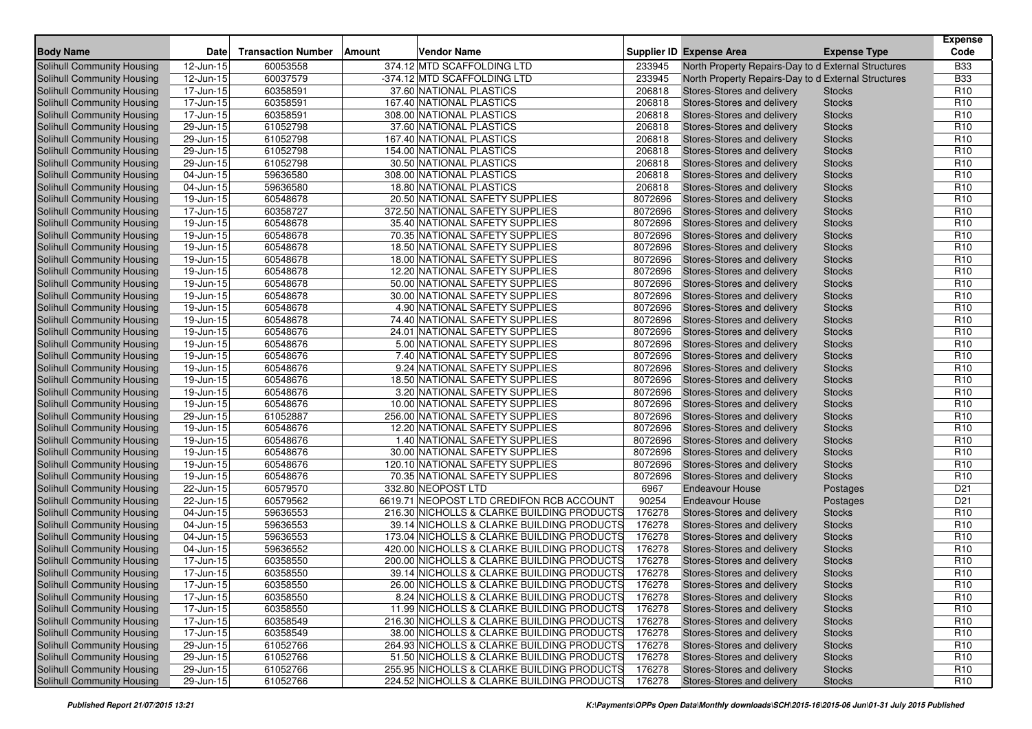| Body Name | Date | Transaction Number | Amount | Vendor Name | Supplier ID | Expense Area | Expense Type | Expense Code |
|---|---|---|---|---|---|---|---|---|
| Solihull Community Housing | 12-Jun-15 | 60053558 | 374.12 | MTD SCAFFOLDING LTD | 233945 | North Property Repairs-Day to d | External Structures | B33 |
| Solihull Community Housing | 12-Jun-15 | 60037579 | -374.12 | MTD SCAFFOLDING LTD | 233945 | North Property Repairs-Day to d | External Structures | B33 |
| Solihull Community Housing | 17-Jun-15 | 60358591 | 37.60 | NATIONAL PLASTICS | 206818 | Stores-Stores and delivery | Stocks | R10 |
| Solihull Community Housing | 17-Jun-15 | 60358591 | 167.40 | NATIONAL PLASTICS | 206818 | Stores-Stores and delivery | Stocks | R10 |
| Solihull Community Housing | 17-Jun-15 | 60358591 | 308.00 | NATIONAL PLASTICS | 206818 | Stores-Stores and delivery | Stocks | R10 |
| Solihull Community Housing | 29-Jun-15 | 61052798 | 37.60 | NATIONAL PLASTICS | 206818 | Stores-Stores and delivery | Stocks | R10 |
| Solihull Community Housing | 29-Jun-15 | 61052798 | 167.40 | NATIONAL PLASTICS | 206818 | Stores-Stores and delivery | Stocks | R10 |
| Solihull Community Housing | 29-Jun-15 | 61052798 | 154.00 | NATIONAL PLASTICS | 206818 | Stores-Stores and delivery | Stocks | R10 |
| Solihull Community Housing | 29-Jun-15 | 61052798 | 30.50 | NATIONAL PLASTICS | 206818 | Stores-Stores and delivery | Stocks | R10 |
| Solihull Community Housing | 04-Jun-15 | 59636580 | 308.00 | NATIONAL PLASTICS | 206818 | Stores-Stores and delivery | Stocks | R10 |
| Solihull Community Housing | 04-Jun-15 | 59636580 | 18.80 | NATIONAL PLASTICS | 206818 | Stores-Stores and delivery | Stocks | R10 |
| Solihull Community Housing | 19-Jun-15 | 60548678 | 20.50 | NATIONAL SAFETY SUPPLIES | 8072696 | Stores-Stores and delivery | Stocks | R10 |
| Solihull Community Housing | 17-Jun-15 | 60358727 | 372.50 | NATIONAL SAFETY SUPPLIES | 8072696 | Stores-Stores and delivery | Stocks | R10 |
| Solihull Community Housing | 19-Jun-15 | 60548678 | 35.40 | NATIONAL SAFETY SUPPLIES | 8072696 | Stores-Stores and delivery | Stocks | R10 |
| Solihull Community Housing | 19-Jun-15 | 60548678 | 70.35 | NATIONAL SAFETY SUPPLIES | 8072696 | Stores-Stores and delivery | Stocks | R10 |
| Solihull Community Housing | 19-Jun-15 | 60548678 | 18.50 | NATIONAL SAFETY SUPPLIES | 8072696 | Stores-Stores and delivery | Stocks | R10 |
| Solihull Community Housing | 19-Jun-15 | 60548678 | 18.00 | NATIONAL SAFETY SUPPLIES | 8072696 | Stores-Stores and delivery | Stocks | R10 |
| Solihull Community Housing | 19-Jun-15 | 60548678 | 12.20 | NATIONAL SAFETY SUPPLIES | 8072696 | Stores-Stores and delivery | Stocks | R10 |
| Solihull Community Housing | 19-Jun-15 | 60548678 | 50.00 | NATIONAL SAFETY SUPPLIES | 8072696 | Stores-Stores and delivery | Stocks | R10 |
| Solihull Community Housing | 19-Jun-15 | 60548678 | 30.00 | NATIONAL SAFETY SUPPLIES | 8072696 | Stores-Stores and delivery | Stocks | R10 |
| Solihull Community Housing | 19-Jun-15 | 60548678 | 4.90 | NATIONAL SAFETY SUPPLIES | 8072696 | Stores-Stores and delivery | Stocks | R10 |
| Solihull Community Housing | 19-Jun-15 | 60548678 | 74.40 | NATIONAL SAFETY SUPPLIES | 8072696 | Stores-Stores and delivery | Stocks | R10 |
| Solihull Community Housing | 19-Jun-15 | 60548676 | 24.01 | NATIONAL SAFETY SUPPLIES | 8072696 | Stores-Stores and delivery | Stocks | R10 |
| Solihull Community Housing | 19-Jun-15 | 60548676 | 5.00 | NATIONAL SAFETY SUPPLIES | 8072696 | Stores-Stores and delivery | Stocks | R10 |
| Solihull Community Housing | 19-Jun-15 | 60548676 | 7.40 | NATIONAL SAFETY SUPPLIES | 8072696 | Stores-Stores and delivery | Stocks | R10 |
| Solihull Community Housing | 19-Jun-15 | 60548676 | 9.24 | NATIONAL SAFETY SUPPLIES | 8072696 | Stores-Stores and delivery | Stocks | R10 |
| Solihull Community Housing | 19-Jun-15 | 60548676 | 18.50 | NATIONAL SAFETY SUPPLIES | 8072696 | Stores-Stores and delivery | Stocks | R10 |
| Solihull Community Housing | 19-Jun-15 | 60548676 | 3.20 | NATIONAL SAFETY SUPPLIES | 8072696 | Stores-Stores and delivery | Stocks | R10 |
| Solihull Community Housing | 19-Jun-15 | 60548676 | 10.00 | NATIONAL SAFETY SUPPLIES | 8072696 | Stores-Stores and delivery | Stocks | R10 |
| Solihull Community Housing | 29-Jun-15 | 61052887 | 256.00 | NATIONAL SAFETY SUPPLIES | 8072696 | Stores-Stores and delivery | Stocks | R10 |
| Solihull Community Housing | 19-Jun-15 | 60548676 | 12.20 | NATIONAL SAFETY SUPPLIES | 8072696 | Stores-Stores and delivery | Stocks | R10 |
| Solihull Community Housing | 19-Jun-15 | 60548676 | 1.40 | NATIONAL SAFETY SUPPLIES | 8072696 | Stores-Stores and delivery | Stocks | R10 |
| Solihull Community Housing | 19-Jun-15 | 60548676 | 30.00 | NATIONAL SAFETY SUPPLIES | 8072696 | Stores-Stores and delivery | Stocks | R10 |
| Solihull Community Housing | 19-Jun-15 | 60548676 | 120.10 | NATIONAL SAFETY SUPPLIES | 8072696 | Stores-Stores and delivery | Stocks | R10 |
| Solihull Community Housing | 19-Jun-15 | 60548676 | 70.35 | NATIONAL SAFETY SUPPLIES | 8072696 | Stores-Stores and delivery | Stocks | R10 |
| Solihull Community Housing | 22-Jun-15 | 60579570 | 332.80 | NEOPOST LTD | 6967 | Endeavour House | Postages | D21 |
| Solihull Community Housing | 22-Jun-15 | 60579562 | 6619.71 | NEOPOST LTD CREDIFON RCB ACCOUNT | 90254 | Endeavour House | Postages | D21 |
| Solihull Community Housing | 04-Jun-15 | 59636553 | 216.30 | NICHOLLS & CLARKE BUILDING PRODUCTS | 176278 | Stores-Stores and delivery | Stocks | R10 |
| Solihull Community Housing | 04-Jun-15 | 59636553 | 39.14 | NICHOLLS & CLARKE BUILDING PRODUCTS | 176278 | Stores-Stores and delivery | Stocks | R10 |
| Solihull Community Housing | 04-Jun-15 | 59636553 | 173.04 | NICHOLLS & CLARKE BUILDING PRODUCTS | 176278 | Stores-Stores and delivery | Stocks | R10 |
| Solihull Community Housing | 04-Jun-15 | 59636552 | 420.00 | NICHOLLS & CLARKE BUILDING PRODUCTS | 176278 | Stores-Stores and delivery | Stocks | R10 |
| Solihull Community Housing | 17-Jun-15 | 60358550 | 200.00 | NICHOLLS & CLARKE BUILDING PRODUCTS | 176278 | Stores-Stores and delivery | Stocks | R10 |
| Solihull Community Housing | 17-Jun-15 | 60358550 | 39.14 | NICHOLLS & CLARKE BUILDING PRODUCTS | 176278 | Stores-Stores and delivery | Stocks | R10 |
| Solihull Community Housing | 17-Jun-15 | 60358550 | 26.00 | NICHOLLS & CLARKE BUILDING PRODUCTS | 176278 | Stores-Stores and delivery | Stocks | R10 |
| Solihull Community Housing | 17-Jun-15 | 60358550 | 8.24 | NICHOLLS & CLARKE BUILDING PRODUCTS | 176278 | Stores-Stores and delivery | Stocks | R10 |
| Solihull Community Housing | 17-Jun-15 | 60358550 | 11.99 | NICHOLLS & CLARKE BUILDING PRODUCTS | 176278 | Stores-Stores and delivery | Stocks | R10 |
| Solihull Community Housing | 17-Jun-15 | 60358549 | 216.30 | NICHOLLS & CLARKE BUILDING PRODUCTS | 176278 | Stores-Stores and delivery | Stocks | R10 |
| Solihull Community Housing | 17-Jun-15 | 60358549 | 38.00 | NICHOLLS & CLARKE BUILDING PRODUCTS | 176278 | Stores-Stores and delivery | Stocks | R10 |
| Solihull Community Housing | 29-Jun-15 | 61052766 | 264.93 | NICHOLLS & CLARKE BUILDING PRODUCTS | 176278 | Stores-Stores and delivery | Stocks | R10 |
| Solihull Community Housing | 29-Jun-15 | 61052766 | 51.50 | NICHOLLS & CLARKE BUILDING PRODUCTS | 176278 | Stores-Stores and delivery | Stocks | R10 |
| Solihull Community Housing | 29-Jun-15 | 61052766 | 255.95 | NICHOLLS & CLARKE BUILDING PRODUCTS | 176278 | Stores-Stores and delivery | Stocks | R10 |
| Solihull Community Housing | 29-Jun-15 | 61052766 | 224.52 | NICHOLLS & CLARKE BUILDING PRODUCTS | 176278 | Stores-Stores and delivery | Stocks | R10 |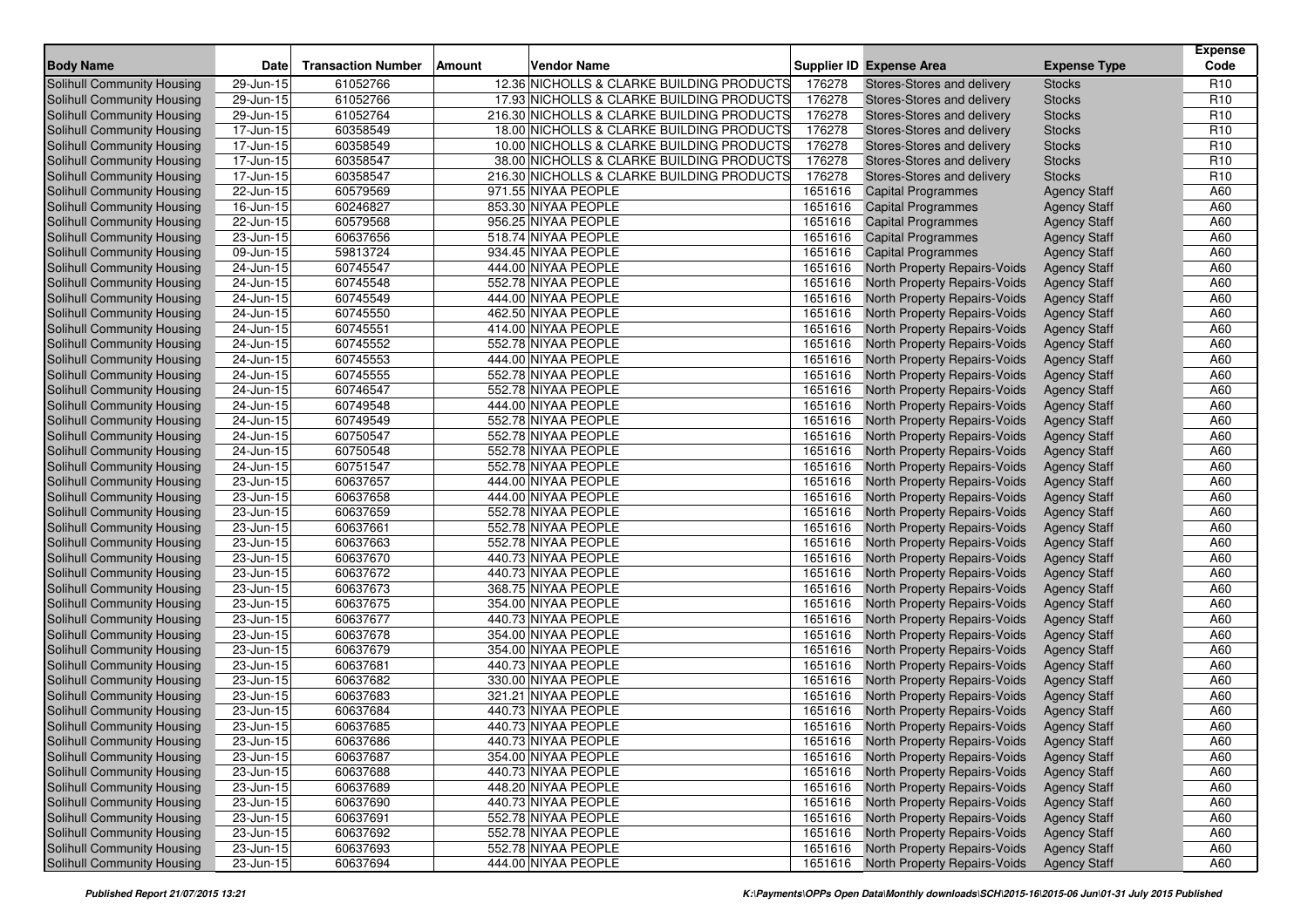| Body Name | Date | Transaction Number | Amount | Vendor Name | Supplier ID | Expense Area | Expense Type | Expense Code |
|---|---|---|---|---|---|---|---|---|
| Solihull Community Housing | 29-Jun-15 | 61052766 | 12.36 | NICHOLLS & CLARKE BUILDING PRODUCTS | 176278 | Stores-Stores and delivery | Stocks | R10 |
| Solihull Community Housing | 29-Jun-15 | 61052766 | 17.93 | NICHOLLS & CLARKE BUILDING PRODUCTS | 176278 | Stores-Stores and delivery | Stocks | R10 |
| Solihull Community Housing | 29-Jun-15 | 61052764 | 216.30 | NICHOLLS & CLARKE BUILDING PRODUCTS | 176278 | Stores-Stores and delivery | Stocks | R10 |
| Solihull Community Housing | 17-Jun-15 | 60358549 | 18.00 | NICHOLLS & CLARKE BUILDING PRODUCTS | 176278 | Stores-Stores and delivery | Stocks | R10 |
| Solihull Community Housing | 17-Jun-15 | 60358549 | 10.00 | NICHOLLS & CLARKE BUILDING PRODUCTS | 176278 | Stores-Stores and delivery | Stocks | R10 |
| Solihull Community Housing | 17-Jun-15 | 60358547 | 38.00 | NICHOLLS & CLARKE BUILDING PRODUCTS | 176278 | Stores-Stores and delivery | Stocks | R10 |
| Solihull Community Housing | 17-Jun-15 | 60358547 | 216.30 | NICHOLLS & CLARKE BUILDING PRODUCTS | 176278 | Stores-Stores and delivery | Stocks | R10 |
| Solihull Community Housing | 22-Jun-15 | 60579569 | 971.55 | NIYAA PEOPLE | 1651616 | Capital Programmes | Agency Staff | A60 |
| Solihull Community Housing | 16-Jun-15 | 60246827 | 853.30 | NIYAA PEOPLE | 1651616 | Capital Programmes | Agency Staff | A60 |
| Solihull Community Housing | 22-Jun-15 | 60579568 | 956.25 | NIYAA PEOPLE | 1651616 | Capital Programmes | Agency Staff | A60 |
| Solihull Community Housing | 23-Jun-15 | 60637656 | 518.74 | NIYAA PEOPLE | 1651616 | Capital Programmes | Agency Staff | A60 |
| Solihull Community Housing | 09-Jun-15 | 59813724 | 934.45 | NIYAA PEOPLE | 1651616 | Capital Programmes | Agency Staff | A60 |
| Solihull Community Housing | 24-Jun-15 | 60745547 | 444.00 | NIYAA PEOPLE | 1651616 | North Property Repairs-Voids | Agency Staff | A60 |
| Solihull Community Housing | 24-Jun-15 | 60745548 | 552.78 | NIYAA PEOPLE | 1651616 | North Property Repairs-Voids | Agency Staff | A60 |
| Solihull Community Housing | 24-Jun-15 | 60745549 | 444.00 | NIYAA PEOPLE | 1651616 | North Property Repairs-Voids | Agency Staff | A60 |
| Solihull Community Housing | 24-Jun-15 | 60745550 | 462.50 | NIYAA PEOPLE | 1651616 | North Property Repairs-Voids | Agency Staff | A60 |
| Solihull Community Housing | 24-Jun-15 | 60745551 | 414.00 | NIYAA PEOPLE | 1651616 | North Property Repairs-Voids | Agency Staff | A60 |
| Solihull Community Housing | 24-Jun-15 | 60745552 | 552.78 | NIYAA PEOPLE | 1651616 | North Property Repairs-Voids | Agency Staff | A60 |
| Solihull Community Housing | 24-Jun-15 | 60745553 | 444.00 | NIYAA PEOPLE | 1651616 | North Property Repairs-Voids | Agency Staff | A60 |
| Solihull Community Housing | 24-Jun-15 | 60745555 | 552.78 | NIYAA PEOPLE | 1651616 | North Property Repairs-Voids | Agency Staff | A60 |
| Solihull Community Housing | 24-Jun-15 | 60746547 | 552.78 | NIYAA PEOPLE | 1651616 | North Property Repairs-Voids | Agency Staff | A60 |
| Solihull Community Housing | 24-Jun-15 | 60749548 | 444.00 | NIYAA PEOPLE | 1651616 | North Property Repairs-Voids | Agency Staff | A60 |
| Solihull Community Housing | 24-Jun-15 | 60749549 | 552.78 | NIYAA PEOPLE | 1651616 | North Property Repairs-Voids | Agency Staff | A60 |
| Solihull Community Housing | 24-Jun-15 | 60750547 | 552.78 | NIYAA PEOPLE | 1651616 | North Property Repairs-Voids | Agency Staff | A60 |
| Solihull Community Housing | 24-Jun-15 | 60750548 | 552.78 | NIYAA PEOPLE | 1651616 | North Property Repairs-Voids | Agency Staff | A60 |
| Solihull Community Housing | 24-Jun-15 | 60751547 | 552.78 | NIYAA PEOPLE | 1651616 | North Property Repairs-Voids | Agency Staff | A60 |
| Solihull Community Housing | 23-Jun-15 | 60637657 | 444.00 | NIYAA PEOPLE | 1651616 | North Property Repairs-Voids | Agency Staff | A60 |
| Solihull Community Housing | 23-Jun-15 | 60637658 | 444.00 | NIYAA PEOPLE | 1651616 | North Property Repairs-Voids | Agency Staff | A60 |
| Solihull Community Housing | 23-Jun-15 | 60637659 | 552.78 | NIYAA PEOPLE | 1651616 | North Property Repairs-Voids | Agency Staff | A60 |
| Solihull Community Housing | 23-Jun-15 | 60637661 | 552.78 | NIYAA PEOPLE | 1651616 | North Property Repairs-Voids | Agency Staff | A60 |
| Solihull Community Housing | 23-Jun-15 | 60637663 | 552.78 | NIYAA PEOPLE | 1651616 | North Property Repairs-Voids | Agency Staff | A60 |
| Solihull Community Housing | 23-Jun-15 | 60637670 | 440.73 | NIYAA PEOPLE | 1651616 | North Property Repairs-Voids | Agency Staff | A60 |
| Solihull Community Housing | 23-Jun-15 | 60637672 | 440.73 | NIYAA PEOPLE | 1651616 | North Property Repairs-Voids | Agency Staff | A60 |
| Solihull Community Housing | 23-Jun-15 | 60637673 | 368.75 | NIYAA PEOPLE | 1651616 | North Property Repairs-Voids | Agency Staff | A60 |
| Solihull Community Housing | 23-Jun-15 | 60637675 | 354.00 | NIYAA PEOPLE | 1651616 | North Property Repairs-Voids | Agency Staff | A60 |
| Solihull Community Housing | 23-Jun-15 | 60637677 | 440.73 | NIYAA PEOPLE | 1651616 | North Property Repairs-Voids | Agency Staff | A60 |
| Solihull Community Housing | 23-Jun-15 | 60637678 | 354.00 | NIYAA PEOPLE | 1651616 | North Property Repairs-Voids | Agency Staff | A60 |
| Solihull Community Housing | 23-Jun-15 | 60637679 | 354.00 | NIYAA PEOPLE | 1651616 | North Property Repairs-Voids | Agency Staff | A60 |
| Solihull Community Housing | 23-Jun-15 | 60637681 | 440.73 | NIYAA PEOPLE | 1651616 | North Property Repairs-Voids | Agency Staff | A60 |
| Solihull Community Housing | 23-Jun-15 | 60637682 | 330.00 | NIYAA PEOPLE | 1651616 | North Property Repairs-Voids | Agency Staff | A60 |
| Solihull Community Housing | 23-Jun-15 | 60637683 | 321.21 | NIYAA PEOPLE | 1651616 | North Property Repairs-Voids | Agency Staff | A60 |
| Solihull Community Housing | 23-Jun-15 | 60637684 | 440.73 | NIYAA PEOPLE | 1651616 | North Property Repairs-Voids | Agency Staff | A60 |
| Solihull Community Housing | 23-Jun-15 | 60637685 | 440.73 | NIYAA PEOPLE | 1651616 | North Property Repairs-Voids | Agency Staff | A60 |
| Solihull Community Housing | 23-Jun-15 | 60637686 | 440.73 | NIYAA PEOPLE | 1651616 | North Property Repairs-Voids | Agency Staff | A60 |
| Solihull Community Housing | 23-Jun-15 | 60637687 | 354.00 | NIYAA PEOPLE | 1651616 | North Property Repairs-Voids | Agency Staff | A60 |
| Solihull Community Housing | 23-Jun-15 | 60637688 | 440.73 | NIYAA PEOPLE | 1651616 | North Property Repairs-Voids | Agency Staff | A60 |
| Solihull Community Housing | 23-Jun-15 | 60637689 | 448.20 | NIYAA PEOPLE | 1651616 | North Property Repairs-Voids | Agency Staff | A60 |
| Solihull Community Housing | 23-Jun-15 | 60637690 | 440.73 | NIYAA PEOPLE | 1651616 | North Property Repairs-Voids | Agency Staff | A60 |
| Solihull Community Housing | 23-Jun-15 | 60637691 | 552.78 | NIYAA PEOPLE | 1651616 | North Property Repairs-Voids | Agency Staff | A60 |
| Solihull Community Housing | 23-Jun-15 | 60637692 | 552.78 | NIYAA PEOPLE | 1651616 | North Property Repairs-Voids | Agency Staff | A60 |
| Solihull Community Housing | 23-Jun-15 | 60637693 | 552.78 | NIYAA PEOPLE | 1651616 | North Property Repairs-Voids | Agency Staff | A60 |
| Solihull Community Housing | 23-Jun-15 | 60637694 | 444.00 | NIYAA PEOPLE | 1651616 | North Property Repairs-Voids | Agency Staff | A60 |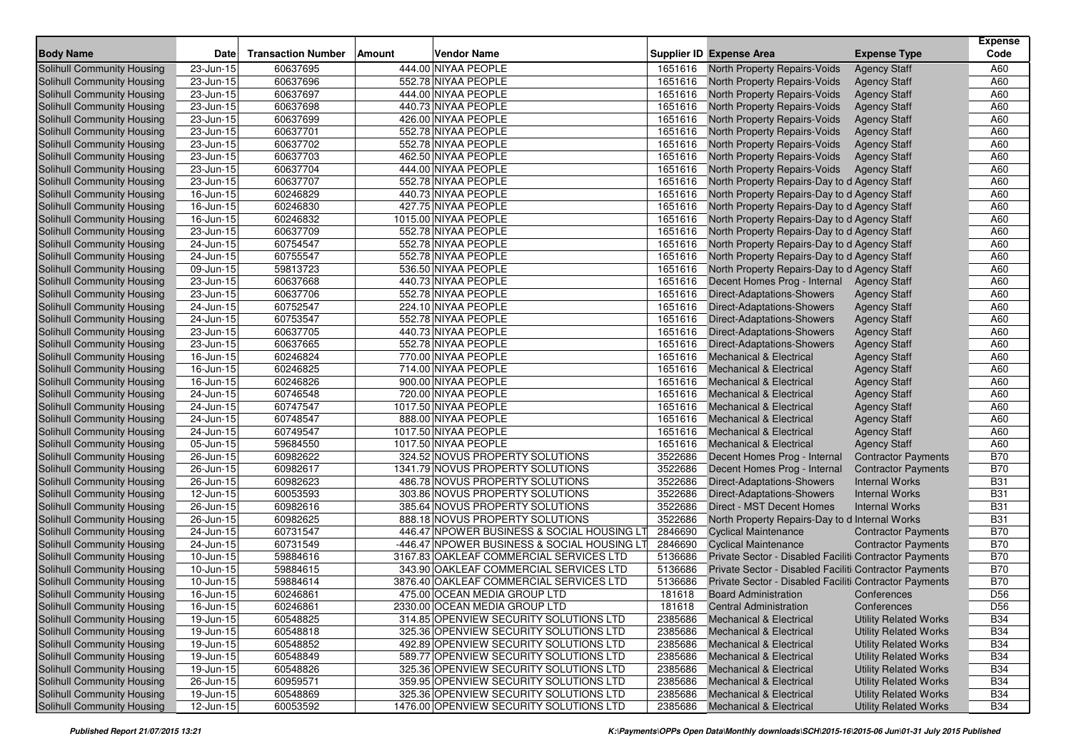| Body Name | Date | Transaction Number | Amount | Vendor Name | Supplier ID | Expense Area | Expense Type | Expense Code |
|---|---|---|---|---|---|---|---|---|
| Solihull Community Housing | 23-Jun-15 | 60637695 | 444.00 | NIYAA PEOPLE | 1651616 | North Property Repairs-Voids | Agency Staff | A60 |
| Solihull Community Housing | 23-Jun-15 | 60637696 | 552.78 | NIYAA PEOPLE | 1651616 | North Property Repairs-Voids | Agency Staff | A60 |
| Solihull Community Housing | 23-Jun-15 | 60637697 | 444.00 | NIYAA PEOPLE | 1651616 | North Property Repairs-Voids | Agency Staff | A60 |
| Solihull Community Housing | 23-Jun-15 | 60637698 | 440.73 | NIYAA PEOPLE | 1651616 | North Property Repairs-Voids | Agency Staff | A60 |
| Solihull Community Housing | 23-Jun-15 | 60637699 | 426.00 | NIYAA PEOPLE | 1651616 | North Property Repairs-Voids | Agency Staff | A60 |
| Solihull Community Housing | 23-Jun-15 | 60637701 | 552.78 | NIYAA PEOPLE | 1651616 | North Property Repairs-Voids | Agency Staff | A60 |
| Solihull Community Housing | 23-Jun-15 | 60637702 | 552.78 | NIYAA PEOPLE | 1651616 | North Property Repairs-Voids | Agency Staff | A60 |
| Solihull Community Housing | 23-Jun-15 | 60637703 | 462.50 | NIYAA PEOPLE | 1651616 | North Property Repairs-Voids | Agency Staff | A60 |
| Solihull Community Housing | 23-Jun-15 | 60637704 | 444.00 | NIYAA PEOPLE | 1651616 | North Property Repairs-Voids | Agency Staff | A60 |
| Solihull Community Housing | 23-Jun-15 | 60637707 | 552.78 | NIYAA PEOPLE | 1651616 | North Property Repairs-Day to d | Agency Staff | A60 |
| Solihull Community Housing | 16-Jun-15 | 60246829 | 440.73 | NIYAA PEOPLE | 1651616 | North Property Repairs-Day to d | Agency Staff | A60 |
| Solihull Community Housing | 16-Jun-15 | 60246830 | 427.75 | NIYAA PEOPLE | 1651616 | North Property Repairs-Day to d | Agency Staff | A60 |
| Solihull Community Housing | 16-Jun-15 | 60246832 | 1015.00 | NIYAA PEOPLE | 1651616 | North Property Repairs-Day to d | Agency Staff | A60 |
| Solihull Community Housing | 23-Jun-15 | 60637709 | 552.78 | NIYAA PEOPLE | 1651616 | North Property Repairs-Day to d | Agency Staff | A60 |
| Solihull Community Housing | 24-Jun-15 | 60754547 | 552.78 | NIYAA PEOPLE | 1651616 | North Property Repairs-Day to d | Agency Staff | A60 |
| Solihull Community Housing | 24-Jun-15 | 60755547 | 552.78 | NIYAA PEOPLE | 1651616 | North Property Repairs-Day to d | Agency Staff | A60 |
| Solihull Community Housing | 09-Jun-15 | 59813723 | 536.50 | NIYAA PEOPLE | 1651616 | North Property Repairs-Day to d | Agency Staff | A60 |
| Solihull Community Housing | 23-Jun-15 | 60637668 | 440.73 | NIYAA PEOPLE | 1651616 | Decent Homes Prog - Internal | Agency Staff | A60 |
| Solihull Community Housing | 23-Jun-15 | 60637706 | 552.78 | NIYAA PEOPLE | 1651616 | Direct-Adaptations-Showers | Agency Staff | A60 |
| Solihull Community Housing | 24-Jun-15 | 60752547 | 224.10 | NIYAA PEOPLE | 1651616 | Direct-Adaptations-Showers | Agency Staff | A60 |
| Solihull Community Housing | 24-Jun-15 | 60753547 | 552.78 | NIYAA PEOPLE | 1651616 | Direct-Adaptations-Showers | Agency Staff | A60 |
| Solihull Community Housing | 23-Jun-15 | 60637705 | 440.73 | NIYAA PEOPLE | 1651616 | Direct-Adaptations-Showers | Agency Staff | A60 |
| Solihull Community Housing | 23-Jun-15 | 60637665 | 552.78 | NIYAA PEOPLE | 1651616 | Direct-Adaptations-Showers | Agency Staff | A60 |
| Solihull Community Housing | 16-Jun-15 | 60246824 | 770.00 | NIYAA PEOPLE | 1651616 | Mechanical & Electrical | Agency Staff | A60 |
| Solihull Community Housing | 16-Jun-15 | 60246825 | 714.00 | NIYAA PEOPLE | 1651616 | Mechanical & Electrical | Agency Staff | A60 |
| Solihull Community Housing | 16-Jun-15 | 60246826 | 900.00 | NIYAA PEOPLE | 1651616 | Mechanical & Electrical | Agency Staff | A60 |
| Solihull Community Housing | 24-Jun-15 | 60746548 | 720.00 | NIYAA PEOPLE | 1651616 | Mechanical & Electrical | Agency Staff | A60 |
| Solihull Community Housing | 24-Jun-15 | 60747547 | 1017.50 | NIYAA PEOPLE | 1651616 | Mechanical & Electrical | Agency Staff | A60 |
| Solihull Community Housing | 24-Jun-15 | 60748547 | 888.00 | NIYAA PEOPLE | 1651616 | Mechanical & Electrical | Agency Staff | A60 |
| Solihull Community Housing | 24-Jun-15 | 60749547 | 1017.50 | NIYAA PEOPLE | 1651616 | Mechanical & Electrical | Agency Staff | A60 |
| Solihull Community Housing | 05-Jun-15 | 59684550 | 1017.50 | NIYAA PEOPLE | 1651616 | Mechanical & Electrical | Agency Staff | A60 |
| Solihull Community Housing | 26-Jun-15 | 60982622 | 324.52 | NOVUS PROPERTY SOLUTIONS | 3522686 | Decent Homes Prog - Internal | Contractor Payments | B70 |
| Solihull Community Housing | 26-Jun-15 | 60982617 | 1341.79 | NOVUS PROPERTY SOLUTIONS | 3522686 | Decent Homes Prog - Internal | Contractor Payments | B70 |
| Solihull Community Housing | 26-Jun-15 | 60982623 | 486.78 | NOVUS PROPERTY SOLUTIONS | 3522686 | Direct-Adaptations-Showers | Internal Works | B31 |
| Solihull Community Housing | 12-Jun-15 | 60053593 | 303.86 | NOVUS PROPERTY SOLUTIONS | 3522686 | Direct-Adaptations-Showers | Internal Works | B31 |
| Solihull Community Housing | 26-Jun-15 | 60982616 | 385.64 | NOVUS PROPERTY SOLUTIONS | 3522686 | Direct - MST Decent Homes | Internal Works | B31 |
| Solihull Community Housing | 26-Jun-15 | 60982625 | 888.18 | NOVUS PROPERTY SOLUTIONS | 3522686 | North Property Repairs-Day to d | Internal Works | B31 |
| Solihull Community Housing | 24-Jun-15 | 60731547 | 446.47 | NPOWER BUSINESS & SOCIAL HOUSING LT | 2846690 | Cyclical Maintenance | Contractor Payments | B70 |
| Solihull Community Housing | 24-Jun-15 | 60731549 | -446.47 | NPOWER BUSINESS & SOCIAL HOUSING LT | 2846690 | Cyclical Maintenance | Contractor Payments | B70 |
| Solihull Community Housing | 10-Jun-15 | 59884616 | 3167.83 | OAKLEAF COMMERCIAL SERVICES LTD | 5136686 | Private Sector - Disabled Faciliti | Contractor Payments | B70 |
| Solihull Community Housing | 10-Jun-15 | 59884615 | 343.90 | OAKLEAF COMMERCIAL SERVICES LTD | 5136686 | Private Sector - Disabled Faciliti | Contractor Payments | B70 |
| Solihull Community Housing | 10-Jun-15 | 59884614 | 3876.40 | OAKLEAF COMMERCIAL SERVICES LTD | 5136686 | Private Sector - Disabled Faciliti | Contractor Payments | B70 |
| Solihull Community Housing | 16-Jun-15 | 60246861 | 475.00 | OCEAN MEDIA GROUP LTD | 181618 | Board Administration | Conferences | D56 |
| Solihull Community Housing | 16-Jun-15 | 60246861 | 2330.00 | OCEAN MEDIA GROUP LTD | 181618 | Central Administration | Conferences | D56 |
| Solihull Community Housing | 19-Jun-15 | 60548825 | 314.85 | OPENVIEW SECURITY SOLUTIONS LTD | 2385686 | Mechanical & Electrical | Utility Related Works | B34 |
| Solihull Community Housing | 19-Jun-15 | 60548818 | 325.36 | OPENVIEW SECURITY SOLUTIONS LTD | 2385686 | Mechanical & Electrical | Utility Related Works | B34 |
| Solihull Community Housing | 19-Jun-15 | 60548852 | 492.89 | OPENVIEW SECURITY SOLUTIONS LTD | 2385686 | Mechanical & Electrical | Utility Related Works | B34 |
| Solihull Community Housing | 19-Jun-15 | 60548849 | 589.77 | OPENVIEW SECURITY SOLUTIONS LTD | 2385686 | Mechanical & Electrical | Utility Related Works | B34 |
| Solihull Community Housing | 19-Jun-15 | 60548826 | 325.36 | OPENVIEW SECURITY SOLUTIONS LTD | 2385686 | Mechanical & Electrical | Utility Related Works | B34 |
| Solihull Community Housing | 26-Jun-15 | 60959571 | 359.95 | OPENVIEW SECURITY SOLUTIONS LTD | 2385686 | Mechanical & Electrical | Utility Related Works | B34 |
| Solihull Community Housing | 19-Jun-15 | 60548869 | 325.36 | OPENVIEW SECURITY SOLUTIONS LTD | 2385686 | Mechanical & Electrical | Utility Related Works | B34 |
| Solihull Community Housing | 12-Jun-15 | 60053592 | 1476.00 | OPENVIEW SECURITY SOLUTIONS LTD | 2385686 | Mechanical & Electrical | Utility Related Works | B34 |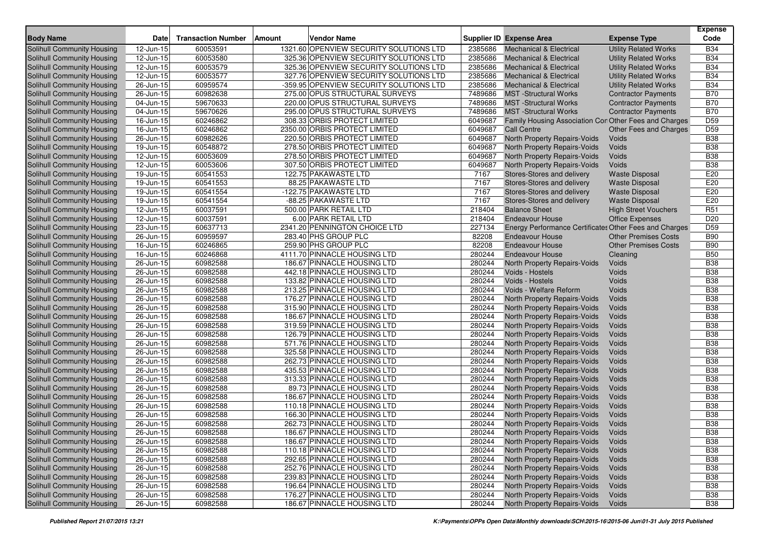| Body Name | Date | Transaction Number | Amount | Vendor Name | Supplier ID | Expense Area | Expense Type | Expense Code |
|---|---|---|---|---|---|---|---|---|
| Solihull Community Housing | 12-Jun-15 | 60053591 | 1321.60 | OPENVIEW SECURITY SOLUTIONS LTD | 2385686 | Mechanical & Electrical | Utility Related Works | B34 |
| Solihull Community Housing | 12-Jun-15 | 60053580 | 325.36 | OPENVIEW SECURITY SOLUTIONS LTD | 2385686 | Mechanical & Electrical | Utility Related Works | B34 |
| Solihull Community Housing | 12-Jun-15 | 60053579 | 325.36 | OPENVIEW SECURITY SOLUTIONS LTD | 2385686 | Mechanical & Electrical | Utility Related Works | B34 |
| Solihull Community Housing | 12-Jun-15 | 60053577 | 327.76 | OPENVIEW SECURITY SOLUTIONS LTD | 2385686 | Mechanical & Electrical | Utility Related Works | B34 |
| Solihull Community Housing | 26-Jun-15 | 60959574 | -359.95 | OPENVIEW SECURITY SOLUTIONS LTD | 2385686 | Mechanical & Electrical | Utility Related Works | B34 |
| Solihull Community Housing | 26-Jun-15 | 60982638 | 275.00 | OPUS STRUCTURAL SURVEYS | 7489686 | MST -Structural Works | Contractor Payments | B70 |
| Solihull Community Housing | 04-Jun-15 | 59670633 | 220.00 | OPUS STRUCTURAL SURVEYS | 7489686 | MST -Structural Works | Contractor Payments | B70 |
| Solihull Community Housing | 04-Jun-15 | 59670626 | 295.00 | OPUS STRUCTURAL SURVEYS | 7489686 | MST -Structural Works | Contractor Payments | B70 |
| Solihull Community Housing | 16-Jun-15 | 60246862 | 308.33 | ORBIS PROTECT LIMITED | 6049687 | Family Housing Association Con | Other Fees and Charges | D59 |
| Solihull Community Housing | 16-Jun-15 | 60246862 | 2350.00 | ORBIS PROTECT LIMITED | 6049687 | Call Centre | Other Fees and Charges | D59 |
| Solihull Community Housing | 26-Jun-15 | 60982626 | 220.50 | ORBIS PROTECT LIMITED | 6049687 | North Property Repairs-Voids | Voids | B38 |
| Solihull Community Housing | 19-Jun-15 | 60548872 | 278.50 | ORBIS PROTECT LIMITED | 6049687 | North Property Repairs-Voids | Voids | B38 |
| Solihull Community Housing | 12-Jun-15 | 60053609 | 278.50 | ORBIS PROTECT LIMITED | 6049687 | North Property Repairs-Voids | Voids | B38 |
| Solihull Community Housing | 12-Jun-15 | 60053606 | 307.50 | ORBIS PROTECT LIMITED | 6049687 | North Property Repairs-Voids | Voids | B38 |
| Solihull Community Housing | 19-Jun-15 | 60541553 | 122.75 | PAKAWASTE LTD | 7167 | Stores-Stores and delivery | Waste Disposal | E20 |
| Solihull Community Housing | 19-Jun-15 | 60541553 | 88.25 | PAKAWASTE LTD | 7167 | Stores-Stores and delivery | Waste Disposal | E20 |
| Solihull Community Housing | 19-Jun-15 | 60541554 | -122.75 | PAKAWASTE LTD | 7167 | Stores-Stores and delivery | Waste Disposal | E20 |
| Solihull Community Housing | 19-Jun-15 | 60541554 | -88.25 | PAKAWASTE LTD | 7167 | Stores-Stores and delivery | Waste Disposal | E20 |
| Solihull Community Housing | 12-Jun-15 | 60037591 | 500.00 | PARK RETAIL LTD | 218404 | Balance Sheet | High Street Vouchers | R51 |
| Solihull Community Housing | 12-Jun-15 | 60037591 | 6.00 | PARK RETAIL LTD | 218404 | Endeavour House | Office Expenses | D20 |
| Solihull Community Housing | 23-Jun-15 | 60637713 | 2341.20 | PENNINGTON CHOICE LTD | 227134 | Energy Performance Certificates | Other Fees and Charges | D59 |
| Solihull Community Housing | 26-Jun-15 | 60959597 | 283.40 | PHS GROUP PLC | 82208 | Endeavour House | Other Premises Costs | B90 |
| Solihull Community Housing | 16-Jun-15 | 60246865 | 259.90 | PHS GROUP PLC | 82208 | Endeavour House | Other Premises Costs | B90 |
| Solihull Community Housing | 16-Jun-15 | 60246868 | 4111.70 | PINNACLE HOUSING LTD | 280244 | Endeavour House | Cleaning | B50 |
| Solihull Community Housing | 26-Jun-15 | 60982588 | 186.67 | PINNACLE HOUSING LTD | 280244 | North Property Repairs-Voids | Voids | B38 |
| Solihull Community Housing | 26-Jun-15 | 60982588 | 442.18 | PINNACLE HOUSING LTD | 280244 | Voids - Hostels | Voids | B38 |
| Solihull Community Housing | 26-Jun-15 | 60982588 | 133.82 | PINNACLE HOUSING LTD | 280244 | Voids - Hostels | Voids | B38 |
| Solihull Community Housing | 26-Jun-15 | 60982588 | 213.25 | PINNACLE HOUSING LTD | 280244 | Voids - Welfare Reform | Voids | B38 |
| Solihull Community Housing | 26-Jun-15 | 60982588 | 176.27 | PINNACLE HOUSING LTD | 280244 | North Property Repairs-Voids | Voids | B38 |
| Solihull Community Housing | 26-Jun-15 | 60982588 | 315.90 | PINNACLE HOUSING LTD | 280244 | North Property Repairs-Voids | Voids | B38 |
| Solihull Community Housing | 26-Jun-15 | 60982588 | 186.67 | PINNACLE HOUSING LTD | 280244 | North Property Repairs-Voids | Voids | B38 |
| Solihull Community Housing | 26-Jun-15 | 60982588 | 319.59 | PINNACLE HOUSING LTD | 280244 | North Property Repairs-Voids | Voids | B38 |
| Solihull Community Housing | 26-Jun-15 | 60982588 | 126.79 | PINNACLE HOUSING LTD | 280244 | North Property Repairs-Voids | Voids | B38 |
| Solihull Community Housing | 26-Jun-15 | 60982588 | 571.76 | PINNACLE HOUSING LTD | 280244 | North Property Repairs-Voids | Voids | B38 |
| Solihull Community Housing | 26-Jun-15 | 60982588 | 325.58 | PINNACLE HOUSING LTD | 280244 | North Property Repairs-Voids | Voids | B38 |
| Solihull Community Housing | 26-Jun-15 | 60982588 | 262.73 | PINNACLE HOUSING LTD | 280244 | North Property Repairs-Voids | Voids | B38 |
| Solihull Community Housing | 26-Jun-15 | 60982588 | 435.53 | PINNACLE HOUSING LTD | 280244 | North Property Repairs-Voids | Voids | B38 |
| Solihull Community Housing | 26-Jun-15 | 60982588 | 313.33 | PINNACLE HOUSING LTD | 280244 | North Property Repairs-Voids | Voids | B38 |
| Solihull Community Housing | 26-Jun-15 | 60982588 | 89.73 | PINNACLE HOUSING LTD | 280244 | North Property Repairs-Voids | Voids | B38 |
| Solihull Community Housing | 26-Jun-15 | 60982588 | 186.67 | PINNACLE HOUSING LTD | 280244 | North Property Repairs-Voids | Voids | B38 |
| Solihull Community Housing | 26-Jun-15 | 60982588 | 110.18 | PINNACLE HOUSING LTD | 280244 | North Property Repairs-Voids | Voids | B38 |
| Solihull Community Housing | 26-Jun-15 | 60982588 | 166.30 | PINNACLE HOUSING LTD | 280244 | North Property Repairs-Voids | Voids | B38 |
| Solihull Community Housing | 26-Jun-15 | 60982588 | 262.73 | PINNACLE HOUSING LTD | 280244 | North Property Repairs-Voids | Voids | B38 |
| Solihull Community Housing | 26-Jun-15 | 60982588 | 186.67 | PINNACLE HOUSING LTD | 280244 | North Property Repairs-Voids | Voids | B38 |
| Solihull Community Housing | 26-Jun-15 | 60982588 | 186.67 | PINNACLE HOUSING LTD | 280244 | North Property Repairs-Voids | Voids | B38 |
| Solihull Community Housing | 26-Jun-15 | 60982588 | 110.18 | PINNACLE HOUSING LTD | 280244 | North Property Repairs-Voids | Voids | B38 |
| Solihull Community Housing | 26-Jun-15 | 60982588 | 292.65 | PINNACLE HOUSING LTD | 280244 | North Property Repairs-Voids | Voids | B38 |
| Solihull Community Housing | 26-Jun-15 | 60982588 | 252.76 | PINNACLE HOUSING LTD | 280244 | North Property Repairs-Voids | Voids | B38 |
| Solihull Community Housing | 26-Jun-15 | 60982588 | 239.83 | PINNACLE HOUSING LTD | 280244 | North Property Repairs-Voids | Voids | B38 |
| Solihull Community Housing | 26-Jun-15 | 60982588 | 196.64 | PINNACLE HOUSING LTD | 280244 | North Property Repairs-Voids | Voids | B38 |
| Solihull Community Housing | 26-Jun-15 | 60982588 | 176.27 | PINNACLE HOUSING LTD | 280244 | North Property Repairs-Voids | Voids | B38 |
| Solihull Community Housing | 26-Jun-15 | 60982588 | 186.67 | PINNACLE HOUSING LTD | 280244 | North Property Repairs-Voids | Voids | B38 |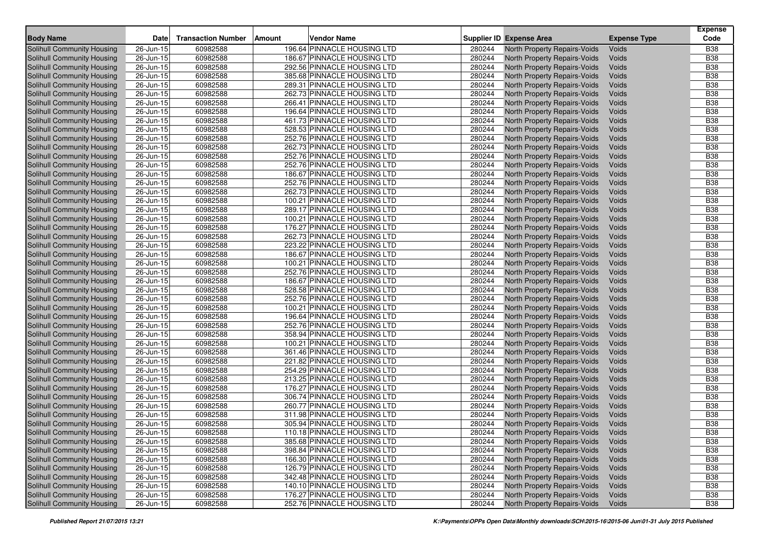| Body Name | Date | Transaction Number | Amount | Vendor Name | Supplier ID | Expense Area | Expense Type | Expense Code |
|---|---|---|---|---|---|---|---|---|
| Solihull Community Housing | 26-Jun-15 | 60982588 | 196.64 | PINNACLE HOUSING LTD | 280244 | North Property Repairs-Voids | Voids | B38 |
| Solihull Community Housing | 26-Jun-15 | 60982588 | 186.67 | PINNACLE HOUSING LTD | 280244 | North Property Repairs-Voids | Voids | B38 |
| Solihull Community Housing | 26-Jun-15 | 60982588 | 292.56 | PINNACLE HOUSING LTD | 280244 | North Property Repairs-Voids | Voids | B38 |
| Solihull Community Housing | 26-Jun-15 | 60982588 | 385.68 | PINNACLE HOUSING LTD | 280244 | North Property Repairs-Voids | Voids | B38 |
| Solihull Community Housing | 26-Jun-15 | 60982588 | 289.31 | PINNACLE HOUSING LTD | 280244 | North Property Repairs-Voids | Voids | B38 |
| Solihull Community Housing | 26-Jun-15 | 60982588 | 262.73 | PINNACLE HOUSING LTD | 280244 | North Property Repairs-Voids | Voids | B38 |
| Solihull Community Housing | 26-Jun-15 | 60982588 | 266.41 | PINNACLE HOUSING LTD | 280244 | North Property Repairs-Voids | Voids | B38 |
| Solihull Community Housing | 26-Jun-15 | 60982588 | 196.64 | PINNACLE HOUSING LTD | 280244 | North Property Repairs-Voids | Voids | B38 |
| Solihull Community Housing | 26-Jun-15 | 60982588 | 461.73 | PINNACLE HOUSING LTD | 280244 | North Property Repairs-Voids | Voids | B38 |
| Solihull Community Housing | 26-Jun-15 | 60982588 | 528.53 | PINNACLE HOUSING LTD | 280244 | North Property Repairs-Voids | Voids | B38 |
| Solihull Community Housing | 26-Jun-15 | 60982588 | 252.76 | PINNACLE HOUSING LTD | 280244 | North Property Repairs-Voids | Voids | B38 |
| Solihull Community Housing | 26-Jun-15 | 60982588 | 262.73 | PINNACLE HOUSING LTD | 280244 | North Property Repairs-Voids | Voids | B38 |
| Solihull Community Housing | 26-Jun-15 | 60982588 | 252.76 | PINNACLE HOUSING LTD | 280244 | North Property Repairs-Voids | Voids | B38 |
| Solihull Community Housing | 26-Jun-15 | 60982588 | 252.76 | PINNACLE HOUSING LTD | 280244 | North Property Repairs-Voids | Voids | B38 |
| Solihull Community Housing | 26-Jun-15 | 60982588 | 186.67 | PINNACLE HOUSING LTD | 280244 | North Property Repairs-Voids | Voids | B38 |
| Solihull Community Housing | 26-Jun-15 | 60982588 | 252.76 | PINNACLE HOUSING LTD | 280244 | North Property Repairs-Voids | Voids | B38 |
| Solihull Community Housing | 26-Jun-15 | 60982588 | 262.73 | PINNACLE HOUSING LTD | 280244 | North Property Repairs-Voids | Voids | B38 |
| Solihull Community Housing | 26-Jun-15 | 60982588 | 100.21 | PINNACLE HOUSING LTD | 280244 | North Property Repairs-Voids | Voids | B38 |
| Solihull Community Housing | 26-Jun-15 | 60982588 | 289.17 | PINNACLE HOUSING LTD | 280244 | North Property Repairs-Voids | Voids | B38 |
| Solihull Community Housing | 26-Jun-15 | 60982588 | 100.21 | PINNACLE HOUSING LTD | 280244 | North Property Repairs-Voids | Voids | B38 |
| Solihull Community Housing | 26-Jun-15 | 60982588 | 176.27 | PINNACLE HOUSING LTD | 280244 | North Property Repairs-Voids | Voids | B38 |
| Solihull Community Housing | 26-Jun-15 | 60982588 | 262.73 | PINNACLE HOUSING LTD | 280244 | North Property Repairs-Voids | Voids | B38 |
| Solihull Community Housing | 26-Jun-15 | 60982588 | 223.22 | PINNACLE HOUSING LTD | 280244 | North Property Repairs-Voids | Voids | B38 |
| Solihull Community Housing | 26-Jun-15 | 60982588 | 186.67 | PINNACLE HOUSING LTD | 280244 | North Property Repairs-Voids | Voids | B38 |
| Solihull Community Housing | 26-Jun-15 | 60982588 | 100.21 | PINNACLE HOUSING LTD | 280244 | North Property Repairs-Voids | Voids | B38 |
| Solihull Community Housing | 26-Jun-15 | 60982588 | 252.76 | PINNACLE HOUSING LTD | 280244 | North Property Repairs-Voids | Voids | B38 |
| Solihull Community Housing | 26-Jun-15 | 60982588 | 186.67 | PINNACLE HOUSING LTD | 280244 | North Property Repairs-Voids | Voids | B38 |
| Solihull Community Housing | 26-Jun-15 | 60982588 | 528.58 | PINNACLE HOUSING LTD | 280244 | North Property Repairs-Voids | Voids | B38 |
| Solihull Community Housing | 26-Jun-15 | 60982588 | 252.76 | PINNACLE HOUSING LTD | 280244 | North Property Repairs-Voids | Voids | B38 |
| Solihull Community Housing | 26-Jun-15 | 60982588 | 100.21 | PINNACLE HOUSING LTD | 280244 | North Property Repairs-Voids | Voids | B38 |
| Solihull Community Housing | 26-Jun-15 | 60982588 | 196.64 | PINNACLE HOUSING LTD | 280244 | North Property Repairs-Voids | Voids | B38 |
| Solihull Community Housing | 26-Jun-15 | 60982588 | 252.76 | PINNACLE HOUSING LTD | 280244 | North Property Repairs-Voids | Voids | B38 |
| Solihull Community Housing | 26-Jun-15 | 60982588 | 358.94 | PINNACLE HOUSING LTD | 280244 | North Property Repairs-Voids | Voids | B38 |
| Solihull Community Housing | 26-Jun-15 | 60982588 | 100.21 | PINNACLE HOUSING LTD | 280244 | North Property Repairs-Voids | Voids | B38 |
| Solihull Community Housing | 26-Jun-15 | 60982588 | 361.46 | PINNACLE HOUSING LTD | 280244 | North Property Repairs-Voids | Voids | B38 |
| Solihull Community Housing | 26-Jun-15 | 60982588 | 221.82 | PINNACLE HOUSING LTD | 280244 | North Property Repairs-Voids | Voids | B38 |
| Solihull Community Housing | 26-Jun-15 | 60982588 | 254.29 | PINNACLE HOUSING LTD | 280244 | North Property Repairs-Voids | Voids | B38 |
| Solihull Community Housing | 26-Jun-15 | 60982588 | 213.25 | PINNACLE HOUSING LTD | 280244 | North Property Repairs-Voids | Voids | B38 |
| Solihull Community Housing | 26-Jun-15 | 60982588 | 176.27 | PINNACLE HOUSING LTD | 280244 | North Property Repairs-Voids | Voids | B38 |
| Solihull Community Housing | 26-Jun-15 | 60982588 | 306.74 | PINNACLE HOUSING LTD | 280244 | North Property Repairs-Voids | Voids | B38 |
| Solihull Community Housing | 26-Jun-15 | 60982588 | 260.77 | PINNACLE HOUSING LTD | 280244 | North Property Repairs-Voids | Voids | B38 |
| Solihull Community Housing | 26-Jun-15 | 60982588 | 311.98 | PINNACLE HOUSING LTD | 280244 | North Property Repairs-Voids | Voids | B38 |
| Solihull Community Housing | 26-Jun-15 | 60982588 | 305.94 | PINNACLE HOUSING LTD | 280244 | North Property Repairs-Voids | Voids | B38 |
| Solihull Community Housing | 26-Jun-15 | 60982588 | 110.18 | PINNACLE HOUSING LTD | 280244 | North Property Repairs-Voids | Voids | B38 |
| Solihull Community Housing | 26-Jun-15 | 60982588 | 385.68 | PINNACLE HOUSING LTD | 280244 | North Property Repairs-Voids | Voids | B38 |
| Solihull Community Housing | 26-Jun-15 | 60982588 | 398.84 | PINNACLE HOUSING LTD | 280244 | North Property Repairs-Voids | Voids | B38 |
| Solihull Community Housing | 26-Jun-15 | 60982588 | 166.30 | PINNACLE HOUSING LTD | 280244 | North Property Repairs-Voids | Voids | B38 |
| Solihull Community Housing | 26-Jun-15 | 60982588 | 126.79 | PINNACLE HOUSING LTD | 280244 | North Property Repairs-Voids | Voids | B38 |
| Solihull Community Housing | 26-Jun-15 | 60982588 | 342.48 | PINNACLE HOUSING LTD | 280244 | North Property Repairs-Voids | Voids | B38 |
| Solihull Community Housing | 26-Jun-15 | 60982588 | 140.10 | PINNACLE HOUSING LTD | 280244 | North Property Repairs-Voids | Voids | B38 |
| Solihull Community Housing | 26-Jun-15 | 60982588 | 176.27 | PINNACLE HOUSING LTD | 280244 | North Property Repairs-Voids | Voids | B38 |
| Solihull Community Housing | 26-Jun-15 | 60982588 | 252.76 | PINNACLE HOUSING LTD | 280244 | North Property Repairs-Voids | Voids | B38 |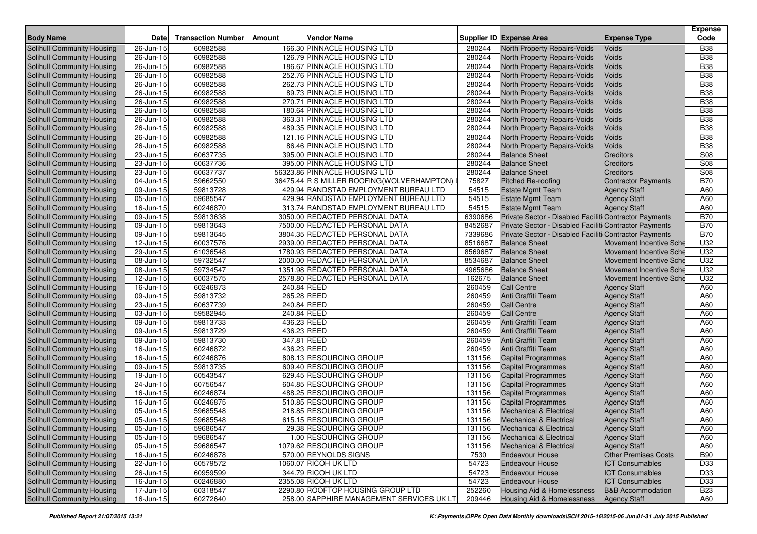| Body Name | Date | Transaction Number | Amount | Vendor Name | Supplier ID | Expense Area | Expense Type | Expense Code |
|---|---|---|---|---|---|---|---|---|
| Solihull Community Housing | 26-Jun-15 | 60982588 | 166.30 | PINNACLE HOUSING LTD | 280244 | North Property Repairs-Voids | Voids | B38 |
| Solihull Community Housing | 26-Jun-15 | 60982588 | 126.79 | PINNACLE HOUSING LTD | 280244 | North Property Repairs-Voids | Voids | B38 |
| Solihull Community Housing | 26-Jun-15 | 60982588 | 186.67 | PINNACLE HOUSING LTD | 280244 | North Property Repairs-Voids | Voids | B38 |
| Solihull Community Housing | 26-Jun-15 | 60982588 | 252.76 | PINNACLE HOUSING LTD | 280244 | North Property Repairs-Voids | Voids | B38 |
| Solihull Community Housing | 26-Jun-15 | 60982588 | 262.73 | PINNACLE HOUSING LTD | 280244 | North Property Repairs-Voids | Voids | B38 |
| Solihull Community Housing | 26-Jun-15 | 60982588 | 89.73 | PINNACLE HOUSING LTD | 280244 | North Property Repairs-Voids | Voids | B38 |
| Solihull Community Housing | 26-Jun-15 | 60982588 | 270.71 | PINNACLE HOUSING LTD | 280244 | North Property Repairs-Voids | Voids | B38 |
| Solihull Community Housing | 26-Jun-15 | 60982588 | 180.64 | PINNACLE HOUSING LTD | 280244 | North Property Repairs-Voids | Voids | B38 |
| Solihull Community Housing | 26-Jun-15 | 60982588 | 363.31 | PINNACLE HOUSING LTD | 280244 | North Property Repairs-Voids | Voids | B38 |
| Solihull Community Housing | 26-Jun-15 | 60982588 | 489.35 | PINNACLE HOUSING LTD | 280244 | North Property Repairs-Voids | Voids | B38 |
| Solihull Community Housing | 26-Jun-15 | 60982588 | 121.16 | PINNACLE HOUSING LTD | 280244 | North Property Repairs-Voids | Voids | B38 |
| Solihull Community Housing | 26-Jun-15 | 60982588 | 86.46 | PINNACLE HOUSING LTD | 280244 | North Property Repairs-Voids | Voids | B38 |
| Solihull Community Housing | 23-Jun-15 | 60637735 | 395.00 | PINNACLE HOUSING LTD | 280244 | Balance Sheet | Creditors | S08 |
| Solihull Community Housing | 23-Jun-15 | 60637736 | 395.00 | PINNACLE HOUSING LTD | 280244 | Balance Sheet | Creditors | S08 |
| Solihull Community Housing | 23-Jun-15 | 60637737 | 56323.86 | PINNACLE HOUSING LTD | 280244 | Balance Sheet | Creditors | S08 |
| Solihull Community Housing | 04-Jun-15 | 59662550 | 36475.44 | R S MILLER ROOFING(WOLVERHAMPTON) L | 75827 | Pitched Re-roofing | Contractor Payments | B70 |
| Solihull Community Housing | 09-Jun-15 | 59813728 | 429.94 | RANDSTAD EMPLOYMENT BUREAU LTD | 54515 | Estate Mgmt Team | Agency Staff | A60 |
| Solihull Community Housing | 05-Jun-15 | 59685547 | 429.94 | RANDSTAD EMPLOYMENT BUREAU LTD | 54515 | Estate Mgmt Team | Agency Staff | A60 |
| Solihull Community Housing | 16-Jun-15 | 60246870 | 313.74 | RANDSTAD EMPLOYMENT BUREAU LTD | 54515 | Estate Mgmt Team | Agency Staff | A60 |
| Solihull Community Housing | 09-Jun-15 | 59813638 | 3050.00 | REDACTED PERSONAL DATA | 6390686 | Private Sector - Disabled Faciliti | Contractor Payments | B70 |
| Solihull Community Housing | 09-Jun-15 | 59813643 | 7500.00 | REDACTED PERSONAL DATA | 8452687 | Private Sector - Disabled Faciliti | Contractor Payments | B70 |
| Solihull Community Housing | 09-Jun-15 | 59813645 | 3804.35 | REDACTED PERSONAL DATA | 7339686 | Private Sector - Disabled Faciliti | Contractor Payments | B70 |
| Solihull Community Housing | 12-Jun-15 | 60037576 | 2939.00 | REDACTED PERSONAL DATA | 8516687 | Balance Sheet | Movement Incentive Sche | U32 |
| Solihull Community Housing | 29-Jun-15 | 61036548 | 1780.93 | REDACTED PERSONAL DATA | 8569687 | Balance Sheet | Movement Incentive Sche | U32 |
| Solihull Community Housing | 08-Jun-15 | 59732547 | 2000.00 | REDACTED PERSONAL DATA | 8534687 | Balance Sheet | Movement Incentive Sche | U32 |
| Solihull Community Housing | 08-Jun-15 | 59734547 | 1351.98 | REDACTED PERSONAL DATA | 4965686 | Balance Sheet | Movement Incentive Sche | U32 |
| Solihull Community Housing | 12-Jun-15 | 60037575 | 2578.80 | REDACTED PERSONAL DATA | 162675 | Balance Sheet | Movement Incentive Sche | U32 |
| Solihull Community Housing | 16-Jun-15 | 60246873 | 240.84 | REED | 260459 | Call Centre | Agency Staff | A60 |
| Solihull Community Housing | 09-Jun-15 | 59813732 | 265.28 | REED | 260459 | Anti Graffiti Team | Agency Staff | A60 |
| Solihull Community Housing | 23-Jun-15 | 60637739 | 240.84 | REED | 260459 | Call Centre | Agency Staff | A60 |
| Solihull Community Housing | 03-Jun-15 | 59582945 | 240.84 | REED | 260459 | Call Centre | Agency Staff | A60 |
| Solihull Community Housing | 09-Jun-15 | 59813733 | 436.23 | REED | 260459 | Anti Graffiti Team | Agency Staff | A60 |
| Solihull Community Housing | 09-Jun-15 | 59813729 | 436.23 | REED | 260459 | Anti Graffiti Team | Agency Staff | A60 |
| Solihull Community Housing | 09-Jun-15 | 59813730 | 347.81 | REED | 260459 | Anti Graffiti Team | Agency Staff | A60 |
| Solihull Community Housing | 16-Jun-15 | 60246872 | 436.23 | REED | 260459 | Anti Graffiti Team | Agency Staff | A60 |
| Solihull Community Housing | 16-Jun-15 | 60246876 | 808.13 | RESOURCING GROUP | 131156 | Capital Programmes | Agency Staff | A60 |
| Solihull Community Housing | 09-Jun-15 | 59813735 | 609.40 | RESOURCING GROUP | 131156 | Capital Programmes | Agency Staff | A60 |
| Solihull Community Housing | 19-Jun-15 | 60543547 | 629.45 | RESOURCING GROUP | 131156 | Capital Programmes | Agency Staff | A60 |
| Solihull Community Housing | 24-Jun-15 | 60756547 | 604.85 | RESOURCING GROUP | 131156 | Capital Programmes | Agency Staff | A60 |
| Solihull Community Housing | 16-Jun-15 | 60246874 | 488.25 | RESOURCING GROUP | 131156 | Capital Programmes | Agency Staff | A60 |
| Solihull Community Housing | 16-Jun-15 | 60246875 | 510.85 | RESOURCING GROUP | 131156 | Capital Programmes | Agency Staff | A60 |
| Solihull Community Housing | 05-Jun-15 | 59685548 | 218.85 | RESOURCING GROUP | 131156 | Mechanical & Electrical | Agency Staff | A60 |
| Solihull Community Housing | 05-Jun-15 | 59685548 | 615.15 | RESOURCING GROUP | 131156 | Mechanical & Electrical | Agency Staff | A60 |
| Solihull Community Housing | 05-Jun-15 | 59686547 | 29.38 | RESOURCING GROUP | 131156 | Mechanical & Electrical | Agency Staff | A60 |
| Solihull Community Housing | 05-Jun-15 | 59686547 | 1.00 | RESOURCING GROUP | 131156 | Mechanical & Electrical | Agency Staff | A60 |
| Solihull Community Housing | 05-Jun-15 | 59686547 | 1079.62 | RESOURCING GROUP | 131156 | Mechanical & Electrical | Agency Staff | A60 |
| Solihull Community Housing | 16-Jun-15 | 60246878 | 570.00 | REYNOLDS SIGNS | 7530 | Endeavour House | Other Premises Costs | B90 |
| Solihull Community Housing | 22-Jun-15 | 60579572 | 1060.07 | RICOH UK LTD | 54723 | Endeavour House | ICT Consumables | D33 |
| Solihull Community Housing | 26-Jun-15 | 60959599 | 344.79 | RICOH UK LTD | 54723 | Endeavour House | ICT Consumables | D33 |
| Solihull Community Housing | 16-Jun-15 | 60246880 | 2355.08 | RICOH UK LTD | 54723 | Endeavour House | ICT Consumables | D33 |
| Solihull Community Housing | 17-Jun-15 | 60318547 | 2290.80 | ROOFTOP HOUSING GROUP LTD | 252260 | Housing Aid & Homelessness | B&B Accommodation | B23 |
| Solihull Community Housing | 16-Jun-15 | 60272640 | 258.00 | SAPPHIRE MANAGEMENT SERVICES UK LTI | 209446 | Housing Aid & Homelessness | Agency Staff | A60 |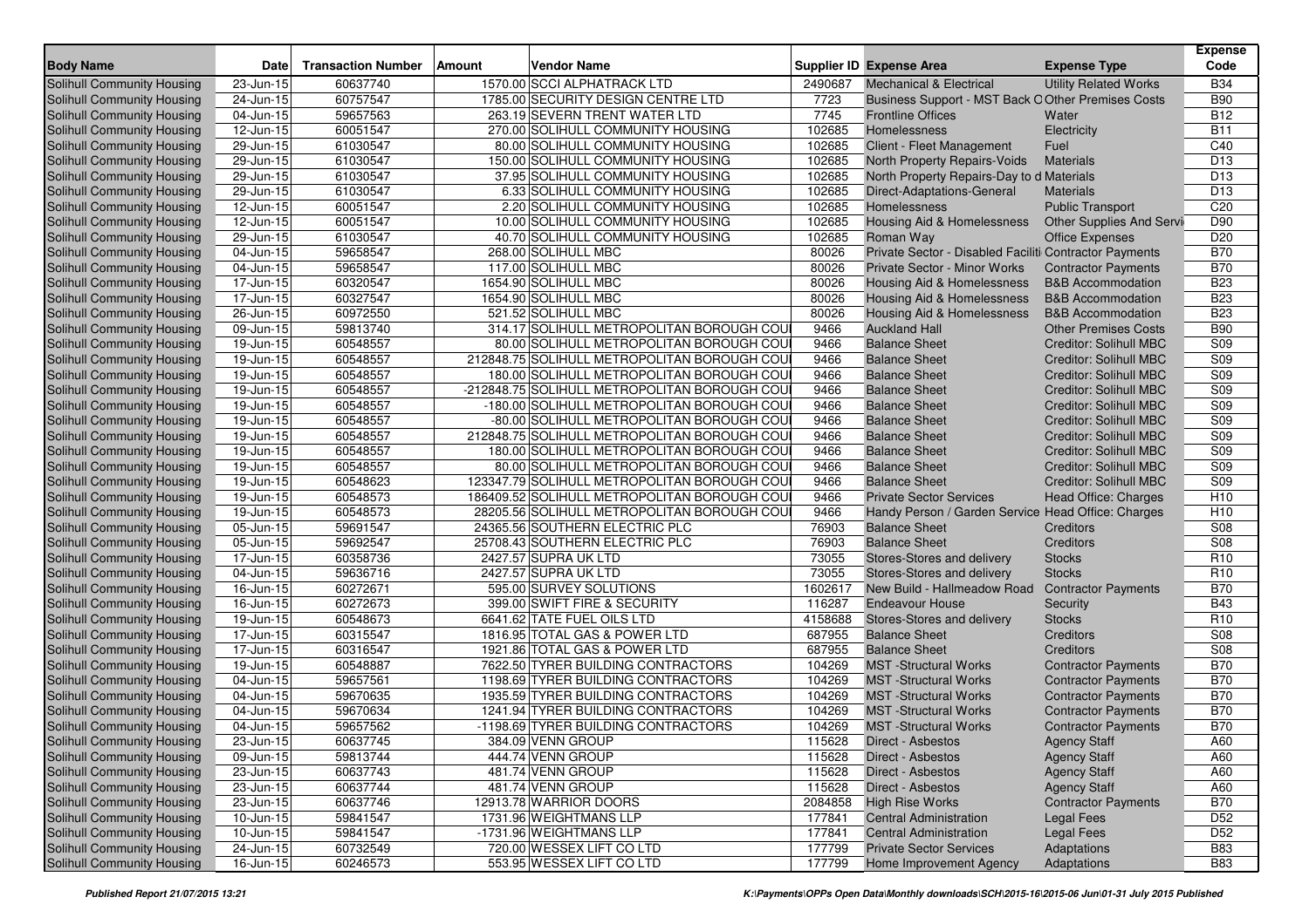| Body Name | Date | Transaction Number | Amount | Vendor Name | Supplier ID | Expense Area | Expense Type | Expense Code |
|---|---|---|---|---|---|---|---|---|
| Solihull Community Housing | 23-Jun-15 | 60637740 | 1570.00 | SCCI ALPHATRACK LTD | 2490687 | Mechanical & Electrical | Utility Related Works | B34 |
| Solihull Community Housing | 24-Jun-15 | 60757547 | 1785.00 | SECURITY DESIGN CENTRE LTD | 7723 | Business Support - MST Back O | Other Premises Costs | B90 |
| Solihull Community Housing | 04-Jun-15 | 59657563 | 263.19 | SEVERN TRENT WATER LTD | 7745 | Frontline Offices | Water | B12 |
| Solihull Community Housing | 12-Jun-15 | 60051547 | 270.00 | SOLIHULL COMMUNITY HOUSING | 102685 | Homelessness | Electricity | B11 |
| Solihull Community Housing | 29-Jun-15 | 61030547 | 80.00 | SOLIHULL COMMUNITY HOUSING | 102685 | Client - Fleet Management | Fuel | C40 |
| Solihull Community Housing | 29-Jun-15 | 61030547 | 150.00 | SOLIHULL COMMUNITY HOUSING | 102685 | North Property Repairs-Voids | Materials | D13 |
| Solihull Community Housing | 29-Jun-15 | 61030547 | 37.95 | SOLIHULL COMMUNITY HOUSING | 102685 | North Property Repairs-Day to d | Materials | D13 |
| Solihull Community Housing | 29-Jun-15 | 61030547 | 6.33 | SOLIHULL COMMUNITY HOUSING | 102685 | Direct-Adaptations-General | Materials | D13 |
| Solihull Community Housing | 12-Jun-15 | 60051547 | 2.20 | SOLIHULL COMMUNITY HOUSING | 102685 | Homelessness | Public Transport | C20 |
| Solihull Community Housing | 12-Jun-15 | 60051547 | 10.00 | SOLIHULL COMMUNITY HOUSING | 102685 | Housing Aid & Homelessness | Other Supplies And Servi | D90 |
| Solihull Community Housing | 29-Jun-15 | 61030547 | 40.70 | SOLIHULL COMMUNITY HOUSING | 102685 | Roman Way | Office Expenses | D20 |
| Solihull Community Housing | 04-Jun-15 | 59658547 | 268.00 | SOLIHULL MBC | 80026 | Private Sector - Disabled Faciliti | Contractor Payments | B70 |
| Solihull Community Housing | 04-Jun-15 | 59658547 | 117.00 | SOLIHULL MBC | 80026 | Private Sector - Minor Works | Contractor Payments | B70 |
| Solihull Community Housing | 17-Jun-15 | 60320547 | 1654.90 | SOLIHULL MBC | 80026 | Housing Aid & Homelessness | B&B Accommodation | B23 |
| Solihull Community Housing | 17-Jun-15 | 60327547 | 1654.90 | SOLIHULL MBC | 80026 | Housing Aid & Homelessness | B&B Accommodation | B23 |
| Solihull Community Housing | 26-Jun-15 | 60972550 | 521.52 | SOLIHULL MBC | 80026 | Housing Aid & Homelessness | B&B Accommodation | B23 |
| Solihull Community Housing | 09-Jun-15 | 59813740 | 314.17 | SOLIHULL METROPOLITAN BOROUGH COU | 9466 | Auckland Hall | Other Premises Costs | B90 |
| Solihull Community Housing | 19-Jun-15 | 60548557 | 80.00 | SOLIHULL METROPOLITAN BOROUGH COU | 9466 | Balance Sheet | Creditor: Solihull MBC | S09 |
| Solihull Community Housing | 19-Jun-15 | 60548557 | 212848.75 | SOLIHULL METROPOLITAN BOROUGH COU | 9466 | Balance Sheet | Creditor: Solihull MBC | S09 |
| Solihull Community Housing | 19-Jun-15 | 60548557 | 180.00 | SOLIHULL METROPOLITAN BOROUGH COU | 9466 | Balance Sheet | Creditor: Solihull MBC | S09 |
| Solihull Community Housing | 19-Jun-15 | 60548557 | -212848.75 | SOLIHULL METROPOLITAN BOROUGH COU | 9466 | Balance Sheet | Creditor: Solihull MBC | S09 |
| Solihull Community Housing | 19-Jun-15 | 60548557 | -180.00 | SOLIHULL METROPOLITAN BOROUGH COU | 9466 | Balance Sheet | Creditor: Solihull MBC | S09 |
| Solihull Community Housing | 19-Jun-15 | 60548557 | -80.00 | SOLIHULL METROPOLITAN BOROUGH COU | 9466 | Balance Sheet | Creditor: Solihull MBC | S09 |
| Solihull Community Housing | 19-Jun-15 | 60548557 | 212848.75 | SOLIHULL METROPOLITAN BOROUGH COU | 9466 | Balance Sheet | Creditor: Solihull MBC | S09 |
| Solihull Community Housing | 19-Jun-15 | 60548557 | 180.00 | SOLIHULL METROPOLITAN BOROUGH COU | 9466 | Balance Sheet | Creditor: Solihull MBC | S09 |
| Solihull Community Housing | 19-Jun-15 | 60548557 | 80.00 | SOLIHULL METROPOLITAN BOROUGH COU | 9466 | Balance Sheet | Creditor: Solihull MBC | S09 |
| Solihull Community Housing | 19-Jun-15 | 60548623 | 123347.79 | SOLIHULL METROPOLITAN BOROUGH COU | 9466 | Balance Sheet | Creditor: Solihull MBC | S09 |
| Solihull Community Housing | 19-Jun-15 | 60548573 | 186409.52 | SOLIHULL METROPOLITAN BOROUGH COU | 9466 | Private Sector Services | Head Office: Charges | H10 |
| Solihull Community Housing | 19-Jun-15 | 60548573 | 28205.56 | SOLIHULL METROPOLITAN BOROUGH COU | 9466 | Handy Person / Garden Service | Head Office: Charges | H10 |
| Solihull Community Housing | 05-Jun-15 | 59691547 | 24365.56 | SOUTHERN ELECTRIC PLC | 76903 | Balance Sheet | Creditors | S08 |
| Solihull Community Housing | 05-Jun-15 | 59692547 | 25708.43 | SOUTHERN ELECTRIC PLC | 76903 | Balance Sheet | Creditors | S08 |
| Solihull Community Housing | 17-Jun-15 | 60358736 | 2427.57 | SUPRA UK LTD | 73055 | Stores-Stores and delivery | Stocks | R10 |
| Solihull Community Housing | 04-Jun-15 | 59636716 | 2427.57 | SUPRA UK LTD | 73055 | Stores-Stores and delivery | Stocks | R10 |
| Solihull Community Housing | 16-Jun-15 | 60272671 | 595.00 | SURVEY SOLUTIONS | 1602617 | New Build - Hallmeadow Road | Contractor Payments | B70 |
| Solihull Community Housing | 16-Jun-15 | 60272673 | 399.00 | SWIFT FIRE & SECURITY | 116287 | Endeavour House | Security | B43 |
| Solihull Community Housing | 19-Jun-15 | 60548673 | 6641.62 | TATE FUEL OILS LTD | 4158688 | Stores-Stores and delivery | Stocks | R10 |
| Solihull Community Housing | 17-Jun-15 | 60315547 | 1816.95 | TOTAL GAS & POWER LTD | 687955 | Balance Sheet | Creditors | S08 |
| Solihull Community Housing | 17-Jun-15 | 60316547 | 1921.86 | TOTAL GAS & POWER LTD | 687955 | Balance Sheet | Creditors | S08 |
| Solihull Community Housing | 19-Jun-15 | 60548887 | 7622.50 | TYRER BUILDING CONTRACTORS | 104269 | MST -Structural Works | Contractor Payments | B70 |
| Solihull Community Housing | 04-Jun-15 | 59657561 | 1198.69 | TYRER BUILDING CONTRACTORS | 104269 | MST -Structural Works | Contractor Payments | B70 |
| Solihull Community Housing | 04-Jun-15 | 59670635 | 1935.59 | TYRER BUILDING CONTRACTORS | 104269 | MST -Structural Works | Contractor Payments | B70 |
| Solihull Community Housing | 04-Jun-15 | 59670634 | 1241.94 | TYRER BUILDING CONTRACTORS | 104269 | MST -Structural Works | Contractor Payments | B70 |
| Solihull Community Housing | 04-Jun-15 | 59657562 | -1198.69 | TYRER BUILDING CONTRACTORS | 104269 | MST -Structural Works | Contractor Payments | B70 |
| Solihull Community Housing | 23-Jun-15 | 60637745 | 384.09 | VENN GROUP | 115628 | Direct - Asbestos | Agency Staff | A60 |
| Solihull Community Housing | 09-Jun-15 | 59813744 | 444.74 | VENN GROUP | 115628 | Direct - Asbestos | Agency Staff | A60 |
| Solihull Community Housing | 23-Jun-15 | 60637743 | 481.74 | VENN GROUP | 115628 | Direct - Asbestos | Agency Staff | A60 |
| Solihull Community Housing | 23-Jun-15 | 60637744 | 481.74 | VENN GROUP | 115628 | Direct - Asbestos | Agency Staff | A60 |
| Solihull Community Housing | 23-Jun-15 | 60637746 | 12913.78 | WARRIOR DOORS | 2084858 | High Rise Works | Contractor Payments | B70 |
| Solihull Community Housing | 10-Jun-15 | 59841547 | 1731.96 | WEIGHTMANS LLP | 177841 | Central Administration | Legal Fees | D52 |
| Solihull Community Housing | 10-Jun-15 | 59841547 | -1731.96 | WEIGHTMANS LLP | 177841 | Central Administration | Legal Fees | D52 |
| Solihull Community Housing | 24-Jun-15 | 60732549 | 720.00 | WESSEX LIFT CO LTD | 177799 | Private Sector Services | Adaptations | B83 |
| Solihull Community Housing | 16-Jun-15 | 60246573 | 553.95 | WESSEX LIFT CO LTD | 177799 | Home Improvement Agency | Adaptations | B83 |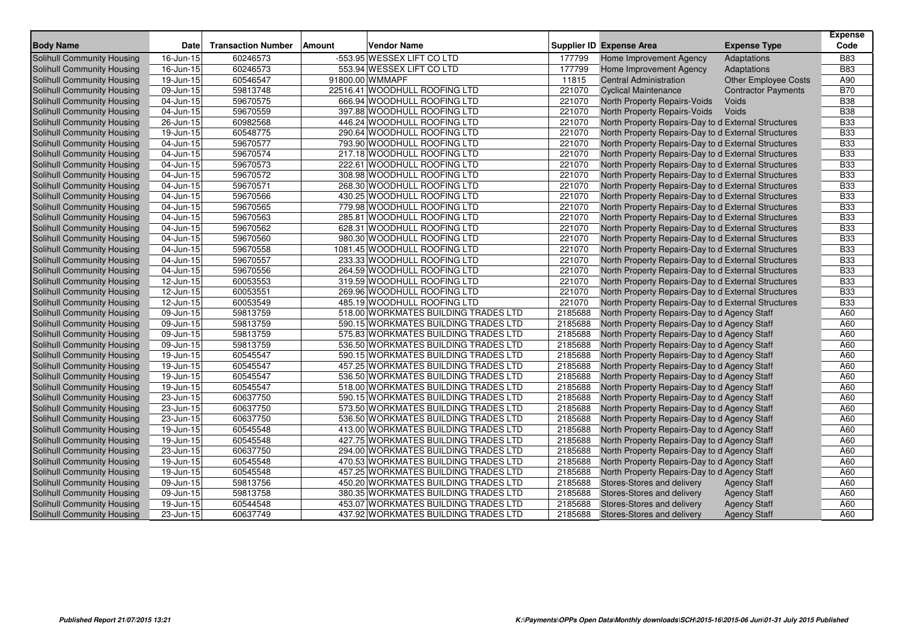| Body Name | Date | Transaction Number | Amount | Vendor Name | Supplier ID | Expense Area | Expense Type | Expense Code |
|---|---|---|---|---|---|---|---|---|
| Solihull Community Housing | 16-Jun-15 | 60246573 | -553.95 | WESSEX LIFT CO LTD | 177799 | Home Improvement Agency | Adaptations | B83 |
| Solihull Community Housing | 16-Jun-15 | 60246573 | 553.94 | WESSEX LIFT CO LTD | 177799 | Home Improvement Agency | Adaptations | B83 |
| Solihull Community Housing | 19-Jun-15 | 60546547 | 91800.00 | WMMAPF | 11815 | Central Administration | Other Employee Costs | A90 |
| Solihull Community Housing | 09-Jun-15 | 59813748 | 22516.41 | WOODHULL ROOFING LTD | 221070 | Cyclical Maintenance | Contractor Payments | B70 |
| Solihull Community Housing | 04-Jun-15 | 59670575 | 666.94 | WOODHULL ROOFING LTD | 221070 | North Property Repairs-Voids | Voids | B38 |
| Solihull Community Housing | 04-Jun-15 | 59670559 | 397.88 | WOODHULL ROOFING LTD | 221070 | North Property Repairs-Voids | Voids | B38 |
| Solihull Community Housing | 26-Jun-15 | 60982568 | 446.24 | WOODHULL ROOFING LTD | 221070 | North Property Repairs-Day to d | External Structures | B33 |
| Solihull Community Housing | 19-Jun-15 | 60548775 | 290.64 | WOODHULL ROOFING LTD | 221070 | North Property Repairs-Day to d | External Structures | B33 |
| Solihull Community Housing | 04-Jun-15 | 59670577 | 793.90 | WOODHULL ROOFING LTD | 221070 | North Property Repairs-Day to d | External Structures | B33 |
| Solihull Community Housing | 04-Jun-15 | 59670574 | 217.18 | WOODHULL ROOFING LTD | 221070 | North Property Repairs-Day to d | External Structures | B33 |
| Solihull Community Housing | 04-Jun-15 | 59670573 | 222.61 | WOODHULL ROOFING LTD | 221070 | North Property Repairs-Day to d | External Structures | B33 |
| Solihull Community Housing | 04-Jun-15 | 59670572 | 308.98 | WOODHULL ROOFING LTD | 221070 | North Property Repairs-Day to d | External Structures | B33 |
| Solihull Community Housing | 04-Jun-15 | 59670571 | 268.30 | WOODHULL ROOFING LTD | 221070 | North Property Repairs-Day to d | External Structures | B33 |
| Solihull Community Housing | 04-Jun-15 | 59670566 | 430.25 | WOODHULL ROOFING LTD | 221070 | North Property Repairs-Day to d | External Structures | B33 |
| Solihull Community Housing | 04-Jun-15 | 59670565 | 779.98 | WOODHULL ROOFING LTD | 221070 | North Property Repairs-Day to d | External Structures | B33 |
| Solihull Community Housing | 04-Jun-15 | 59670563 | 285.81 | WOODHULL ROOFING LTD | 221070 | North Property Repairs-Day to d | External Structures | B33 |
| Solihull Community Housing | 04-Jun-15 | 59670562 | 628.31 | WOODHULL ROOFING LTD | 221070 | North Property Repairs-Day to d | External Structures | B33 |
| Solihull Community Housing | 04-Jun-15 | 59670560 | 980.30 | WOODHULL ROOFING LTD | 221070 | North Property Repairs-Day to d | External Structures | B33 |
| Solihull Community Housing | 04-Jun-15 | 59670558 | 1081.45 | WOODHULL ROOFING LTD | 221070 | North Property Repairs-Day to d | External Structures | B33 |
| Solihull Community Housing | 04-Jun-15 | 59670557 | 233.33 | WOODHULL ROOFING LTD | 221070 | North Property Repairs-Day to d | External Structures | B33 |
| Solihull Community Housing | 04-Jun-15 | 59670556 | 264.59 | WOODHULL ROOFING LTD | 221070 | North Property Repairs-Day to d | External Structures | B33 |
| Solihull Community Housing | 12-Jun-15 | 60053553 | 319.59 | WOODHULL ROOFING LTD | 221070 | North Property Repairs-Day to d | External Structures | B33 |
| Solihull Community Housing | 12-Jun-15 | 60053551 | 269.96 | WOODHULL ROOFING LTD | 221070 | North Property Repairs-Day to d | External Structures | B33 |
| Solihull Community Housing | 12-Jun-15 | 60053549 | 485.19 | WOODHULL ROOFING LTD | 221070 | North Property Repairs-Day to d | External Structures | B33 |
| Solihull Community Housing | 09-Jun-15 | 59813759 | 518.00 | WORKMATES BUILDING TRADES LTD | 2185688 | North Property Repairs-Day to d | Agency Staff | A60 |
| Solihull Community Housing | 09-Jun-15 | 59813759 | 590.15 | WORKMATES BUILDING TRADES LTD | 2185688 | North Property Repairs-Day to d | Agency Staff | A60 |
| Solihull Community Housing | 09-Jun-15 | 59813759 | 575.83 | WORKMATES BUILDING TRADES LTD | 2185688 | North Property Repairs-Day to d | Agency Staff | A60 |
| Solihull Community Housing | 09-Jun-15 | 59813759 | 536.50 | WORKMATES BUILDING TRADES LTD | 2185688 | North Property Repairs-Day to d | Agency Staff | A60 |
| Solihull Community Housing | 19-Jun-15 | 60545547 | 590.15 | WORKMATES BUILDING TRADES LTD | 2185688 | North Property Repairs-Day to d | Agency Staff | A60 |
| Solihull Community Housing | 19-Jun-15 | 60545547 | 457.25 | WORKMATES BUILDING TRADES LTD | 2185688 | North Property Repairs-Day to d | Agency Staff | A60 |
| Solihull Community Housing | 19-Jun-15 | 60545547 | 536.50 | WORKMATES BUILDING TRADES LTD | 2185688 | North Property Repairs-Day to d | Agency Staff | A60 |
| Solihull Community Housing | 19-Jun-15 | 60545547 | 518.00 | WORKMATES BUILDING TRADES LTD | 2185688 | North Property Repairs-Day to d | Agency Staff | A60 |
| Solihull Community Housing | 23-Jun-15 | 60637750 | 590.15 | WORKMATES BUILDING TRADES LTD | 2185688 | North Property Repairs-Day to d | Agency Staff | A60 |
| Solihull Community Housing | 23-Jun-15 | 60637750 | 573.50 | WORKMATES BUILDING TRADES LTD | 2185688 | North Property Repairs-Day to d | Agency Staff | A60 |
| Solihull Community Housing | 23-Jun-15 | 60637750 | 536.50 | WORKMATES BUILDING TRADES LTD | 2185688 | North Property Repairs-Day to d | Agency Staff | A60 |
| Solihull Community Housing | 19-Jun-15 | 60545548 | 413.00 | WORKMATES BUILDING TRADES LTD | 2185688 | North Property Repairs-Day to d | Agency Staff | A60 |
| Solihull Community Housing | 19-Jun-15 | 60545548 | 427.75 | WORKMATES BUILDING TRADES LTD | 2185688 | North Property Repairs-Day to d | Agency Staff | A60 |
| Solihull Community Housing | 23-Jun-15 | 60637750 | 294.00 | WORKMATES BUILDING TRADES LTD | 2185688 | North Property Repairs-Day to d | Agency Staff | A60 |
| Solihull Community Housing | 19-Jun-15 | 60545548 | 470.53 | WORKMATES BUILDING TRADES LTD | 2185688 | North Property Repairs-Day to d | Agency Staff | A60 |
| Solihull Community Housing | 19-Jun-15 | 60545548 | 457.25 | WORKMATES BUILDING TRADES LTD | 2185688 | North Property Repairs-Day to d | Agency Staff | A60 |
| Solihull Community Housing | 09-Jun-15 | 59813756 | 450.20 | WORKMATES BUILDING TRADES LTD | 2185688 | Stores-Stores and delivery | Agency Staff | A60 |
| Solihull Community Housing | 09-Jun-15 | 59813758 | 380.35 | WORKMATES BUILDING TRADES LTD | 2185688 | Stores-Stores and delivery | Agency Staff | A60 |
| Solihull Community Housing | 19-Jun-15 | 60544548 | 453.07 | WORKMATES BUILDING TRADES LTD | 2185688 | Stores-Stores and delivery | Agency Staff | A60 |
| Solihull Community Housing | 23-Jun-15 | 60637749 | 437.92 | WORKMATES BUILDING TRADES LTD | 2185688 | Stores-Stores and delivery | Agency Staff | A60 |